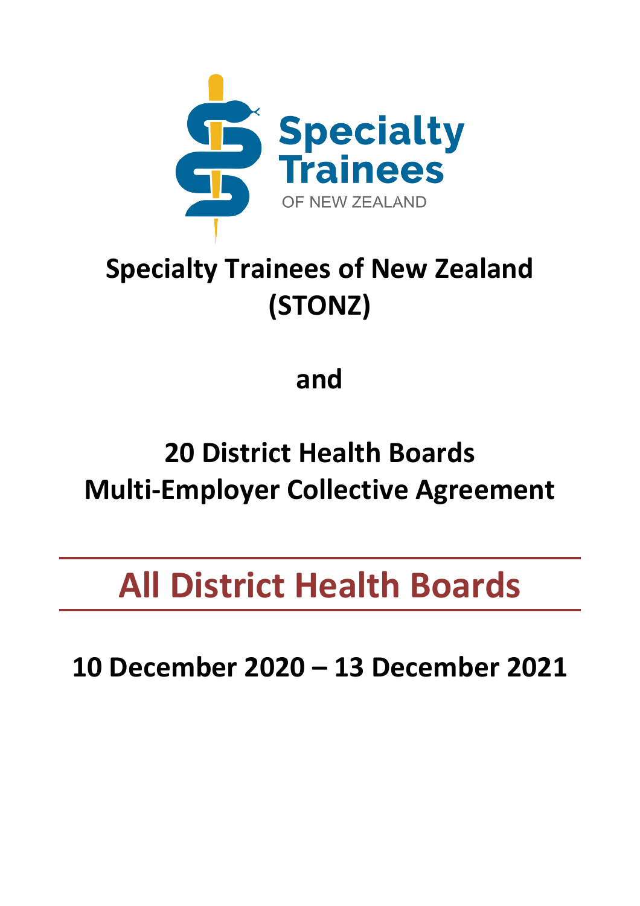Specialty Trainees OF NEW ZEALAND

# Specialty Trainees of New Zealand (STONZ)

## and

## 20 District Health Boards Multi-Employer Collective Agreement

# All District Health Boards

## 10 December 2020 – 13 December 2021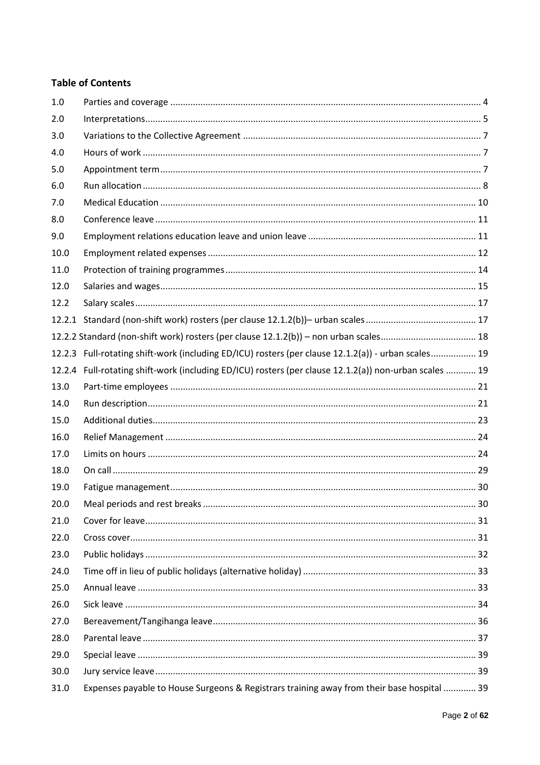**Table of Contents**

| | | |
|---|---|---|
| 1.0 | Parties and coverage | 4 |
| 2.0 | Interpretations | 5 |
| 3.0 | Variations to the Collective Agreement | 7 |
| 4.0 | Hours of work | 7 |
| 5.0 | Appointment term | 7 |
| 6.0 | Run allocation | 8 |
| 7.0 | Medical Education | 10 |
| 8.0 | Conference leave | 11 |
| 9.0 | Employment relations education leave and union leave | 11 |
| 10.0 | Employment related expenses | 12 |
| 11.0 | Protection of training programmes | 14 |
| 12.0 | Salaries and wages | 15 |
| 12.2 | Salary scales | 17 |
| 12.2.1 | Standard (non-shift work) rosters (per clause 12.1.2(b))– urban scales | 17 |
| 12.2.2 | Standard (non-shift work) rosters (per clause 12.1.2(b)) – non urban scales | 18 |
| 12.2.3 | Full-rotating shift-work (including ED/ICU) rosters (per clause 12.1.2(a)) - urban scales | 19 |
| 12.2.4 | Full-rotating shift-work (including ED/ICU) rosters (per clause 12.1.2(a)) non-urban scales | 19 |
| 13.0 | Part-time employees | 21 |
| 14.0 | Run description | 21 |
| 15.0 | Additional duties | 23 |
| 16.0 | Relief Management | 24 |
| 17.0 | Limits on hours | 24 |
| 18.0 | On call | 29 |
| 19.0 | Fatigue management | 30 |
| 20.0 | Meal periods and rest breaks | 30 |
| 21.0 | Cover for leave | 31 |
| 22.0 | Cross cover | 31 |
| 23.0 | Public holidays | 32 |
| 24.0 | Time off in lieu of public holidays (alternative holiday) | 33 |
| 25.0 | Annual leave | 33 |
| 26.0 | Sick leave | 34 |
| 27.0 | Bereavement/Tangihanga leave | 36 |
| 28.0 | Parental leave | 37 |
| 29.0 | Special leave | 39 |
| 30.0 | Jury service leave | 39 |
| 31.0 | Expenses payable to House Surgeons & Registrars training away from their base hospital | 39 |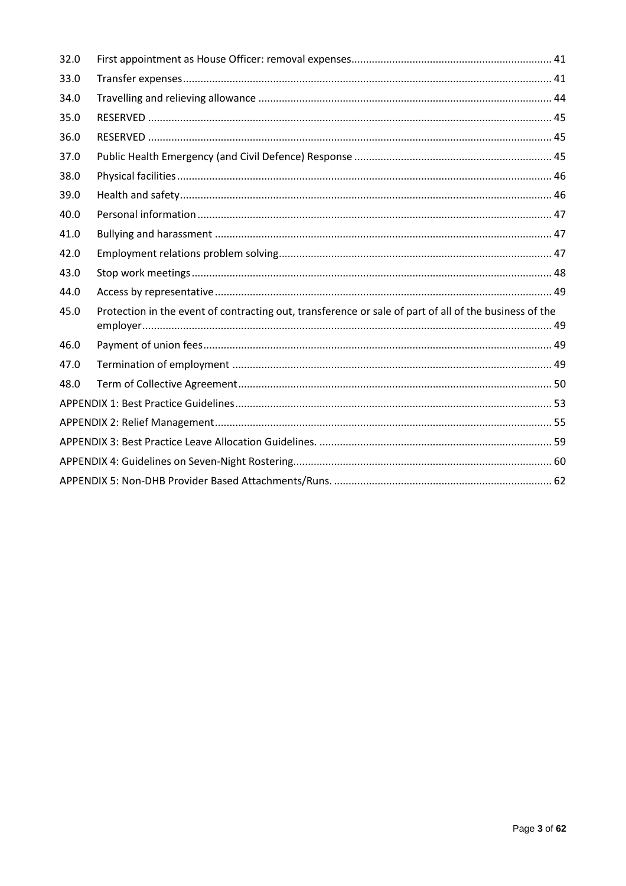| | | |
|---|---|---|
| 32.0 | First appointment as House Officer: removal expenses | 41 |
| 33.0 | Transfer expenses | 41 |
| 34.0 | Travelling and relieving allowance | 44 |
| 35.0 | RESERVED | 45 |
| 36.0 | RESERVED | 45 |
| 37.0 | Public Health Emergency (and Civil Defence) Response | 45 |
| 38.0 | Physical facilities | 46 |
| 39.0 | Health and safety | 46 |
| 40.0 | Personal information | 47 |
| 41.0 | Bullying and harassment | 47 |
| 42.0 | Employment relations problem solving | 47 |
| 43.0 | Stop work meetings | 48 |
| 44.0 | Access by representative | 49 |
| 45.0 | Protection in the event of contracting out, transference or sale of part of all of the business of the employer | 49 |
| 46.0 | Payment of union fees | 49 |
| 47.0 | Termination of employment | 49 |
| 48.0 | Term of Collective Agreement | 50 |
| APPENDIX 1: Best Practice Guidelines | | 53 |
| APPENDIX 2: Relief Management | | 55 |
| APPENDIX 3: Best Practice Leave Allocation Guidelines. | | 59 |
| APPENDIX 4: Guidelines on Seven-Night Rostering | | 60 |
| APPENDIX 5: Non-DHB Provider Based Attachments/Runs. | | 62 |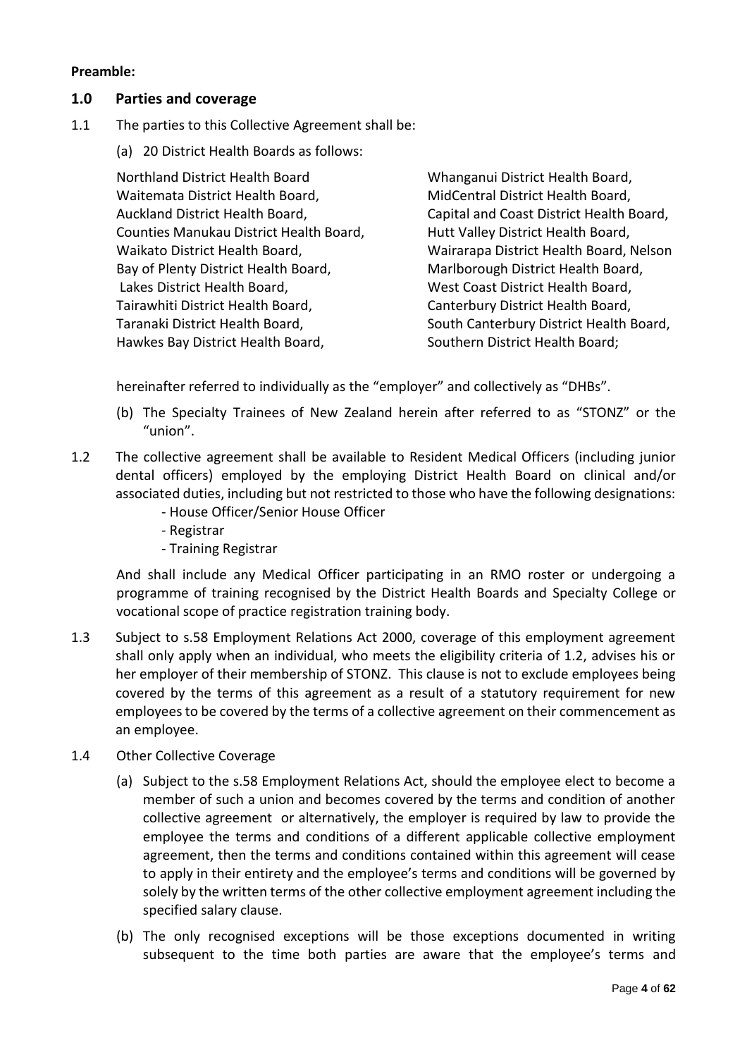**Preamble:**

## 1.0 Parties and coverage

1.1 The parties to this Collective Agreement shall be:

(a) 20 District Health Boards as follows:

Northland District Health Board
Waitemata District Health Board,
Auckland District Health Board,
Counties Manukau District Health Board,
Waikato District Health Board,
Bay of Plenty District Health Board,
Lakes District Health Board,
Tairawhiti District Health Board,
Taranaki District Health Board,
Hawkes Bay District Health Board,
Whanganui District Health Board,
MidCentral District Health Board,
Capital and Coast District Health Board,
Hutt Valley District Health Board,
Wairarapa District Health Board, Nelson Marlborough District Health Board,
West Coast District Health Board,
Canterbury District Health Board,
South Canterbury District Health Board,
Southern District Health Board;

hereinafter referred to individually as the "employer" and collectively as "DHBs".

(b) The Specialty Trainees of New Zealand herein after referred to as "STONZ" or the "union".

1.2 The collective agreement shall be available to Resident Medical Officers (including junior dental officers) employed by the employing District Health Board on clinical and/or associated duties, including but not restricted to those who have the following designations:

- House Officer/Senior House Officer
- Registrar
- Training Registrar

And shall include any Medical Officer participating in an RMO roster or undergoing a programme of training recognised by the District Health Boards and Specialty College or vocational scope of practice registration training body.

1.3 Subject to s.58 Employment Relations Act 2000, coverage of this employment agreement shall only apply when an individual, who meets the eligibility criteria of 1.2, advises his or her employer of their membership of STONZ. This clause is not to exclude employees being covered by the terms of this agreement as a result of a statutory requirement for new employees to be covered by the terms of a collective agreement on their commencement as an employee.

1.4 Other Collective Coverage

(a) Subject to the s.58 Employment Relations Act, should the employee elect to become a member of such a union and becomes covered by the terms and condition of another collective agreement or alternatively, the employer is required by law to provide the employee the terms and conditions of a different applicable collective employment agreement, then the terms and conditions contained within this agreement will cease to apply in their entirety and the employee's terms and conditions will be governed by solely by the written terms of the other collective employment agreement including the specified salary clause.

(b) The only recognised exceptions will be those exceptions documented in writing subsequent to the time both parties are aware that the employee's terms and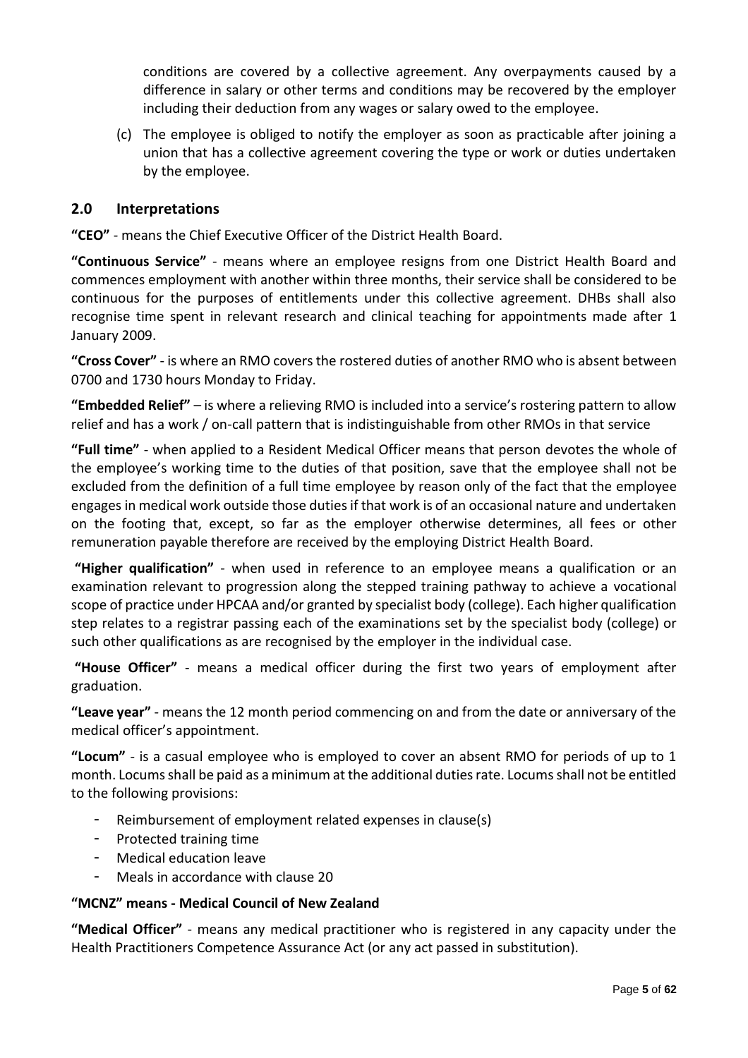conditions are covered by a collective agreement. Any overpayments caused by a difference in salary or other terms and conditions may be recovered by the employer including their deduction from any wages or salary owed to the employee.

(c) The employee is obliged to notify the employer as soon as practicable after joining a union that has a collective agreement covering the type or work or duties undertaken by the employee.

## 2.0 Interpretations

**"CEO"** - means the Chief Executive Officer of the District Health Board.

**"Continuous Service"** - means where an employee resigns from one District Health Board and commences employment with another within three months, their service shall be considered to be continuous for the purposes of entitlements under this collective agreement. DHBs shall also recognise time spent in relevant research and clinical teaching for appointments made after 1 January 2009.

**"Cross Cover"** - is where an RMO covers the rostered duties of another RMO who is absent between 0700 and 1730 hours Monday to Friday.

**"Embedded Relief"** – is where a relieving RMO is included into a service's rostering pattern to allow relief and has a work / on-call pattern that is indistinguishable from other RMOs in that service

**"Full time"** - when applied to a Resident Medical Officer means that person devotes the whole of the employee's working time to the duties of that position, save that the employee shall not be excluded from the definition of a full time employee by reason only of the fact that the employee engages in medical work outside those duties if that work is of an occasional nature and undertaken on the footing that, except, so far as the employer otherwise determines, all fees or other remuneration payable therefore are received by the employing District Health Board.

**"Higher qualification"** - when used in reference to an employee means a qualification or an examination relevant to progression along the stepped training pathway to achieve a vocational scope of practice under HPCAA and/or granted by specialist body (college). Each higher qualification step relates to a registrar passing each of the examinations set by the specialist body (college) or such other qualifications as are recognised by the employer in the individual case.

**"House Officer"** - means a medical officer during the first two years of employment after graduation.

**"Leave year"** - means the 12 month period commencing on and from the date or anniversary of the medical officer's appointment.

**"Locum"** - is a casual employee who is employed to cover an absent RMO for periods of up to 1 month. Locums shall be paid as a minimum at the additional duties rate. Locums shall not be entitled to the following provisions:

- Reimbursement of employment related expenses in clause(s)
- Protected training time
- Medical education leave
- Meals in accordance with clause 20

**"MCNZ" means - Medical Council of New Zealand**

**"Medical Officer"** - means any medical practitioner who is registered in any capacity under the Health Practitioners Competence Assurance Act (or any act passed in substitution).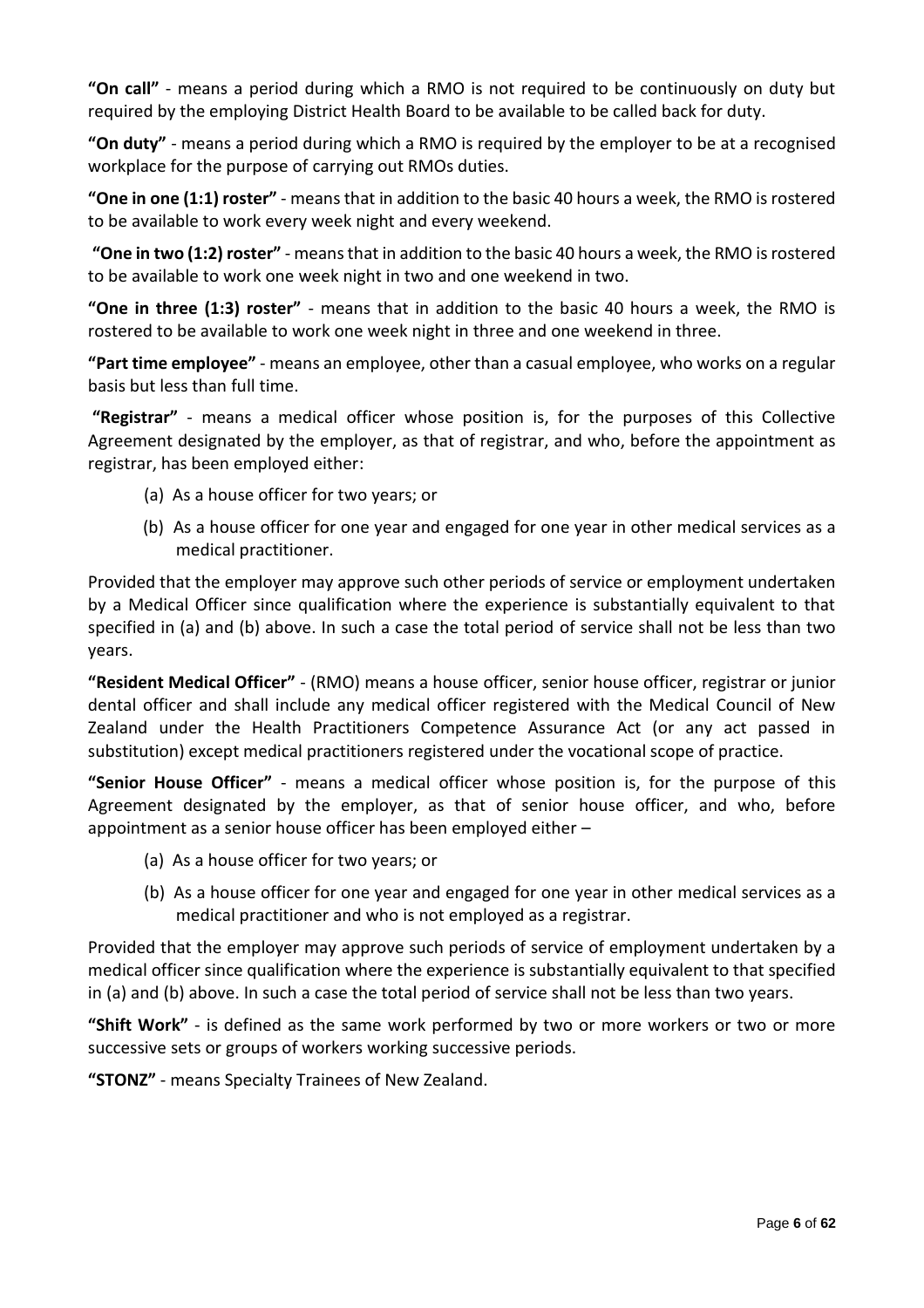**"On call"** - means a period during which a RMO is not required to be continuously on duty but required by the employing District Health Board to be available to be called back for duty.

**"On duty"** - means a period during which a RMO is required by the employer to be at a recognised workplace for the purpose of carrying out RMOs duties.

**"One in one (1:1) roster"** - means that in addition to the basic 40 hours a week, the RMO is rostered to be available to work every week night and every weekend.

**"One in two (1:2) roster"** - means that in addition to the basic 40 hours a week, the RMO is rostered to be available to work one week night in two and one weekend in two.

**"One in three (1:3) roster"** - means that in addition to the basic 40 hours a week, the RMO is rostered to be available to work one week night in three and one weekend in three.

**"Part time employee"** - means an employee, other than a casual employee, who works on a regular basis but less than full time.

**"Registrar"** - means a medical officer whose position is, for the purposes of this Collective Agreement designated by the employer, as that of registrar, and who, before the appointment as registrar, has been employed either:

(a) As a house officer for two years; or

(b) As a house officer for one year and engaged for one year in other medical services as a medical practitioner.

Provided that the employer may approve such other periods of service or employment undertaken by a Medical Officer since qualification where the experience is substantially equivalent to that specified in (a) and (b) above. In such a case the total period of service shall not be less than two years.

**"Resident Medical Officer"** - (RMO) means a house officer, senior house officer, registrar or junior dental officer and shall include any medical officer registered with the Medical Council of New Zealand under the Health Practitioners Competence Assurance Act (or any act passed in substitution) except medical practitioners registered under the vocational scope of practice.

**"Senior House Officer"** - means a medical officer whose position is, for the purpose of this Agreement designated by the employer, as that of senior house officer, and who, before appointment as a senior house officer has been employed either –

(a) As a house officer for two years; or

(b) As a house officer for one year and engaged for one year in other medical services as a medical practitioner and who is not employed as a registrar.

Provided that the employer may approve such periods of service of employment undertaken by a medical officer since qualification where the experience is substantially equivalent to that specified in (a) and (b) above. In such a case the total period of service shall not be less than two years.

**"Shift Work"** - is defined as the same work performed by two or more workers or two or more successive sets or groups of workers working successive periods.

**"STONZ"** - means Specialty Trainees of New Zealand.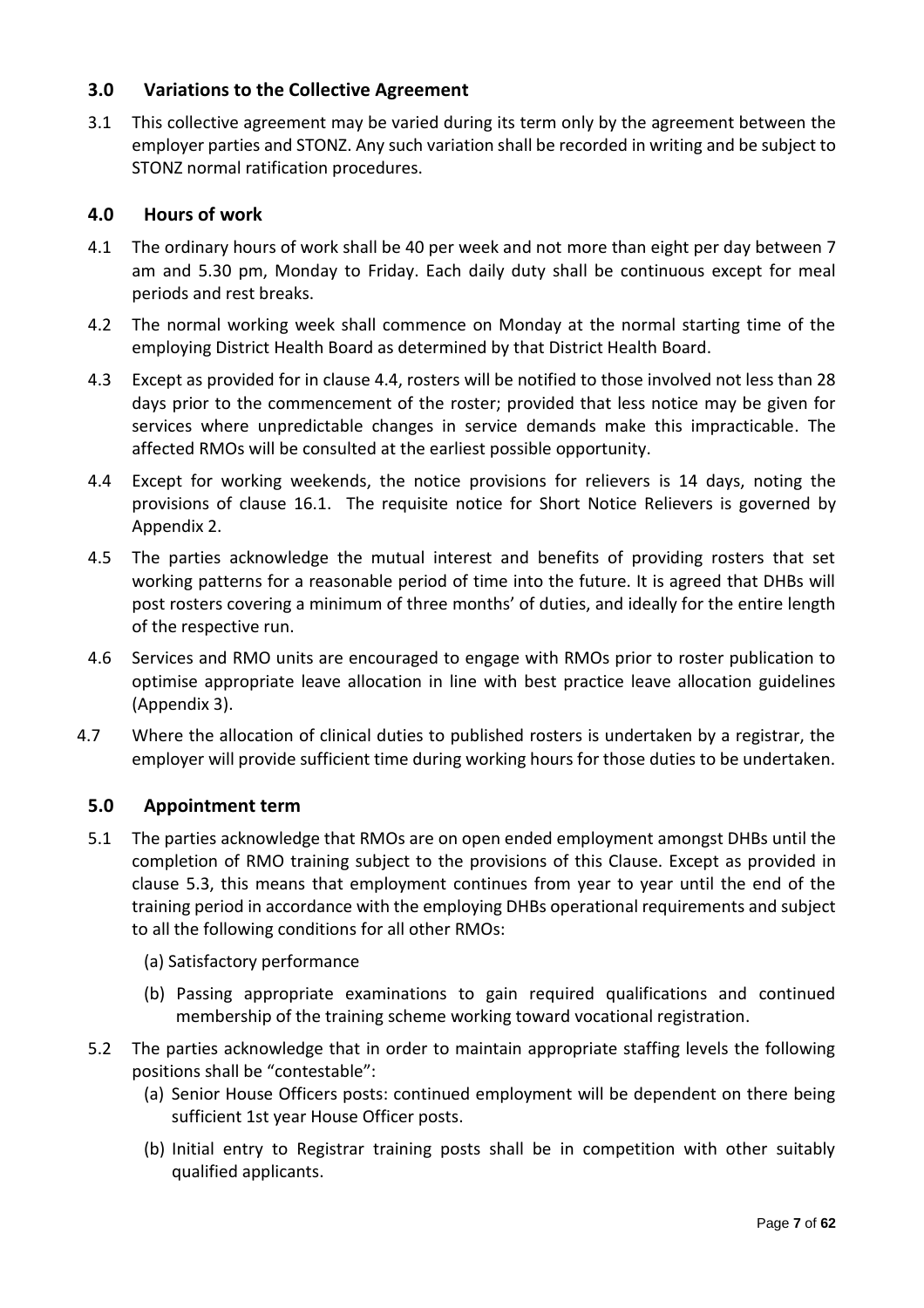## 3.0 Variations to the Collective Agreement

3.1 This collective agreement may be varied during its term only by the agreement between the employer parties and STONZ. Any such variation shall be recorded in writing and be subject to STONZ normal ratification procedures.

## 4.0 Hours of work

4.1 The ordinary hours of work shall be 40 per week and not more than eight per day between 7 am and 5.30 pm, Monday to Friday. Each daily duty shall be continuous except for meal periods and rest breaks.

4.2 The normal working week shall commence on Monday at the normal starting time of the employing District Health Board as determined by that District Health Board.

4.3 Except as provided for in clause 4.4, rosters will be notified to those involved not less than 28 days prior to the commencement of the roster; provided that less notice may be given for services where unpredictable changes in service demands make this impracticable. The affected RMOs will be consulted at the earliest possible opportunity.

4.4 Except for working weekends, the notice provisions for relievers is 14 days, noting the provisions of clause 16.1. The requisite notice for Short Notice Relievers is governed by Appendix 2.

4.5 The parties acknowledge the mutual interest and benefits of providing rosters that set working patterns for a reasonable period of time into the future. It is agreed that DHBs will post rosters covering a minimum of three months' of duties, and ideally for the entire length of the respective run.

4.6 Services and RMO units are encouraged to engage with RMOs prior to roster publication to optimise appropriate leave allocation in line with best practice leave allocation guidelines (Appendix 3).

4.7 Where the allocation of clinical duties to published rosters is undertaken by a registrar, the employer will provide sufficient time during working hours for those duties to be undertaken.

## 5.0 Appointment term

5.1 The parties acknowledge that RMOs are on open ended employment amongst DHBs until the completion of RMO training subject to the provisions of this Clause. Except as provided in clause 5.3, this means that employment continues from year to year until the end of the training period in accordance with the employing DHBs operational requirements and subject to all the following conditions for all other RMOs:

(a) Satisfactory performance

(b) Passing appropriate examinations to gain required qualifications and continued membership of the training scheme working toward vocational registration.

5.2 The parties acknowledge that in order to maintain appropriate staffing levels the following positions shall be "contestable":

(a) Senior House Officers posts: continued employment will be dependent on there being sufficient 1st year House Officer posts.

(b) Initial entry to Registrar training posts shall be in competition with other suitably qualified applicants.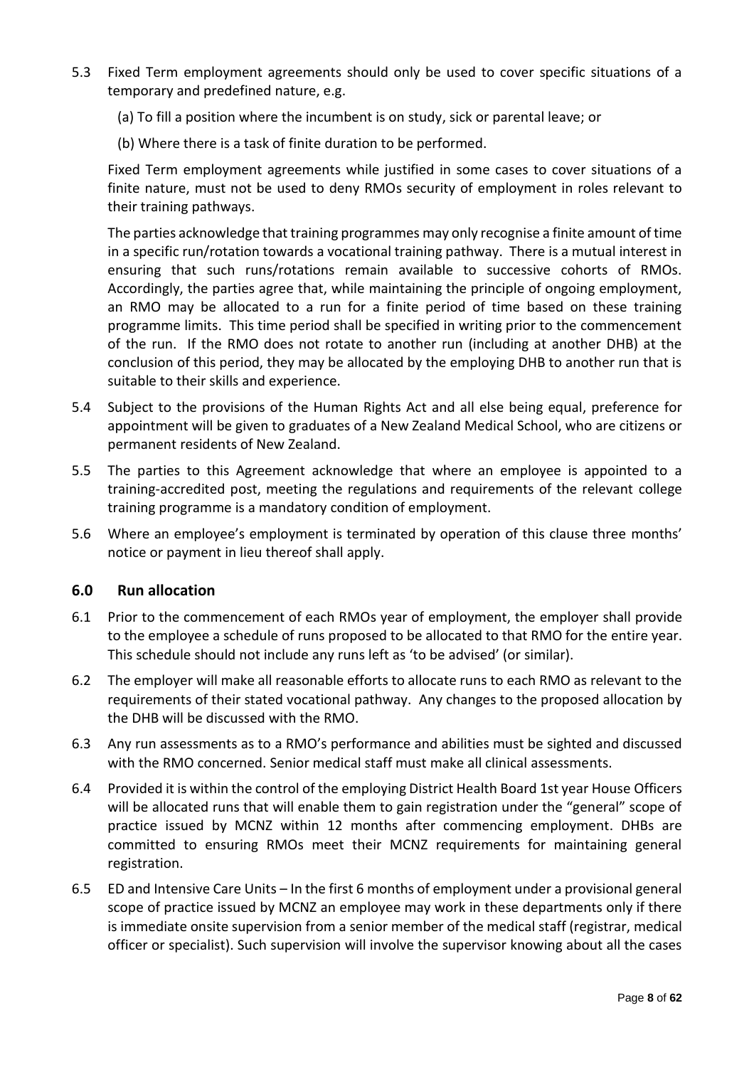5.3 Fixed Term employment agreements should only be used to cover specific situations of a temporary and predefined nature, e.g.

(a) To fill a position where the incumbent is on study, sick or parental leave; or

(b) Where there is a task of finite duration to be performed.

Fixed Term employment agreements while justified in some cases to cover situations of a finite nature, must not be used to deny RMOs security of employment in roles relevant to their training pathways.

The parties acknowledge that training programmes may only recognise a finite amount of time in a specific run/rotation towards a vocational training pathway. There is a mutual interest in ensuring that such runs/rotations remain available to successive cohorts of RMOs. Accordingly, the parties agree that, while maintaining the principle of ongoing employment, an RMO may be allocated to a run for a finite period of time based on these training programme limits. This time period shall be specified in writing prior to the commencement of the run. If the RMO does not rotate to another run (including at another DHB) at the conclusion of this period, they may be allocated by the employing DHB to another run that is suitable to their skills and experience.

5.4 Subject to the provisions of the Human Rights Act and all else being equal, preference for appointment will be given to graduates of a New Zealand Medical School, who are citizens or permanent residents of New Zealand.

5.5 The parties to this Agreement acknowledge that where an employee is appointed to a training-accredited post, meeting the regulations and requirements of the relevant college training programme is a mandatory condition of employment.

5.6 Where an employee's employment is terminated by operation of this clause three months' notice or payment in lieu thereof shall apply.

## 6.0 Run allocation

6.1 Prior to the commencement of each RMOs year of employment, the employer shall provide to the employee a schedule of runs proposed to be allocated to that RMO for the entire year. This schedule should not include any runs left as 'to be advised' (or similar).

6.2 The employer will make all reasonable efforts to allocate runs to each RMO as relevant to the requirements of their stated vocational pathway. Any changes to the proposed allocation by the DHB will be discussed with the RMO.

6.3 Any run assessments as to a RMO's performance and abilities must be sighted and discussed with the RMO concerned. Senior medical staff must make all clinical assessments.

6.4 Provided it is within the control of the employing District Health Board 1st year House Officers will be allocated runs that will enable them to gain registration under the "general" scope of practice issued by MCNZ within 12 months after commencing employment. DHBs are committed to ensuring RMOs meet their MCNZ requirements for maintaining general registration.

6.5 ED and Intensive Care Units – In the first 6 months of employment under a provisional general scope of practice issued by MCNZ an employee may work in these departments only if there is immediate onsite supervision from a senior member of the medical staff (registrar, medical officer or specialist). Such supervision will involve the supervisor knowing about all the cases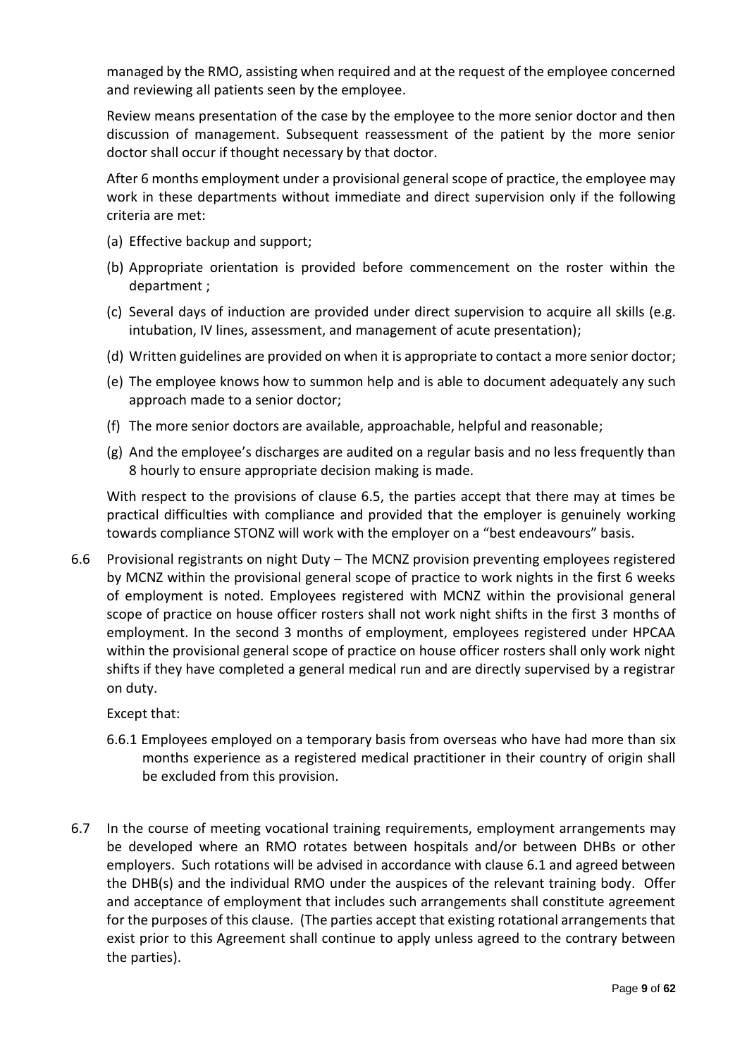managed by the RMO, assisting when required and at the request of the employee concerned and reviewing all patients seen by the employee.

Review means presentation of the case by the employee to the more senior doctor and then discussion of management. Subsequent reassessment of the patient by the more senior doctor shall occur if thought necessary by that doctor.

After 6 months employment under a provisional general scope of practice, the employee may work in these departments without immediate and direct supervision only if the following criteria are met:

(a) Effective backup and support;

(b) Appropriate orientation is provided before commencement on the roster within the department ;

(c) Several days of induction are provided under direct supervision to acquire all skills (e.g. intubation, IV lines, assessment, and management of acute presentation);

(d) Written guidelines are provided on when it is appropriate to contact a more senior doctor;

(e) The employee knows how to summon help and is able to document adequately any such approach made to a senior doctor;

(f) The more senior doctors are available, approachable, helpful and reasonable;

(g) And the employee's discharges are audited on a regular basis and no less frequently than 8 hourly to ensure appropriate decision making is made.

With respect to the provisions of clause 6.5, the parties accept that there may at times be practical difficulties with compliance and provided that the employer is genuinely working towards compliance STONZ will work with the employer on a "best endeavours" basis.

6.6 Provisional registrants on night Duty – The MCNZ provision preventing employees registered by MCNZ within the provisional general scope of practice to work nights in the first 6 weeks of employment is noted. Employees registered with MCNZ within the provisional general scope of practice on house officer rosters shall not work night shifts in the first 3 months of employment. In the second 3 months of employment, employees registered under HPCAA within the provisional general scope of practice on house officer rosters shall only work night shifts if they have completed a general medical run and are directly supervised by a registrar on duty.

Except that:

6.6.1 Employees employed on a temporary basis from overseas who have had more than six months experience as a registered medical practitioner in their country of origin shall be excluded from this provision.

6.7 In the course of meeting vocational training requirements, employment arrangements may be developed where an RMO rotates between hospitals and/or between DHBs or other employers. Such rotations will be advised in accordance with clause 6.1 and agreed between the DHB(s) and the individual RMO under the auspices of the relevant training body. Offer and acceptance of employment that includes such arrangements shall constitute agreement for the purposes of this clause. (The parties accept that existing rotational arrangements that exist prior to this Agreement shall continue to apply unless agreed to the contrary between the parties).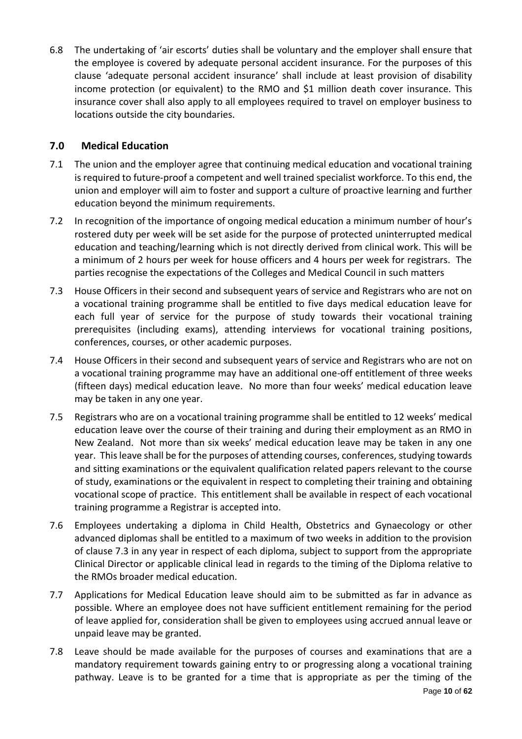6.8 The undertaking of 'air escorts' duties shall be voluntary and the employer shall ensure that the employee is covered by adequate personal accident insurance. For the purposes of this clause 'adequate personal accident insurance' shall include at least provision of disability income protection (or equivalent) to the RMO and $1 million death cover insurance. This insurance cover shall also apply to all employees required to travel on employer business to locations outside the city boundaries.

## 7.0 Medical Education

7.1 The union and the employer agree that continuing medical education and vocational training is required to future-proof a competent and well trained specialist workforce. To this end, the union and employer will aim to foster and support a culture of proactive learning and further education beyond the minimum requirements.

7.2 In recognition of the importance of ongoing medical education a minimum number of hour's rostered duty per week will be set aside for the purpose of protected uninterrupted medical education and teaching/learning which is not directly derived from clinical work. This will be a minimum of 2 hours per week for house officers and 4 hours per week for registrars. The parties recognise the expectations of the Colleges and Medical Council in such matters

7.3 House Officers in their second and subsequent years of service and Registrars who are not on a vocational training programme shall be entitled to five days medical education leave for each full year of service for the purpose of study towards their vocational training prerequisites (including exams), attending interviews for vocational training positions, conferences, courses, or other academic purposes.

7.4 House Officers in their second and subsequent years of service and Registrars who are not on a vocational training programme may have an additional one-off entitlement of three weeks (fifteen days) medical education leave. No more than four weeks' medical education leave may be taken in any one year.

7.5 Registrars who are on a vocational training programme shall be entitled to 12 weeks' medical education leave over the course of their training and during their employment as an RMO in New Zealand. Not more than six weeks' medical education leave may be taken in any one year. This leave shall be for the purposes of attending courses, conferences, studying towards and sitting examinations or the equivalent qualification related papers relevant to the course of study, examinations or the equivalent in respect to completing their training and obtaining vocational scope of practice. This entitlement shall be available in respect of each vocational training programme a Registrar is accepted into.

7.6 Employees undertaking a diploma in Child Health, Obstetrics and Gynaecology or other advanced diplomas shall be entitled to a maximum of two weeks in addition to the provision of clause 7.3 in any year in respect of each diploma, subject to support from the appropriate Clinical Director or applicable clinical lead in regards to the timing of the Diploma relative to the RMOs broader medical education.

7.7 Applications for Medical Education leave should aim to be submitted as far in advance as possible. Where an employee does not have sufficient entitlement remaining for the period of leave applied for, consideration shall be given to employees using accrued annual leave or unpaid leave may be granted.

7.8 Leave should be made available for the purposes of courses and examinations that are a mandatory requirement towards gaining entry to or progressing along a vocational training pathway. Leave is to be granted for a time that is appropriate as per the timing of the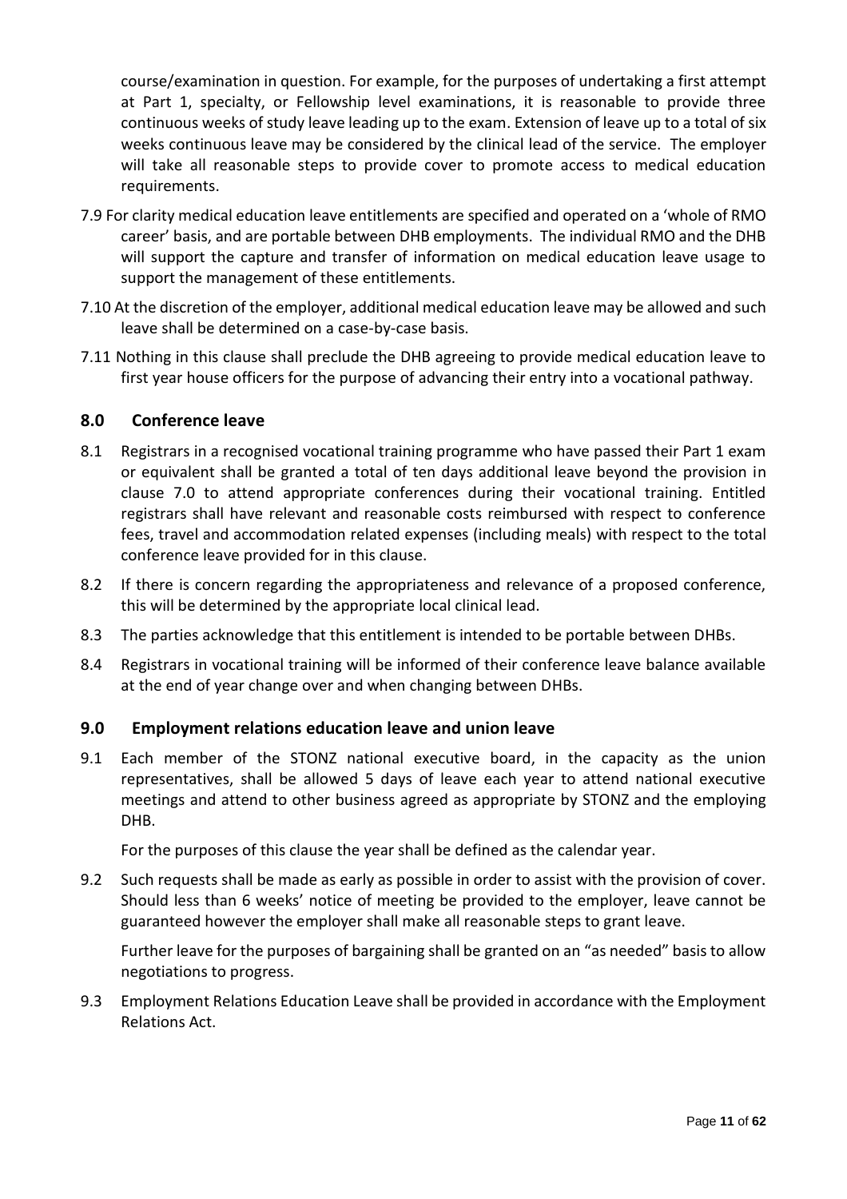course/examination in question. For example, for the purposes of undertaking a first attempt at Part 1, specialty, or Fellowship level examinations, it is reasonable to provide three continuous weeks of study leave leading up to the exam. Extension of leave up to a total of six weeks continuous leave may be considered by the clinical lead of the service. The employer will take all reasonable steps to provide cover to promote access to medical education requirements.

7.9 For clarity medical education leave entitlements are specified and operated on a 'whole of RMO career' basis, and are portable between DHB employments. The individual RMO and the DHB will support the capture and transfer of information on medical education leave usage to support the management of these entitlements.

7.10 At the discretion of the employer, additional medical education leave may be allowed and such leave shall be determined on a case-by-case basis.

7.11 Nothing in this clause shall preclude the DHB agreeing to provide medical education leave to first year house officers for the purpose of advancing their entry into a vocational pathway.

## 8.0 Conference leave

8.1 Registrars in a recognised vocational training programme who have passed their Part 1 exam or equivalent shall be granted a total of ten days additional leave beyond the provision in clause 7.0 to attend appropriate conferences during their vocational training. Entitled registrars shall have relevant and reasonable costs reimbursed with respect to conference fees, travel and accommodation related expenses (including meals) with respect to the total conference leave provided for in this clause.

8.2 If there is concern regarding the appropriateness and relevance of a proposed conference, this will be determined by the appropriate local clinical lead.

8.3 The parties acknowledge that this entitlement is intended to be portable between DHBs.

8.4 Registrars in vocational training will be informed of their conference leave balance available at the end of year change over and when changing between DHBs.

## 9.0 Employment relations education leave and union leave

9.1 Each member of the STONZ national executive board, in the capacity as the union representatives, shall be allowed 5 days of leave each year to attend national executive meetings and attend to other business agreed as appropriate by STONZ and the employing DHB.

For the purposes of this clause the year shall be defined as the calendar year.

9.2 Such requests shall be made as early as possible in order to assist with the provision of cover. Should less than 6 weeks' notice of meeting be provided to the employer, leave cannot be guaranteed however the employer shall make all reasonable steps to grant leave.

Further leave for the purposes of bargaining shall be granted on an "as needed" basis to allow negotiations to progress.

9.3 Employment Relations Education Leave shall be provided in accordance with the Employment Relations Act.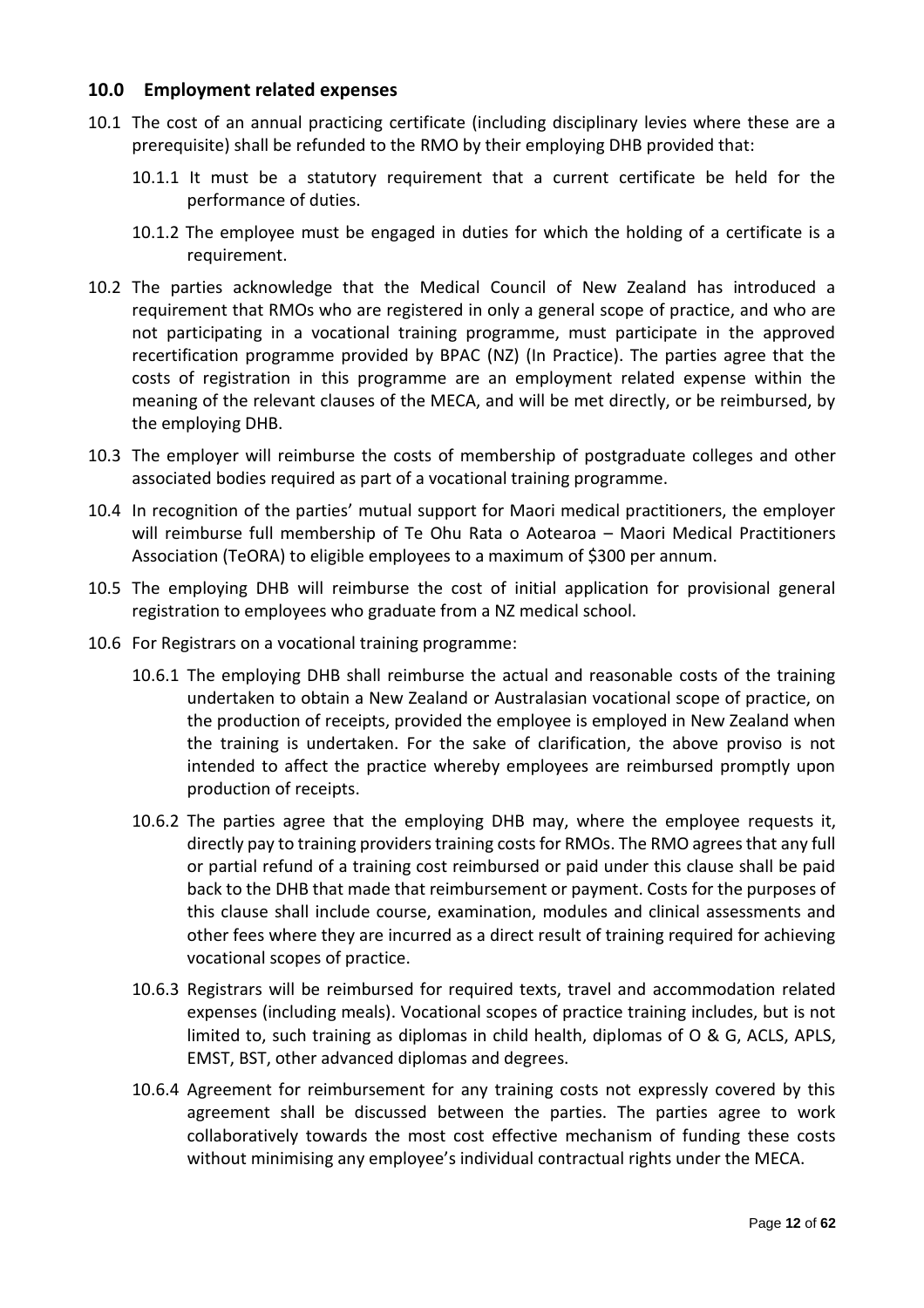## 10.0 Employment related expenses

10.1 The cost of an annual practicing certificate (including disciplinary levies where these are a prerequisite) shall be refunded to the RMO by their employing DHB provided that:

10.1.1 It must be a statutory requirement that a current certificate be held for the performance of duties.

10.1.2 The employee must be engaged in duties for which the holding of a certificate is a requirement.

10.2 The parties acknowledge that the Medical Council of New Zealand has introduced a requirement that RMOs who are registered in only a general scope of practice, and who are not participating in a vocational training programme, must participate in the approved recertification programme provided by BPAC (NZ) (In Practice). The parties agree that the costs of registration in this programme are an employment related expense within the meaning of the relevant clauses of the MECA, and will be met directly, or be reimbursed, by the employing DHB.

10.3 The employer will reimburse the costs of membership of postgraduate colleges and other associated bodies required as part of a vocational training programme.

10.4 In recognition of the parties' mutual support for Maori medical practitioners, the employer will reimburse full membership of Te Ohu Rata o Aotearoa – Maori Medical Practitioners Association (TeORA) to eligible employees to a maximum of $300 per annum.

10.5 The employing DHB will reimburse the cost of initial application for provisional general registration to employees who graduate from a NZ medical school.

10.6 For Registrars on a vocational training programme:

10.6.1 The employing DHB shall reimburse the actual and reasonable costs of the training undertaken to obtain a New Zealand or Australasian vocational scope of practice, on the production of receipts, provided the employee is employed in New Zealand when the training is undertaken. For the sake of clarification, the above proviso is not intended to affect the practice whereby employees are reimbursed promptly upon production of receipts.

10.6.2 The parties agree that the employing DHB may, where the employee requests it, directly pay to training providers training costs for RMOs. The RMO agrees that any full or partial refund of a training cost reimbursed or paid under this clause shall be paid back to the DHB that made that reimbursement or payment. Costs for the purposes of this clause shall include course, examination, modules and clinical assessments and other fees where they are incurred as a direct result of training required for achieving vocational scopes of practice.

10.6.3 Registrars will be reimbursed for required texts, travel and accommodation related expenses (including meals). Vocational scopes of practice training includes, but is not limited to, such training as diplomas in child health, diplomas of O & G, ACLS, APLS, EMST, BST, other advanced diplomas and degrees.

10.6.4 Agreement for reimbursement for any training costs not expressly covered by this agreement shall be discussed between the parties. The parties agree to work collaboratively towards the most cost effective mechanism of funding these costs without minimising any employee's individual contractual rights under the MECA.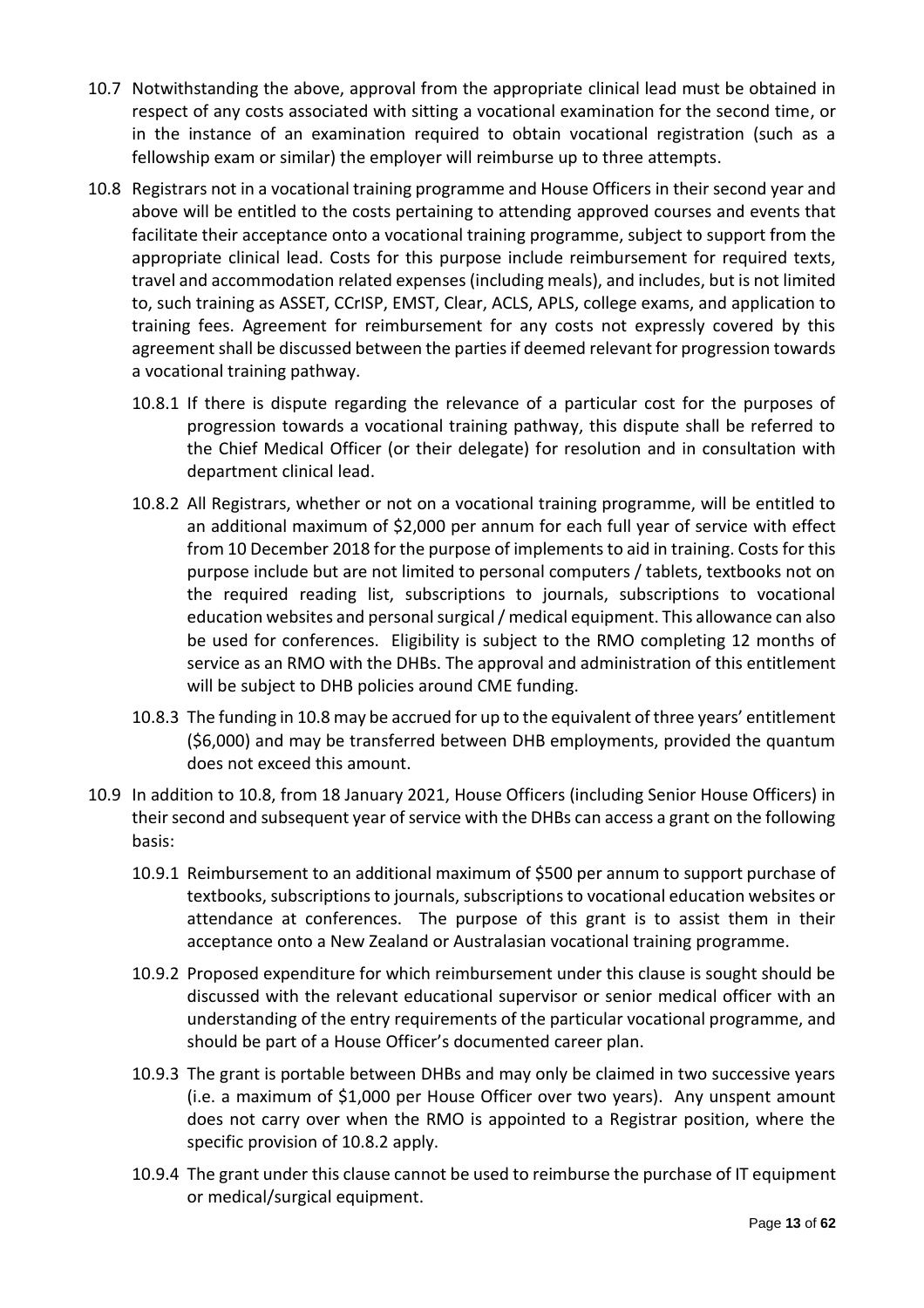10.7 Notwithstanding the above, approval from the appropriate clinical lead must be obtained in respect of any costs associated with sitting a vocational examination for the second time, or in the instance of an examination required to obtain vocational registration (such as a fellowship exam or similar) the employer will reimburse up to three attempts.

10.8 Registrars not in a vocational training programme and House Officers in their second year and above will be entitled to the costs pertaining to attending approved courses and events that facilitate their acceptance onto a vocational training programme, subject to support from the appropriate clinical lead. Costs for this purpose include reimbursement for required texts, travel and accommodation related expenses (including meals), and includes, but is not limited to, such training as ASSET, CCrISP, EMST, Clear, ACLS, APLS, college exams, and application to training fees. Agreement for reimbursement for any costs not expressly covered by this agreement shall be discussed between the parties if deemed relevant for progression towards a vocational training pathway.

10.8.1 If there is dispute regarding the relevance of a particular cost for the purposes of progression towards a vocational training pathway, this dispute shall be referred to the Chief Medical Officer (or their delegate) for resolution and in consultation with department clinical lead.

10.8.2 All Registrars, whether or not on a vocational training programme, will be entitled to an additional maximum of $2,000 per annum for each full year of service with effect from 10 December 2018 for the purpose of implements to aid in training. Costs for this purpose include but are not limited to personal computers / tablets, textbooks not on the required reading list, subscriptions to journals, subscriptions to vocational education websites and personal surgical / medical equipment. This allowance can also be used for conferences. Eligibility is subject to the RMO completing 12 months of service as an RMO with the DHBs. The approval and administration of this entitlement will be subject to DHB policies around CME funding.

10.8.3 The funding in 10.8 may be accrued for up to the equivalent of three years' entitlement ($6,000) and may be transferred between DHB employments, provided the quantum does not exceed this amount.

10.9 In addition to 10.8, from 18 January 2021, House Officers (including Senior House Officers) in their second and subsequent year of service with the DHBs can access a grant on the following basis:

10.9.1 Reimbursement to an additional maximum of $500 per annum to support purchase of textbooks, subscriptions to journals, subscriptions to vocational education websites or attendance at conferences. The purpose of this grant is to assist them in their acceptance onto a New Zealand or Australasian vocational training programme.

10.9.2 Proposed expenditure for which reimbursement under this clause is sought should be discussed with the relevant educational supervisor or senior medical officer with an understanding of the entry requirements of the particular vocational programme, and should be part of a House Officer's documented career plan.

10.9.3 The grant is portable between DHBs and may only be claimed in two successive years (i.e. a maximum of $1,000 per House Officer over two years). Any unspent amount does not carry over when the RMO is appointed to a Registrar position, where the specific provision of 10.8.2 apply.

10.9.4 The grant under this clause cannot be used to reimburse the purchase of IT equipment or medical/surgical equipment.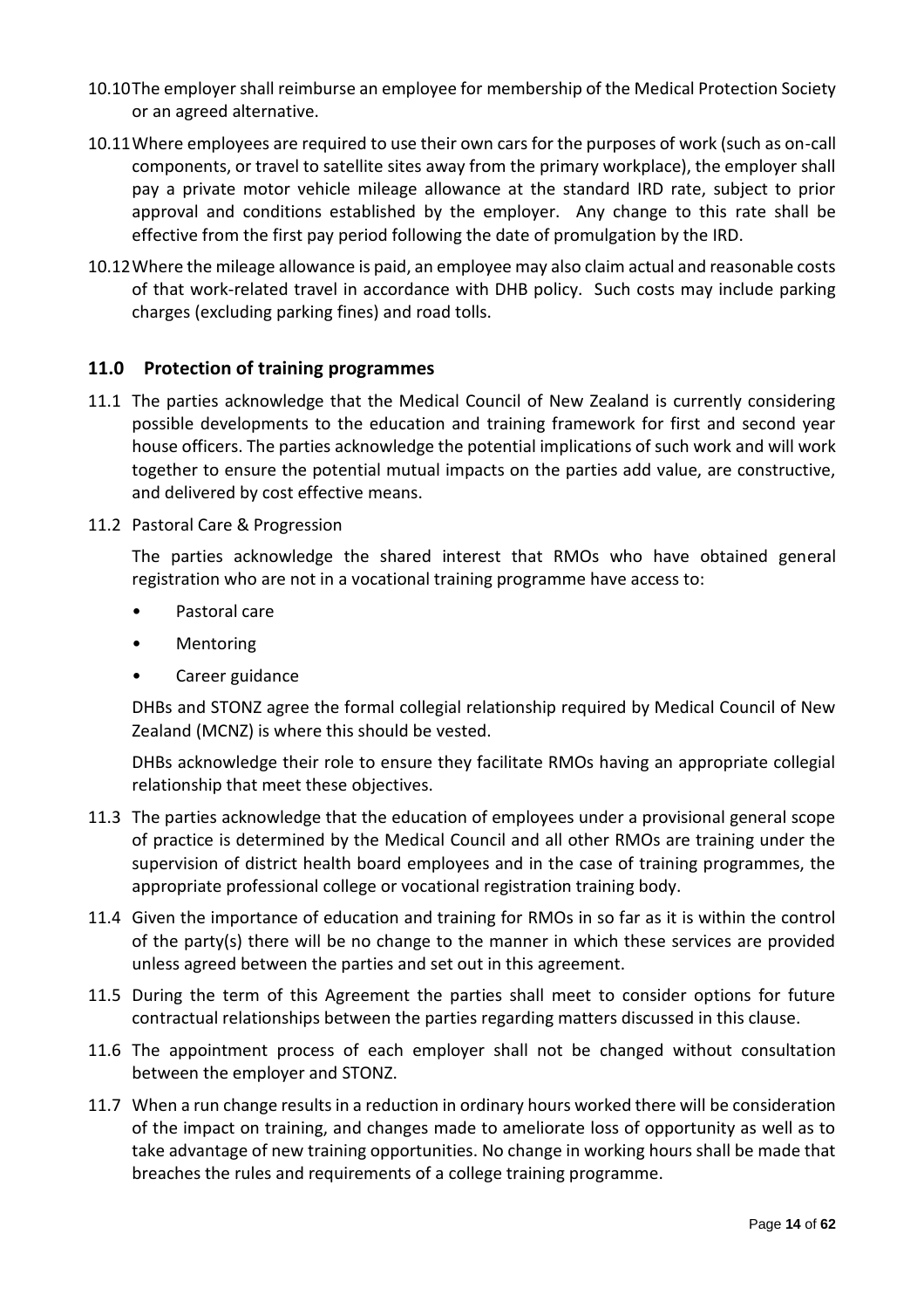10.10 The employer shall reimburse an employee for membership of the Medical Protection Society or an agreed alternative.

10.11 Where employees are required to use their own cars for the purposes of work (such as on-call components, or travel to satellite sites away from the primary workplace), the employer shall pay a private motor vehicle mileage allowance at the standard IRD rate, subject to prior approval and conditions established by the employer. Any change to this rate shall be effective from the first pay period following the date of promulgation by the IRD.

10.12 Where the mileage allowance is paid, an employee may also claim actual and reasonable costs of that work-related travel in accordance with DHB policy. Such costs may include parking charges (excluding parking fines) and road tolls.

## 11.0 Protection of training programmes

11.1 The parties acknowledge that the Medical Council of New Zealand is currently considering possible developments to the education and training framework for first and second year house officers. The parties acknowledge the potential implications of such work and will work together to ensure the potential mutual impacts on the parties add value, are constructive, and delivered by cost effective means.

11.2 Pastoral Care & Progression

The parties acknowledge the shared interest that RMOs who have obtained general registration who are not in a vocational training programme have access to:

- Pastoral care
- Mentoring
- Career guidance

DHBs and STONZ agree the formal collegial relationship required by Medical Council of New Zealand (MCNZ) is where this should be vested.

DHBs acknowledge their role to ensure they facilitate RMOs having an appropriate collegial relationship that meet these objectives.

11.3 The parties acknowledge that the education of employees under a provisional general scope of practice is determined by the Medical Council and all other RMOs are training under the supervision of district health board employees and in the case of training programmes, the appropriate professional college or vocational registration training body.

11.4 Given the importance of education and training for RMOs in so far as it is within the control of the party(s) there will be no change to the manner in which these services are provided unless agreed between the parties and set out in this agreement.

11.5 During the term of this Agreement the parties shall meet to consider options for future contractual relationships between the parties regarding matters discussed in this clause.

11.6 The appointment process of each employer shall not be changed without consultation between the employer and STONZ.

11.7 When a run change results in a reduction in ordinary hours worked there will be consideration of the impact on training, and changes made to ameliorate loss of opportunity as well as to take advantage of new training opportunities. No change in working hours shall be made that breaches the rules and requirements of a college training programme.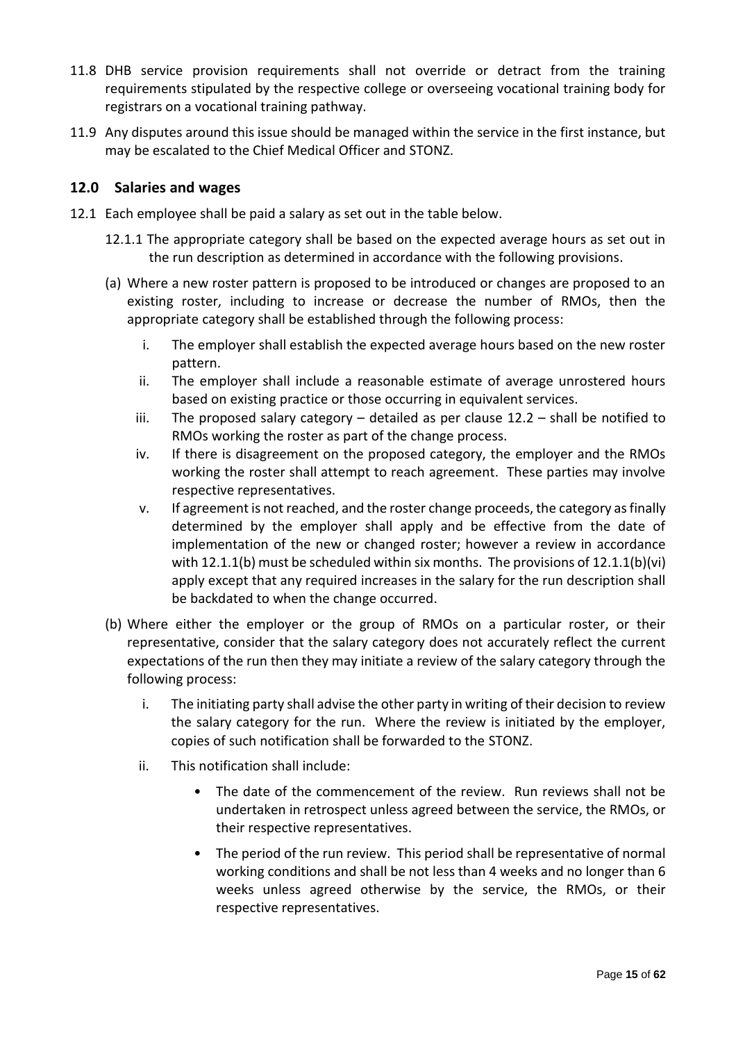11.8 DHB service provision requirements shall not override or detract from the training requirements stipulated by the respective college or overseeing vocational training body for registrars on a vocational training pathway.

11.9 Any disputes around this issue should be managed within the service in the first instance, but may be escalated to the Chief Medical Officer and STONZ.

## 12.0 Salaries and wages

12.1 Each employee shall be paid a salary as set out in the table below.

12.1.1 The appropriate category shall be based on the expected average hours as set out in the run description as determined in accordance with the following provisions.

(a) Where a new roster pattern is proposed to be introduced or changes are proposed to an existing roster, including to increase or decrease the number of RMOs, then the appropriate category shall be established through the following process:

i. The employer shall establish the expected average hours based on the new roster pattern.

ii. The employer shall include a reasonable estimate of average unrostered hours based on existing practice or those occurring in equivalent services.

iii. The proposed salary category – detailed as per clause 12.2 – shall be notified to RMOs working the roster as part of the change process.

iv. If there is disagreement on the proposed category, the employer and the RMOs working the roster shall attempt to reach agreement. These parties may involve respective representatives.

v. If agreement is not reached, and the roster change proceeds, the category as finally determined by the employer shall apply and be effective from the date of implementation of the new or changed roster; however a review in accordance with 12.1.1(b) must be scheduled within six months. The provisions of 12.1.1(b)(vi) apply except that any required increases in the salary for the run description shall be backdated to when the change occurred.

(b) Where either the employer or the group of RMOs on a particular roster, or their representative, consider that the salary category does not accurately reflect the current expectations of the run then they may initiate a review of the salary category through the following process:

i. The initiating party shall advise the other party in writing of their decision to review the salary category for the run. Where the review is initiated by the employer, copies of such notification shall be forwarded to the STONZ.

ii. This notification shall include:

- The date of the commencement of the review. Run reviews shall not be undertaken in retrospect unless agreed between the service, the RMOs, or their respective representatives.
- The period of the run review. This period shall be representative of normal working conditions and shall be not less than 4 weeks and no longer than 6 weeks unless agreed otherwise by the service, the RMOs, or their respective representatives.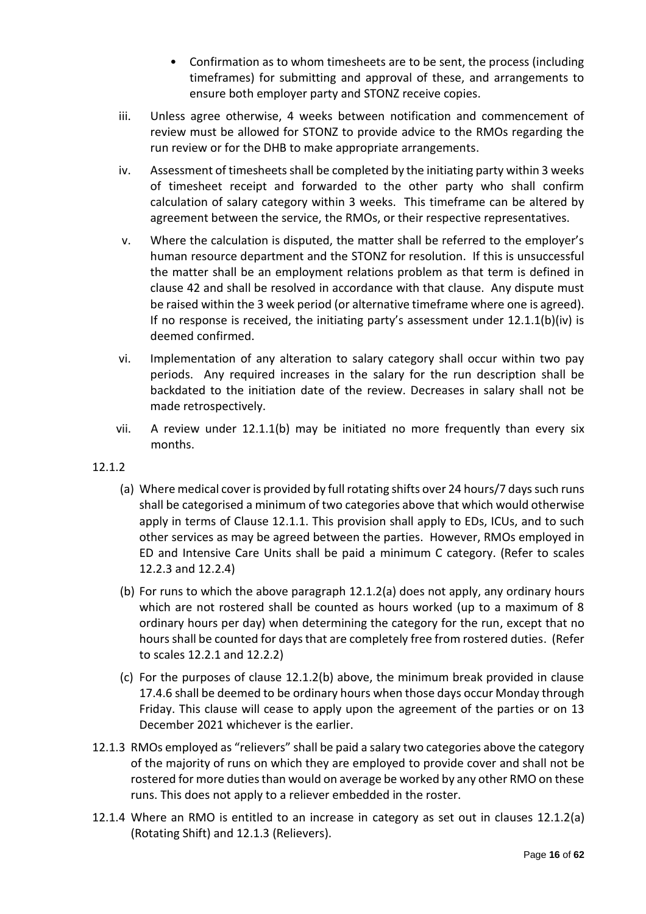- Confirmation as to whom timesheets are to be sent, the process (including timeframes) for submitting and approval of these, and arrangements to ensure both employer party and STONZ receive copies.

iii. Unless agree otherwise, 4 weeks between notification and commencement of review must be allowed for STONZ to provide advice to the RMOs regarding the run review or for the DHB to make appropriate arrangements.

iv. Assessment of timesheets shall be completed by the initiating party within 3 weeks of timesheet receipt and forwarded to the other party who shall confirm calculation of salary category within 3 weeks. This timeframe can be altered by agreement between the service, the RMOs, or their respective representatives.

v. Where the calculation is disputed, the matter shall be referred to the employer's human resource department and the STONZ for resolution. If this is unsuccessful the matter shall be an employment relations problem as that term is defined in clause 42 and shall be resolved in accordance with that clause. Any dispute must be raised within the 3 week period (or alternative timeframe where one is agreed). If no response is received, the initiating party's assessment under 12.1.1(b)(iv) is deemed confirmed.

vi. Implementation of any alteration to salary category shall occur within two pay periods. Any required increases in the salary for the run description shall be backdated to the initiation date of the review. Decreases in salary shall not be made retrospectively.

vii. A review under 12.1.1(b) may be initiated no more frequently than every six months.

12.1.2

(a) Where medical cover is provided by full rotating shifts over 24 hours/7 days such runs shall be categorised a minimum of two categories above that which would otherwise apply in terms of Clause 12.1.1. This provision shall apply to EDs, ICUs, and to such other services as may be agreed between the parties. However, RMOs employed in ED and Intensive Care Units shall be paid a minimum C category. (Refer to scales 12.2.3 and 12.2.4)

(b) For runs to which the above paragraph 12.1.2(a) does not apply, any ordinary hours which are not rostered shall be counted as hours worked (up to a maximum of 8 ordinary hours per day) when determining the category for the run, except that no hours shall be counted for days that are completely free from rostered duties. (Refer to scales 12.2.1 and 12.2.2)

(c) For the purposes of clause 12.1.2(b) above, the minimum break provided in clause 17.4.6 shall be deemed to be ordinary hours when those days occur Monday through Friday. This clause will cease to apply upon the agreement of the parties or on 13 December 2021 whichever is the earlier.

12.1.3 RMOs employed as "relievers" shall be paid a salary two categories above the category of the majority of runs on which they are employed to provide cover and shall not be rostered for more duties than would on average be worked by any other RMO on these runs. This does not apply to a reliever embedded in the roster.

12.1.4 Where an RMO is entitled to an increase in category as set out in clauses 12.1.2(a) (Rotating Shift) and 12.1.3 (Relievers).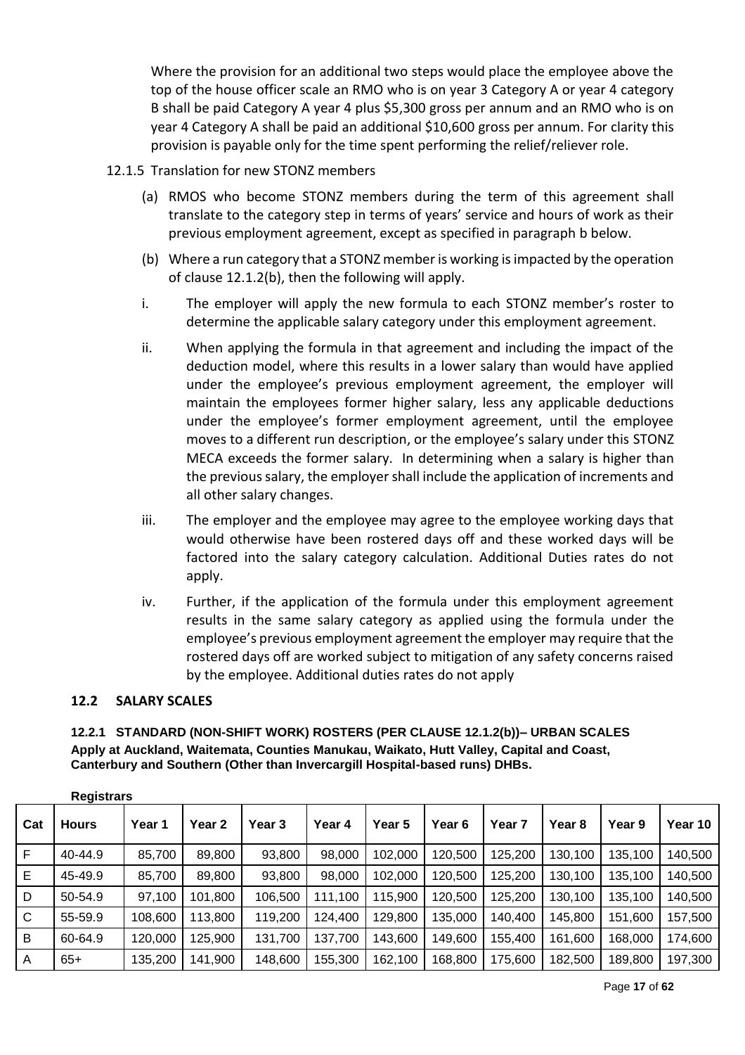Where the provision for an additional two steps would place the employee above the top of the house officer scale an RMO who is on year 3 Category A or year 4 category B shall be paid Category A year 4 plus $5,300 gross per annum and an RMO who is on year 4 Category A shall be paid an additional $10,600 gross per annum. For clarity this provision is payable only for the time spent performing the relief/reliever role.

12.1.5 Translation for new STONZ members

(a) RMOS who become STONZ members during the term of this agreement shall translate to the category step in terms of years' service and hours of work as their previous employment agreement, except as specified in paragraph b below.

(b) Where a run category that a STONZ member is working is impacted by the operation of clause 12.1.2(b), then the following will apply.

i. The employer will apply the new formula to each STONZ member's roster to determine the applicable salary category under this employment agreement.

ii. When applying the formula in that agreement and including the impact of the deduction model, where this results in a lower salary than would have applied under the employee's previous employment agreement, the employer will maintain the employees former higher salary, less any applicable deductions under the employee's former employment agreement, until the employee moves to a different run description, or the employee's salary under this STONZ MECA exceeds the former salary. In determining when a salary is higher than the previous salary, the employer shall include the application of increments and all other salary changes.

iii. The employer and the employee may agree to the employee working days that would otherwise have been rostered days off and these worked days will be factored into the salary category calculation. Additional Duties rates do not apply.

iv. Further, if the application of the formula under this employment agreement results in the same salary category as applied using the formula under the employee's previous employment agreement the employer may require that the rostered days off are worked subject to mitigation of any safety concerns raised by the employee. Additional duties rates do not apply

## 12.2 SALARY SCALES

### 12.2.1 STANDARD (NON-SHIFT WORK) ROSTERS (PER CLAUSE 12.1.2(b))– URBAN SCALES

**Apply at Auckland, Waitemata, Counties Manukau, Waikato, Hutt Valley, Capital and Coast, Canterbury and Southern (Other than Invercargill Hospital-based runs) DHBs.**

**Registrars**

| Cat | Hours | Year 1 | Year 2 | Year 3 | Year 4 | Year 5 | Year 6 | Year 7 | Year 8 | Year 9 | Year 10 |
|---|---|---|---|---|---|---|---|---|---|---|---|
| F | 40-44.9 | 85,700 | 89,800 | 93,800 | 98,000 | 102,000 | 120,500 | 125,200 | 130,100 | 135,100 | 140,500 |
| E | 45-49.9 | 85,700 | 89,800 | 93,800 | 98,000 | 102,000 | 120,500 | 125,200 | 130,100 | 135,100 | 140,500 |
| D | 50-54.9 | 97,100 | 101,800 | 106,500 | 111,100 | 115,900 | 120,500 | 125,200 | 130,100 | 135,100 | 140,500 |
| C | 55-59.9 | 108,600 | 113,800 | 119,200 | 124,400 | 129,800 | 135,000 | 140,400 | 145,800 | 151,600 | 157,500 |
| B | 60-64.9 | 120,000 | 125,900 | 131,700 | 137,700 | 143,600 | 149,600 | 155,400 | 161,600 | 168,000 | 174,600 |
| A | 65+ | 135,200 | 141,900 | 148,600 | 155,300 | 162,100 | 168,800 | 175,600 | 182,500 | 189,800 | 197,300 |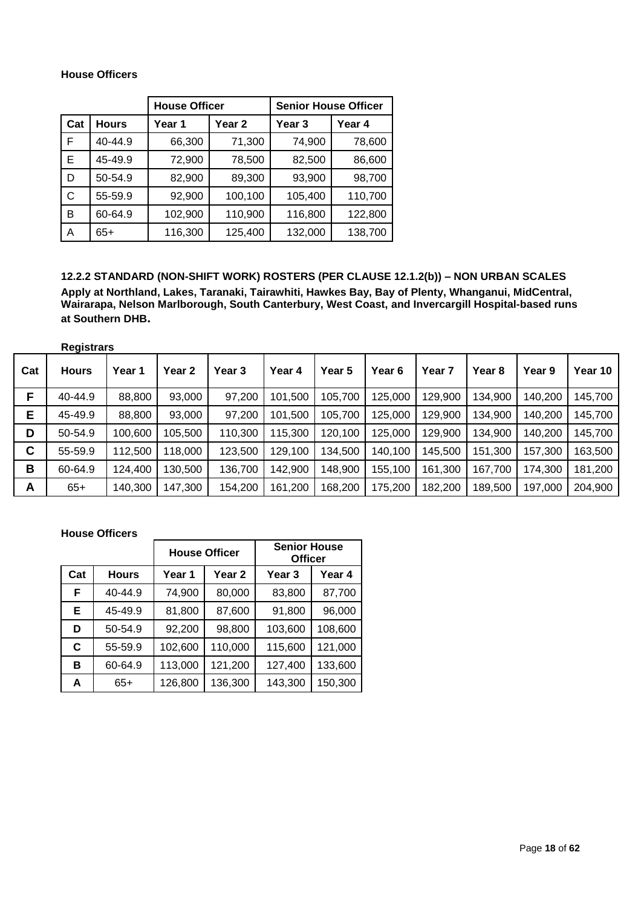**House Officers**

| | | House Officer | | Senior House Officer | |
|---|---|---|---|---|---|
| Cat | Hours | Year 1 | Year 2 | Year 3 | Year 4 |
| F | 40-44.9 | 66,300 | 71,300 | 74,900 | 78,600 |
| E | 45-49.9 | 72,900 | 78,500 | 82,500 | 86,600 |
| D | 50-54.9 | 82,900 | 89,300 | 93,900 | 98,700 |
| C | 55-59.9 | 92,900 | 100,100 | 105,400 | 110,700 |
| B | 60-64.9 | 102,900 | 110,900 | 116,800 | 122,800 |
| A | 65+ | 116,300 | 125,400 | 132,000 | 138,700 |

**12.2.2 STANDARD (NON-SHIFT WORK) ROSTERS (PER CLAUSE 12.1.2(b)) – NON URBAN SCALES**

**Apply at Northland, Lakes, Taranaki, Tairawhiti, Hawkes Bay, Bay of Plenty, Whanganui, MidCentral, Wairarapa, Nelson Marlborough, South Canterbury, West Coast, and Invercargill Hospital-based runs at Southern DHB.**

**Registrars**

| Cat | Hours | Year 1 | Year 2 | Year 3 | Year 4 | Year 5 | Year 6 | Year 7 | Year 8 | Year 9 | Year 10 |
|---|---|---|---|---|---|---|---|---|---|---|---|
| F | 40-44.9 | 88,800 | 93,000 | 97,200 | 101,500 | 105,700 | 125,000 | 129,900 | 134,900 | 140,200 | 145,700 |
| E | 45-49.9 | 88,800 | 93,000 | 97,200 | 101,500 | 105,700 | 125,000 | 129,900 | 134,900 | 140,200 | 145,700 |
| D | 50-54.9 | 100,600 | 105,500 | 110,300 | 115,300 | 120,100 | 125,000 | 129,900 | 134,900 | 140,200 | 145,700 |
| C | 55-59.9 | 112,500 | 118,000 | 123,500 | 129,100 | 134,500 | 140,100 | 145,500 | 151,300 | 157,300 | 163,500 |
| B | 60-64.9 | 124,400 | 130,500 | 136,700 | 142,900 | 148,900 | 155,100 | 161,300 | 167,700 | 174,300 | 181,200 |
| A | 65+ | 140,300 | 147,300 | 154,200 | 161,200 | 168,200 | 175,200 | 182,200 | 189,500 | 197,000 | 204,900 |

**House Officers**

| | | House Officer | | Senior House Officer | |
|---|---|---|---|---|---|
| Cat | Hours | Year 1 | Year 2 | Year 3 | Year 4 |
| F | 40-44.9 | 74,900 | 80,000 | 83,800 | 87,700 |
| E | 45-49.9 | 81,800 | 87,600 | 91,800 | 96,000 |
| D | 50-54.9 | 92,200 | 98,800 | 103,600 | 108,600 |
| C | 55-59.9 | 102,600 | 110,000 | 115,600 | 121,000 |
| B | 60-64.9 | 113,000 | 121,200 | 127,400 | 133,600 |
| A | 65+ | 126,800 | 136,300 | 143,300 | 150,300 |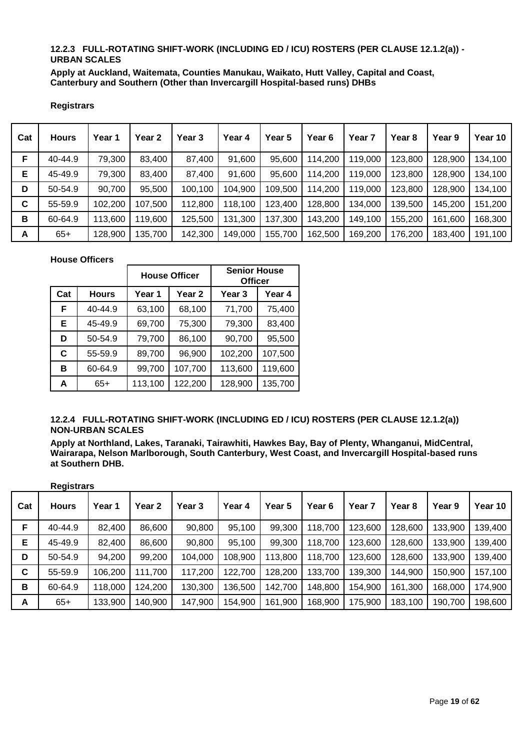### 12.2.3 FULL-ROTATING SHIFT-WORK (INCLUDING ED / ICU) ROSTERS (PER CLAUSE 12.1.2(a)) - URBAN SCALES

**Apply at Auckland, Waitemata, Counties Manukau, Waikato, Hutt Valley, Capital and Coast, Canterbury and Southern (Other than Invercargill Hospital-based runs) DHBs**

**Registrars**

| Cat | Hours | Year 1 | Year 2 | Year 3 | Year 4 | Year 5 | Year 6 | Year 7 | Year 8 | Year 9 | Year 10 |
|---|---|---|---|---|---|---|---|---|---|---|---|
| F | 40-44.9 | 79,300 | 83,400 | 87,400 | 91,600 | 95,600 | 114,200 | 119,000 | 123,800 | 128,900 | 134,100 |
| E | 45-49.9 | 79,300 | 83,400 | 87,400 | 91,600 | 95,600 | 114,200 | 119,000 | 123,800 | 128,900 | 134,100 |
| D | 50-54.9 | 90,700 | 95,500 | 100,100 | 104,900 | 109,500 | 114,200 | 119,000 | 123,800 | 128,900 | 134,100 |
| C | 55-59.9 | 102,200 | 107,500 | 112,800 | 118,100 | 123,400 | 128,800 | 134,000 | 139,500 | 145,200 | 151,200 |
| B | 60-64.9 | 113,600 | 119,600 | 125,500 | 131,300 | 137,300 | 143,200 | 149,100 | 155,200 | 161,600 | 168,300 |
| A | 65+ | 128,900 | 135,700 | 142,300 | 149,000 | 155,700 | 162,500 | 169,200 | 176,200 | 183,400 | 191,100 |

**House Officers**

| | | House Officer | | Senior House Officer | |
|---|---|---|---|---|---|
| Cat | Hours | Year 1 | Year 2 | Year 3 | Year 4 |
| F | 40-44.9 | 63,100 | 68,100 | 71,700 | 75,400 |
| E | 45-49.9 | 69,700 | 75,300 | 79,300 | 83,400 |
| D | 50-54.9 | 79,700 | 86,100 | 90,700 | 95,500 |
| C | 55-59.9 | 89,700 | 96,900 | 102,200 | 107,500 |
| B | 60-64.9 | 99,700 | 107,700 | 113,600 | 119,600 |
| A | 65+ | 113,100 | 122,200 | 128,900 | 135,700 |

### 12.2.4 FULL-ROTATING SHIFT-WORK (INCLUDING ED / ICU) ROSTERS (PER CLAUSE 12.1.2(a)) NON-URBAN SCALES

**Apply at Northland, Lakes, Taranaki, Tairawhiti, Hawkes Bay, Bay of Plenty, Whanganui, MidCentral, Wairarapa, Nelson Marlborough, South Canterbury, West Coast, and Invercargill Hospital-based runs at Southern DHB.**

**Registrars**

| Cat | Hours | Year 1 | Year 2 | Year 3 | Year 4 | Year 5 | Year 6 | Year 7 | Year 8 | Year 9 | Year 10 |
|---|---|---|---|---|---|---|---|---|---|---|---|
| F | 40-44.9 | 82,400 | 86,600 | 90,800 | 95,100 | 99,300 | 118,700 | 123,600 | 128,600 | 133,900 | 139,400 |
| E | 45-49.9 | 82,400 | 86,600 | 90,800 | 95,100 | 99,300 | 118,700 | 123,600 | 128,600 | 133,900 | 139,400 |
| D | 50-54.9 | 94,200 | 99,200 | 104,000 | 108,900 | 113,800 | 118,700 | 123,600 | 128,600 | 133,900 | 139,400 |
| C | 55-59.9 | 106,200 | 111,700 | 117,200 | 122,700 | 128,200 | 133,700 | 139,300 | 144,900 | 150,900 | 157,100 |
| B | 60-64.9 | 118,000 | 124,200 | 130,300 | 136,500 | 142,700 | 148,800 | 154,900 | 161,300 | 168,000 | 174,900 |
| A | 65+ | 133,900 | 140,900 | 147,900 | 154,900 | 161,900 | 168,900 | 175,900 | 183,100 | 190,700 | 198,600 |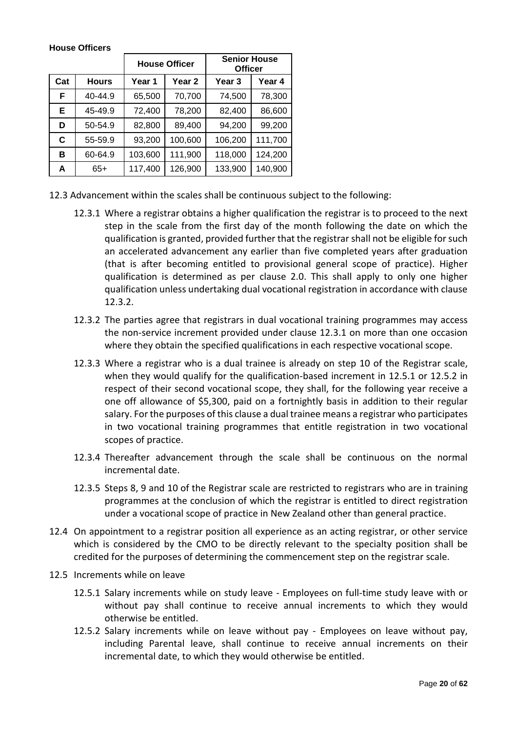**House Officers**

| | | House Officer | | Senior House Officer | |
|---|---|---|---|---|---|
| **Cat** | **Hours** | **Year 1** | **Year 2** | **Year 3** | **Year 4** |
| **F** | 40-44.9 | 65,500 | 70,700 | 74,500 | 78,300 |
| **E** | 45-49.9 | 72,400 | 78,200 | 82,400 | 86,600 |
| **D** | 50-54.9 | 82,800 | 89,400 | 94,200 | 99,200 |
| **C** | 55-59.9 | 93,200 | 100,600 | 106,200 | 111,700 |
| **B** | 60-64.9 | 103,600 | 111,900 | 118,000 | 124,200 |
| **A** | 65+ | 117,400 | 126,900 | 133,900 | 140,900 |

12.3 Advancement within the scales shall be continuous subject to the following:

12.3.1 Where a registrar obtains a higher qualification the registrar is to proceed to the next step in the scale from the first day of the month following the date on which the qualification is granted, provided further that the registrar shall not be eligible for such an accelerated advancement any earlier than five completed years after graduation (that is after becoming entitled to provisional general scope of practice). Higher qualification is determined as per clause 2.0. This shall apply to only one higher qualification unless undertaking dual vocational registration in accordance with clause 12.3.2.

12.3.2 The parties agree that registrars in dual vocational training programmes may access the non-service increment provided under clause 12.3.1 on more than one occasion where they obtain the specified qualifications in each respective vocational scope.

12.3.3 Where a registrar who is a dual trainee is already on step 10 of the Registrar scale, when they would qualify for the qualification-based increment in 12.5.1 or 12.5.2 in respect of their second vocational scope, they shall, for the following year receive a one off allowance of $5,300, paid on a fortnightly basis in addition to their regular salary. For the purposes of this clause a dual trainee means a registrar who participates in two vocational training programmes that entitle registration in two vocational scopes of practice.

12.3.4 Thereafter advancement through the scale shall be continuous on the normal incremental date.

12.3.5 Steps 8, 9 and 10 of the Registrar scale are restricted to registrars who are in training programmes at the conclusion of which the registrar is entitled to direct registration under a vocational scope of practice in New Zealand other than general practice.

12.4 On appointment to a registrar position all experience as an acting registrar, or other service which is considered by the CMO to be directly relevant to the specialty position shall be credited for the purposes of determining the commencement step on the registrar scale.

12.5 Increments while on leave

12.5.1 Salary increments while on study leave - Employees on full-time study leave with or without pay shall continue to receive annual increments to which they would otherwise be entitled.

12.5.2 Salary increments while on leave without pay - Employees on leave without pay, including Parental leave, shall continue to receive annual increments on their incremental date, to which they would otherwise be entitled.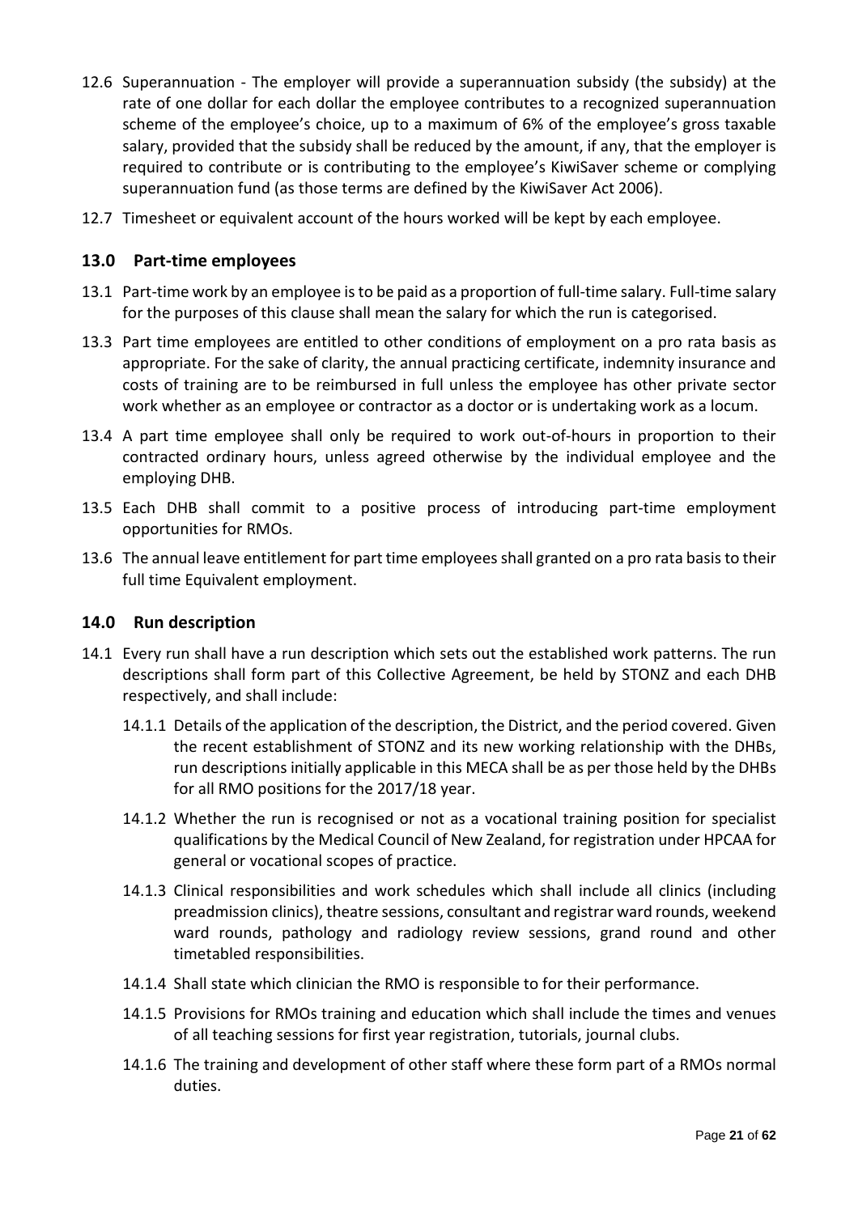12.6 Superannuation - The employer will provide a superannuation subsidy (the subsidy) at the rate of one dollar for each dollar the employee contributes to a recognized superannuation scheme of the employee's choice, up to a maximum of 6% of the employee's gross taxable salary, provided that the subsidy shall be reduced by the amount, if any, that the employer is required to contribute or is contributing to the employee's KiwiSaver scheme or complying superannuation fund (as those terms are defined by the KiwiSaver Act 2006).

12.7 Timesheet or equivalent account of the hours worked will be kept by each employee.

## 13.0 Part-time employees

13.1 Part-time work by an employee is to be paid as a proportion of full-time salary. Full-time salary for the purposes of this clause shall mean the salary for which the run is categorised.

13.3 Part time employees are entitled to other conditions of employment on a pro rata basis as appropriate. For the sake of clarity, the annual practicing certificate, indemnity insurance and costs of training are to be reimbursed in full unless the employee has other private sector work whether as an employee or contractor as a doctor or is undertaking work as a locum.

13.4 A part time employee shall only be required to work out-of-hours in proportion to their contracted ordinary hours, unless agreed otherwise by the individual employee and the employing DHB.

13.5 Each DHB shall commit to a positive process of introducing part-time employment opportunities for RMOs.

13.6 The annual leave entitlement for part time employees shall granted on a pro rata basis to their full time Equivalent employment.

## 14.0 Run description

14.1 Every run shall have a run description which sets out the established work patterns. The run descriptions shall form part of this Collective Agreement, be held by STONZ and each DHB respectively, and shall include:

14.1.1 Details of the application of the description, the District, and the period covered. Given the recent establishment of STONZ and its new working relationship with the DHBs, run descriptions initially applicable in this MECA shall be as per those held by the DHBs for all RMO positions for the 2017/18 year.

14.1.2 Whether the run is recognised or not as a vocational training position for specialist qualifications by the Medical Council of New Zealand, for registration under HPCAA for general or vocational scopes of practice.

14.1.3 Clinical responsibilities and work schedules which shall include all clinics (including preadmission clinics), theatre sessions, consultant and registrar ward rounds, weekend ward rounds, pathology and radiology review sessions, grand round and other timetabled responsibilities.

14.1.4 Shall state which clinician the RMO is responsible to for their performance.

14.1.5 Provisions for RMOs training and education which shall include the times and venues of all teaching sessions for first year registration, tutorials, journal clubs.

14.1.6 The training and development of other staff where these form part of a RMOs normal duties.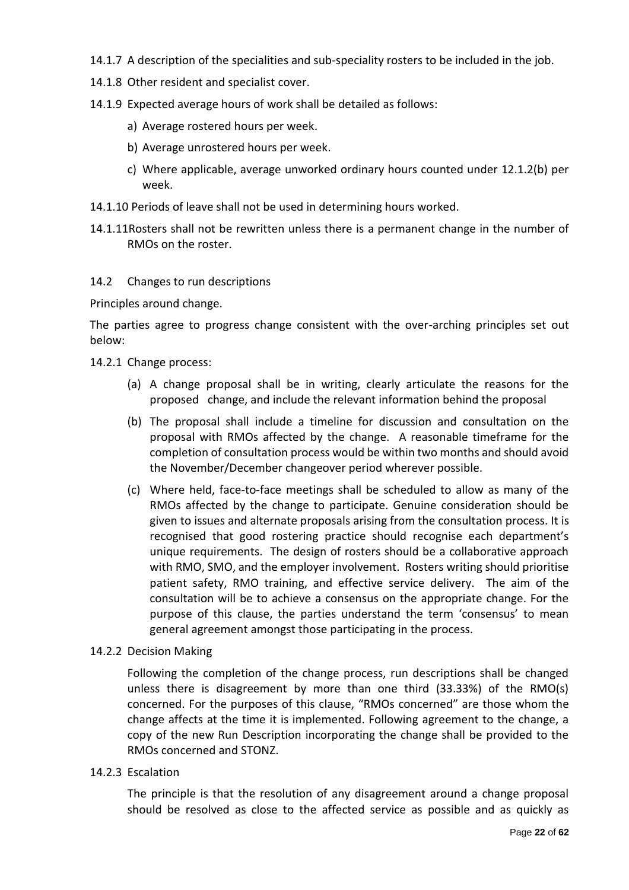14.1.7 A description of the specialities and sub-speciality rosters to be included in the job.

14.1.8 Other resident and specialist cover.

14.1.9 Expected average hours of work shall be detailed as follows:

a) Average rostered hours per week.

b) Average unrostered hours per week.

c) Where applicable, average unworked ordinary hours counted under 12.1.2(b) per week.

14.1.10 Periods of leave shall not be used in determining hours worked.

14.1.11 Rosters shall not be rewritten unless there is a permanent change in the number of RMOs on the roster.

14.2 Changes to run descriptions

Principles around change.

The parties agree to progress change consistent with the over-arching principles set out below:

14.2.1 Change process:

(a) A change proposal shall be in writing, clearly articulate the reasons for the proposed change, and include the relevant information behind the proposal

(b) The proposal shall include a timeline for discussion and consultation on the proposal with RMOs affected by the change. A reasonable timeframe for the completion of consultation process would be within two months and should avoid the November/December changeover period wherever possible.

(c) Where held, face-to-face meetings shall be scheduled to allow as many of the RMOs affected by the change to participate. Genuine consideration should be given to issues and alternate proposals arising from the consultation process. It is recognised that good rostering practice should recognise each department's unique requirements. The design of rosters should be a collaborative approach with RMO, SMO, and the employer involvement. Rosters writing should prioritise patient safety, RMO training, and effective service delivery. The aim of the consultation will be to achieve a consensus on the appropriate change. For the purpose of this clause, the parties understand the term 'consensus' to mean general agreement amongst those participating in the process.

14.2.2 Decision Making

Following the completion of the change process, run descriptions shall be changed unless there is disagreement by more than one third (33.33%) of the RMO(s) concerned. For the purposes of this clause, "RMOs concerned" are those whom the change affects at the time it is implemented. Following agreement to the change, a copy of the new Run Description incorporating the change shall be provided to the RMOs concerned and STONZ.

14.2.3 Escalation

The principle is that the resolution of any disagreement around a change proposal should be resolved as close to the affected service as possible and as quickly as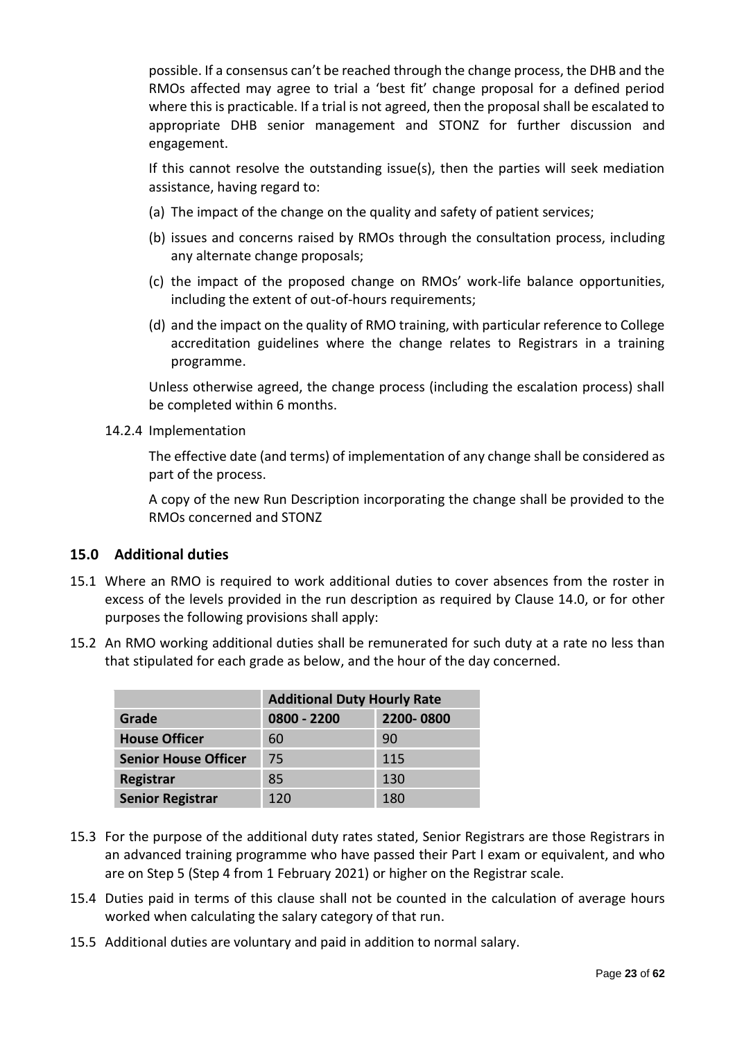possible. If a consensus can't be reached through the change process, the DHB and the RMOs affected may agree to trial a 'best fit' change proposal for a defined period where this is practicable. If a trial is not agreed, then the proposal shall be escalated to appropriate DHB senior management and STONZ for further discussion and engagement.

If this cannot resolve the outstanding issue(s), then the parties will seek mediation assistance, having regard to:

(a) The impact of the change on the quality and safety of patient services;

(b) issues and concerns raised by RMOs through the consultation process, including any alternate change proposals;

(c) the impact of the proposed change on RMOs' work-life balance opportunities, including the extent of out-of-hours requirements;

(d) and the impact on the quality of RMO training, with particular reference to College accreditation guidelines where the change relates to Registrars in a training programme.

Unless otherwise agreed, the change process (including the escalation process) shall be completed within 6 months.

14.2.4 Implementation

The effective date (and terms) of implementation of any change shall be considered as part of the process.

A copy of the new Run Description incorporating the change shall be provided to the RMOs concerned and STONZ

## 15.0 Additional duties

15.1 Where an RMO is required to work additional duties to cover absences from the roster in excess of the levels provided in the run description as required by Clause 14.0, or for other purposes the following provisions shall apply:

15.2 An RMO working additional duties shall be remunerated for such duty at a rate no less than that stipulated for each grade as below, and the hour of the day concerned.

| | **Additional Duty Hourly Rate** | |
|---|---|---|
| **Grade** | **0800 - 2200** | **2200- 0800** |
| **House Officer** | 60 | 90 |
| **Senior House Officer** | 75 | 115 |
| **Registrar** | 85 | 130 |
| **Senior Registrar** | 120 | 180 |

15.3 For the purpose of the additional duty rates stated, Senior Registrars are those Registrars in an advanced training programme who have passed their Part I exam or equivalent, and who are on Step 5 (Step 4 from 1 February 2021) or higher on the Registrar scale.

15.4 Duties paid in terms of this clause shall not be counted in the calculation of average hours worked when calculating the salary category of that run.

15.5 Additional duties are voluntary and paid in addition to normal salary.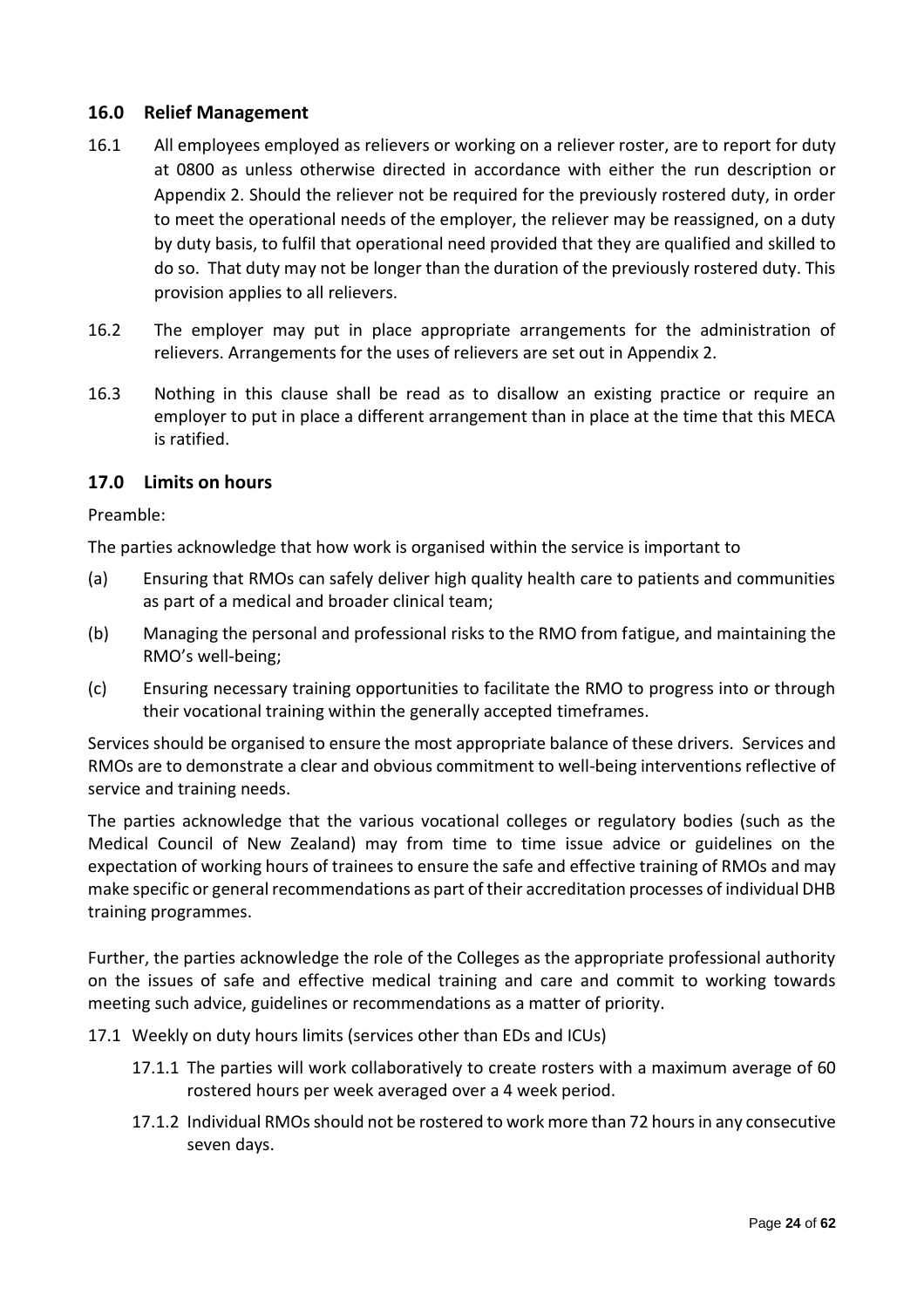## 16.0 Relief Management

16.1 All employees employed as relievers or working on a reliever roster, are to report for duty at 0800 as unless otherwise directed in accordance with either the run description or Appendix 2. Should the reliever not be required for the previously rostered duty, in order to meet the operational needs of the employer, the reliever may be reassigned, on a duty by duty basis, to fulfil that operational need provided that they are qualified and skilled to do so. That duty may not be longer than the duration of the previously rostered duty. This provision applies to all relievers.

16.2 The employer may put in place appropriate arrangements for the administration of relievers. Arrangements for the uses of relievers are set out in Appendix 2.

16.3 Nothing in this clause shall be read as to disallow an existing practice or require an employer to put in place a different arrangement than in place at the time that this MECA is ratified.

## 17.0 Limits on hours

Preamble:

The parties acknowledge that how work is organised within the service is important to

(a) Ensuring that RMOs can safely deliver high quality health care to patients and communities as part of a medical and broader clinical team;

(b) Managing the personal and professional risks to the RMO from fatigue, and maintaining the RMO's well-being;

(c) Ensuring necessary training opportunities to facilitate the RMO to progress into or through their vocational training within the generally accepted timeframes.

Services should be organised to ensure the most appropriate balance of these drivers. Services and RMOs are to demonstrate a clear and obvious commitment to well-being interventions reflective of service and training needs.

The parties acknowledge that the various vocational colleges or regulatory bodies (such as the Medical Council of New Zealand) may from time to time issue advice or guidelines on the expectation of working hours of trainees to ensure the safe and effective training of RMOs and may make specific or general recommendations as part of their accreditation processes of individual DHB training programmes.

Further, the parties acknowledge the role of the Colleges as the appropriate professional authority on the issues of safe and effective medical training and care and commit to working towards meeting such advice, guidelines or recommendations as a matter of priority.

17.1 Weekly on duty hours limits (services other than EDs and ICUs)

17.1.1 The parties will work collaboratively to create rosters with a maximum average of 60 rostered hours per week averaged over a 4 week period.

17.1.2 Individual RMOs should not be rostered to work more than 72 hours in any consecutive seven days.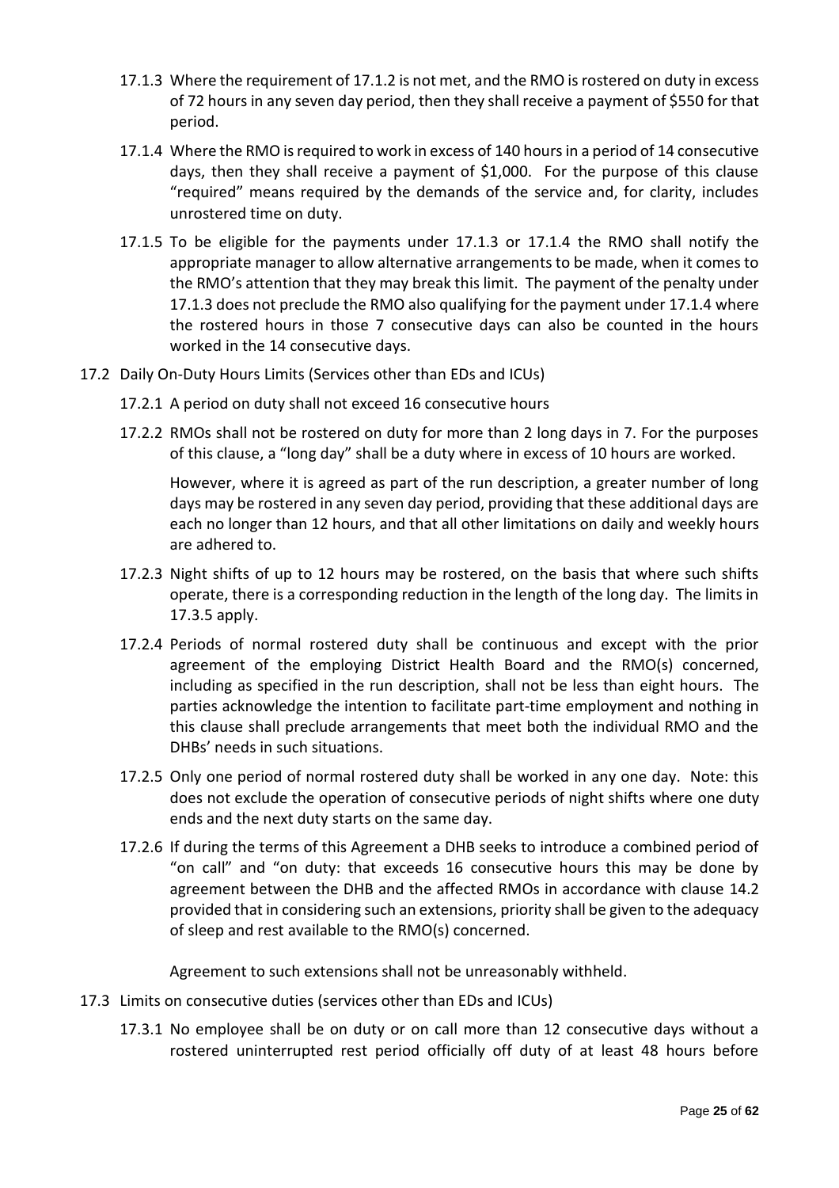17.1.3 Where the requirement of 17.1.2 is not met, and the RMO is rostered on duty in excess of 72 hours in any seven day period, then they shall receive a payment of $550 for that period.

17.1.4 Where the RMO is required to work in excess of 140 hours in a period of 14 consecutive days, then they shall receive a payment of $1,000. For the purpose of this clause "required" means required by the demands of the service and, for clarity, includes unrostered time on duty.

17.1.5 To be eligible for the payments under 17.1.3 or 17.1.4 the RMO shall notify the appropriate manager to allow alternative arrangements to be made, when it comes to the RMO's attention that they may break this limit. The payment of the penalty under 17.1.3 does not preclude the RMO also qualifying for the payment under 17.1.4 where the rostered hours in those 7 consecutive days can also be counted in the hours worked in the 14 consecutive days.

17.2 Daily On-Duty Hours Limits (Services other than EDs and ICUs)

17.2.1 A period on duty shall not exceed 16 consecutive hours

17.2.2 RMOs shall not be rostered on duty for more than 2 long days in 7. For the purposes of this clause, a "long day" shall be a duty where in excess of 10 hours are worked.

However, where it is agreed as part of the run description, a greater number of long days may be rostered in any seven day period, providing that these additional days are each no longer than 12 hours, and that all other limitations on daily and weekly hours are adhered to.

17.2.3 Night shifts of up to 12 hours may be rostered, on the basis that where such shifts operate, there is a corresponding reduction in the length of the long day. The limits in 17.3.5 apply.

17.2.4 Periods of normal rostered duty shall be continuous and except with the prior agreement of the employing District Health Board and the RMO(s) concerned, including as specified in the run description, shall not be less than eight hours. The parties acknowledge the intention to facilitate part-time employment and nothing in this clause shall preclude arrangements that meet both the individual RMO and the DHBs' needs in such situations.

17.2.5 Only one period of normal rostered duty shall be worked in any one day. Note: this does not exclude the operation of consecutive periods of night shifts where one duty ends and the next duty starts on the same day.

17.2.6 If during the terms of this Agreement a DHB seeks to introduce a combined period of "on call" and "on duty: that exceeds 16 consecutive hours this may be done by agreement between the DHB and the affected RMOs in accordance with clause 14.2 provided that in considering such an extensions, priority shall be given to the adequacy of sleep and rest available to the RMO(s) concerned.

Agreement to such extensions shall not be unreasonably withheld.

17.3 Limits on consecutive duties (services other than EDs and ICUs)

17.3.1 No employee shall be on duty or on call more than 12 consecutive days without a rostered uninterrupted rest period officially off duty of at least 48 hours before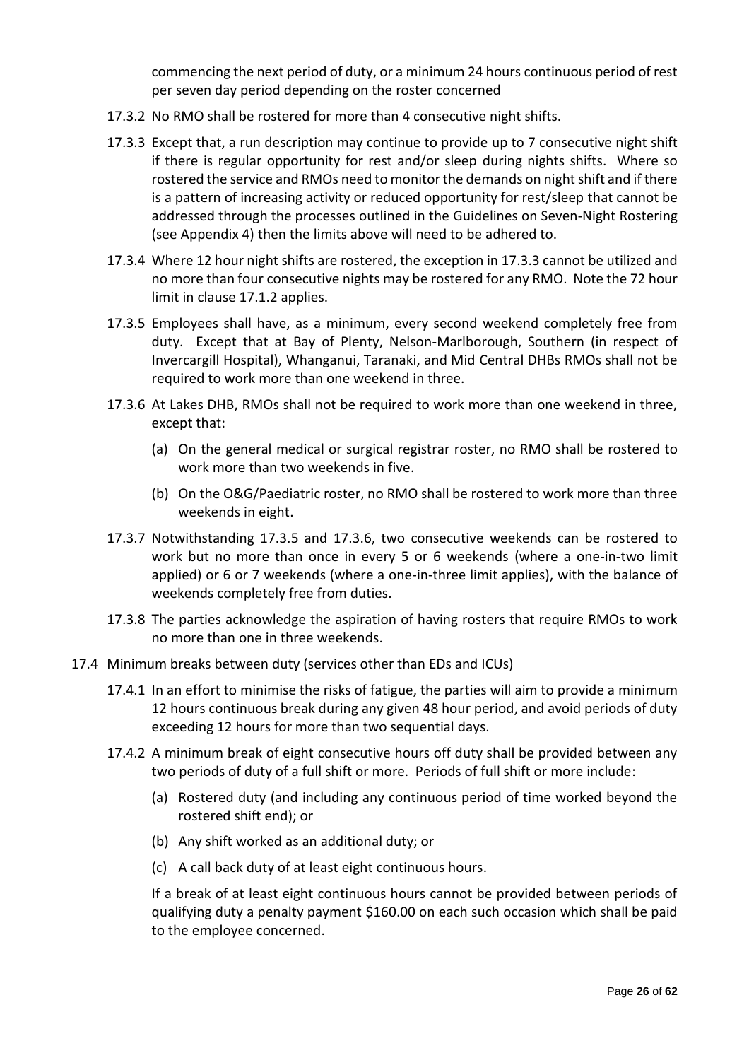commencing the next period of duty, or a minimum 24 hours continuous period of rest per seven day period depending on the roster concerned

17.3.2 No RMO shall be rostered for more than 4 consecutive night shifts.

17.3.3 Except that, a run description may continue to provide up to 7 consecutive night shift if there is regular opportunity for rest and/or sleep during nights shifts. Where so rostered the service and RMOs need to monitor the demands on night shift and if there is a pattern of increasing activity or reduced opportunity for rest/sleep that cannot be addressed through the processes outlined in the Guidelines on Seven-Night Rostering (see Appendix 4) then the limits above will need to be adhered to.

17.3.4 Where 12 hour night shifts are rostered, the exception in 17.3.3 cannot be utilized and no more than four consecutive nights may be rostered for any RMO. Note the 72 hour limit in clause 17.1.2 applies.

17.3.5 Employees shall have, as a minimum, every second weekend completely free from duty. Except that at Bay of Plenty, Nelson-Marlborough, Southern (in respect of Invercargill Hospital), Whanganui, Taranaki, and Mid Central DHBs RMOs shall not be required to work more than one weekend in three.

17.3.6 At Lakes DHB, RMOs shall not be required to work more than one weekend in three, except that:

(a) On the general medical or surgical registrar roster, no RMO shall be rostered to work more than two weekends in five.

(b) On the O&G/Paediatric roster, no RMO shall be rostered to work more than three weekends in eight.

17.3.7 Notwithstanding 17.3.5 and 17.3.6, two consecutive weekends can be rostered to work but no more than once in every 5 or 6 weekends (where a one-in-two limit applied) or 6 or 7 weekends (where a one-in-three limit applies), with the balance of weekends completely free from duties.

17.3.8 The parties acknowledge the aspiration of having rosters that require RMOs to work no more than one in three weekends.

17.4 Minimum breaks between duty (services other than EDs and ICUs)

17.4.1 In an effort to minimise the risks of fatigue, the parties will aim to provide a minimum 12 hours continuous break during any given 48 hour period, and avoid periods of duty exceeding 12 hours for more than two sequential days.

17.4.2 A minimum break of eight consecutive hours off duty shall be provided between any two periods of duty of a full shift or more. Periods of full shift or more include:

(a) Rostered duty (and including any continuous period of time worked beyond the rostered shift end); or

(b) Any shift worked as an additional duty; or

(c) A call back duty of at least eight continuous hours.

If a break of at least eight continuous hours cannot be provided between periods of qualifying duty a penalty payment $160.00 on each such occasion which shall be paid to the employee concerned.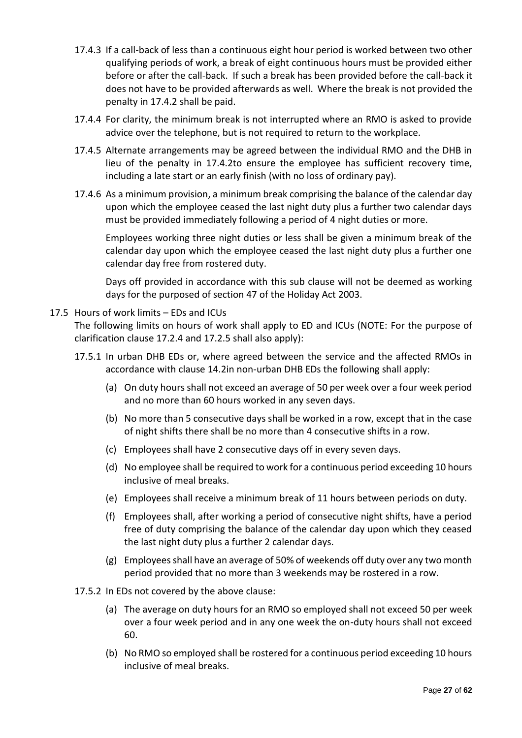17.4.3 If a call-back of less than a continuous eight hour period is worked between two other qualifying periods of work, a break of eight continuous hours must be provided either before or after the call-back. If such a break has been provided before the call-back it does not have to be provided afterwards as well. Where the break is not provided the penalty in 17.4.2 shall be paid.

17.4.4 For clarity, the minimum break is not interrupted where an RMO is asked to provide advice over the telephone, but is not required to return to the workplace.

17.4.5 Alternate arrangements may be agreed between the individual RMO and the DHB in lieu of the penalty in 17.4.2to ensure the employee has sufficient recovery time, including a late start or an early finish (with no loss of ordinary pay).

17.4.6 As a minimum provision, a minimum break comprising the balance of the calendar day upon which the employee ceased the last night duty plus a further two calendar days must be provided immediately following a period of 4 night duties or more.

Employees working three night duties or less shall be given a minimum break of the calendar day upon which the employee ceased the last night duty plus a further one calendar day free from rostered duty.

Days off provided in accordance with this sub clause will not be deemed as working days for the purposed of section 47 of the Holiday Act 2003.

17.5 Hours of work limits – EDs and ICUs

The following limits on hours of work shall apply to ED and ICUs (NOTE: For the purpose of clarification clause 17.2.4 and 17.2.5 shall also apply):

17.5.1 In urban DHB EDs or, where agreed between the service and the affected RMOs in accordance with clause 14.2in non-urban DHB EDs the following shall apply:

(a) On duty hours shall not exceed an average of 50 per week over a four week period and no more than 60 hours worked in any seven days.

(b) No more than 5 consecutive days shall be worked in a row, except that in the case of night shifts there shall be no more than 4 consecutive shifts in a row.

(c) Employees shall have 2 consecutive days off in every seven days.

(d) No employee shall be required to work for a continuous period exceeding 10 hours inclusive of meal breaks.

(e) Employees shall receive a minimum break of 11 hours between periods on duty.

(f) Employees shall, after working a period of consecutive night shifts, have a period free of duty comprising the balance of the calendar day upon which they ceased the last night duty plus a further 2 calendar days.

(g) Employees shall have an average of 50% of weekends off duty over any two month period provided that no more than 3 weekends may be rostered in a row.

17.5.2 In EDs not covered by the above clause:

(a) The average on duty hours for an RMO so employed shall not exceed 50 per week over a four week period and in any one week the on-duty hours shall not exceed 60.

(b) No RMO so employed shall be rostered for a continuous period exceeding 10 hours inclusive of meal breaks.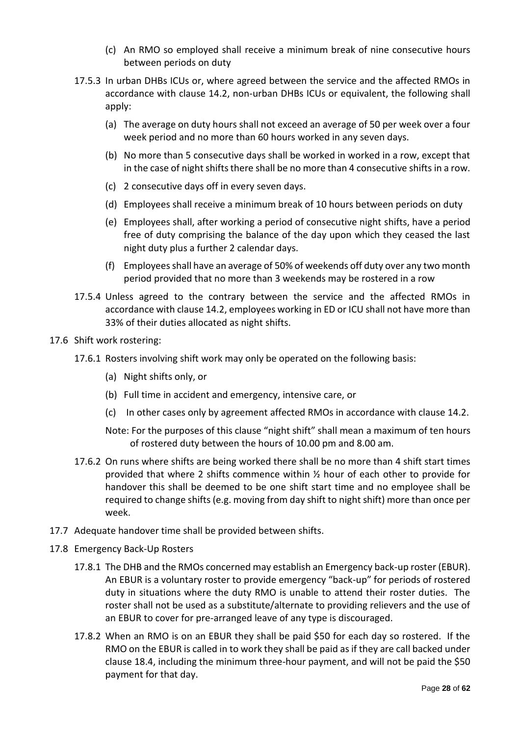(c) An RMO so employed shall receive a minimum break of nine consecutive hours between periods on duty

17.5.3 In urban DHBs ICUs or, where agreed between the service and the affected RMOs in accordance with clause 14.2, non-urban DHBs ICUs or equivalent, the following shall apply:

(a) The average on duty hours shall not exceed an average of 50 per week over a four week period and no more than 60 hours worked in any seven days.

(b) No more than 5 consecutive days shall be worked in worked in a row, except that in the case of night shifts there shall be no more than 4 consecutive shifts in a row.

(c) 2 consecutive days off in every seven days.

(d) Employees shall receive a minimum break of 10 hours between periods on duty

(e) Employees shall, after working a period of consecutive night shifts, have a period free of duty comprising the balance of the day upon which they ceased the last night duty plus a further 2 calendar days.

(f) Employees shall have an average of 50% of weekends off duty over any two month period provided that no more than 3 weekends may be rostered in a row

17.5.4 Unless agreed to the contrary between the service and the affected RMOs in accordance with clause 14.2, employees working in ED or ICU shall not have more than 33% of their duties allocated as night shifts.

17.6 Shift work rostering:

17.6.1 Rosters involving shift work may only be operated on the following basis:

(a) Night shifts only, or

(b) Full time in accident and emergency, intensive care, or

(c) In other cases only by agreement affected RMOs in accordance with clause 14.2.

Note: For the purposes of this clause "night shift" shall mean a maximum of ten hours of rostered duty between the hours of 10.00 pm and 8.00 am.

17.6.2 On runs where shifts are being worked there shall be no more than 4 shift start times provided that where 2 shifts commence within ½ hour of each other to provide for handover this shall be deemed to be one shift start time and no employee shall be required to change shifts (e.g. moving from day shift to night shift) more than once per week.

17.7 Adequate handover time shall be provided between shifts.

17.8 Emergency Back-Up Rosters

17.8.1 The DHB and the RMOs concerned may establish an Emergency back-up roster (EBUR). An EBUR is a voluntary roster to provide emergency "back-up" for periods of rostered duty in situations where the duty RMO is unable to attend their roster duties. The roster shall not be used as a substitute/alternate to providing relievers and the use of an EBUR to cover for pre-arranged leave of any type is discouraged.

17.8.2 When an RMO is on an EBUR they shall be paid $50 for each day so rostered. If the RMO on the EBUR is called in to work they shall be paid as if they are call backed under clause 18.4, including the minimum three-hour payment, and will not be paid the $50 payment for that day.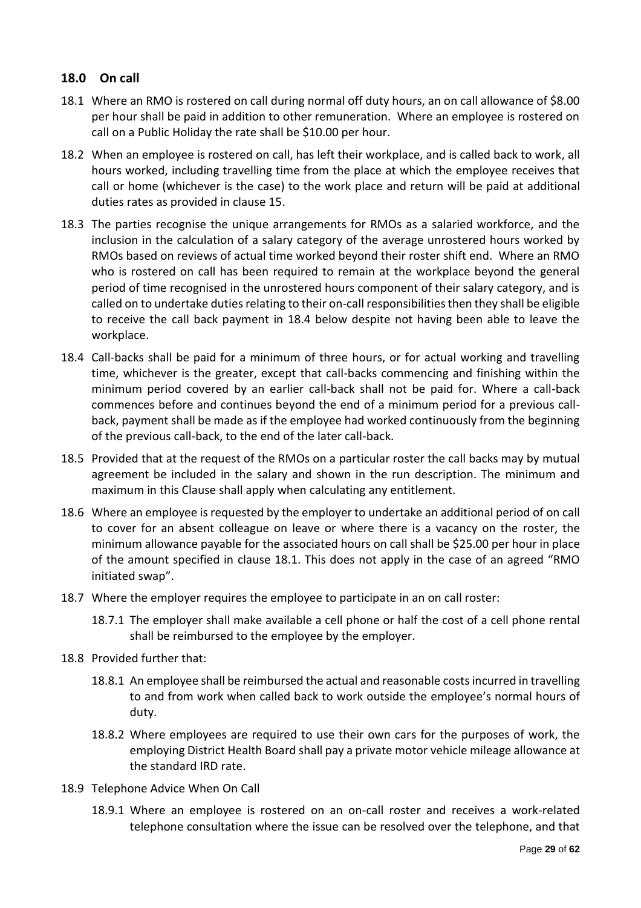## 18.0 On call

18.1 Where an RMO is rostered on call during normal off duty hours, an on call allowance of $8.00 per hour shall be paid in addition to other remuneration. Where an employee is rostered on call on a Public Holiday the rate shall be $10.00 per hour.

18.2 When an employee is rostered on call, has left their workplace, and is called back to work, all hours worked, including travelling time from the place at which the employee receives that call or home (whichever is the case) to the work place and return will be paid at additional duties rates as provided in clause 15.

18.3 The parties recognise the unique arrangements for RMOs as a salaried workforce, and the inclusion in the calculation of a salary category of the average unrostered hours worked by RMOs based on reviews of actual time worked beyond their roster shift end. Where an RMO who is rostered on call has been required to remain at the workplace beyond the general period of time recognised in the unrostered hours component of their salary category, and is called on to undertake duties relating to their on-call responsibilities then they shall be eligible to receive the call back payment in 18.4 below despite not having been able to leave the workplace.

18.4 Call-backs shall be paid for a minimum of three hours, or for actual working and travelling time, whichever is the greater, except that call-backs commencing and finishing within the minimum period covered by an earlier call-back shall not be paid for. Where a call-back commences before and continues beyond the end of a minimum period for a previous call-back, payment shall be made as if the employee had worked continuously from the beginning of the previous call-back, to the end of the later call-back.

18.5 Provided that at the request of the RMOs on a particular roster the call backs may by mutual agreement be included in the salary and shown in the run description. The minimum and maximum in this Clause shall apply when calculating any entitlement.

18.6 Where an employee is requested by the employer to undertake an additional period of on call to cover for an absent colleague on leave or where there is a vacancy on the roster, the minimum allowance payable for the associated hours on call shall be $25.00 per hour in place of the amount specified in clause 18.1. This does not apply in the case of an agreed "RMO initiated swap".

18.7 Where the employer requires the employee to participate in an on call roster:

18.7.1 The employer shall make available a cell phone or half the cost of a cell phone rental shall be reimbursed to the employee by the employer.

18.8 Provided further that:

18.8.1 An employee shall be reimbursed the actual and reasonable costs incurred in travelling to and from work when called back to work outside the employee's normal hours of duty.

18.8.2 Where employees are required to use their own cars for the purposes of work, the employing District Health Board shall pay a private motor vehicle mileage allowance at the standard IRD rate.

18.9 Telephone Advice When On Call

18.9.1 Where an employee is rostered on an on-call roster and receives a work-related telephone consultation where the issue can be resolved over the telephone, and that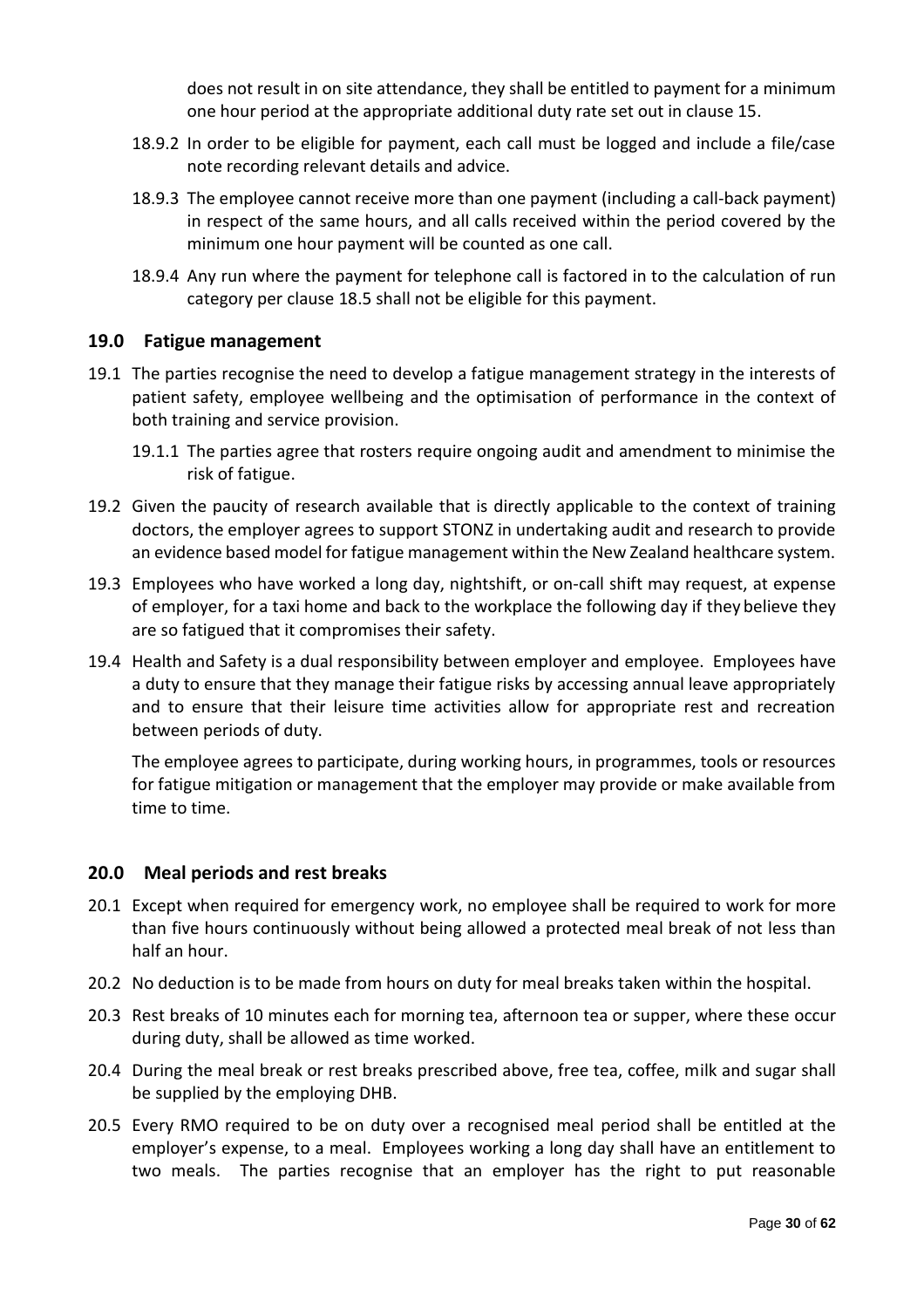does not result in on site attendance, they shall be entitled to payment for a minimum one hour period at the appropriate additional duty rate set out in clause 15.

18.9.2 In order to be eligible for payment, each call must be logged and include a file/case note recording relevant details and advice.

18.9.3 The employee cannot receive more than one payment (including a call-back payment) in respect of the same hours, and all calls received within the period covered by the minimum one hour payment will be counted as one call.

18.9.4 Any run where the payment for telephone call is factored in to the calculation of run category per clause 18.5 shall not be eligible for this payment.

## 19.0 Fatigue management

19.1 The parties recognise the need to develop a fatigue management strategy in the interests of patient safety, employee wellbeing and the optimisation of performance in the context of both training and service provision.

19.1.1 The parties agree that rosters require ongoing audit and amendment to minimise the risk of fatigue.

19.2 Given the paucity of research available that is directly applicable to the context of training doctors, the employer agrees to support STONZ in undertaking audit and research to provide an evidence based model for fatigue management within the New Zealand healthcare system.

19.3 Employees who have worked a long day, nightshift, or on-call shift may request, at expense of employer, for a taxi home and back to the workplace the following day if they believe they are so fatigued that it compromises their safety.

19.4 Health and Safety is a dual responsibility between employer and employee. Employees have a duty to ensure that they manage their fatigue risks by accessing annual leave appropriately and to ensure that their leisure time activities allow for appropriate rest and recreation between periods of duty.

The employee agrees to participate, during working hours, in programmes, tools or resources for fatigue mitigation or management that the employer may provide or make available from time to time.

## 20.0 Meal periods and rest breaks

20.1 Except when required for emergency work, no employee shall be required to work for more than five hours continuously without being allowed a protected meal break of not less than half an hour.

20.2 No deduction is to be made from hours on duty for meal breaks taken within the hospital.

20.3 Rest breaks of 10 minutes each for morning tea, afternoon tea or supper, where these occur during duty, shall be allowed as time worked.

20.4 During the meal break or rest breaks prescribed above, free tea, coffee, milk and sugar shall be supplied by the employing DHB.

20.5 Every RMO required to be on duty over a recognised meal period shall be entitled at the employer's expense, to a meal. Employees working a long day shall have an entitlement to two meals. The parties recognise that an employer has the right to put reasonable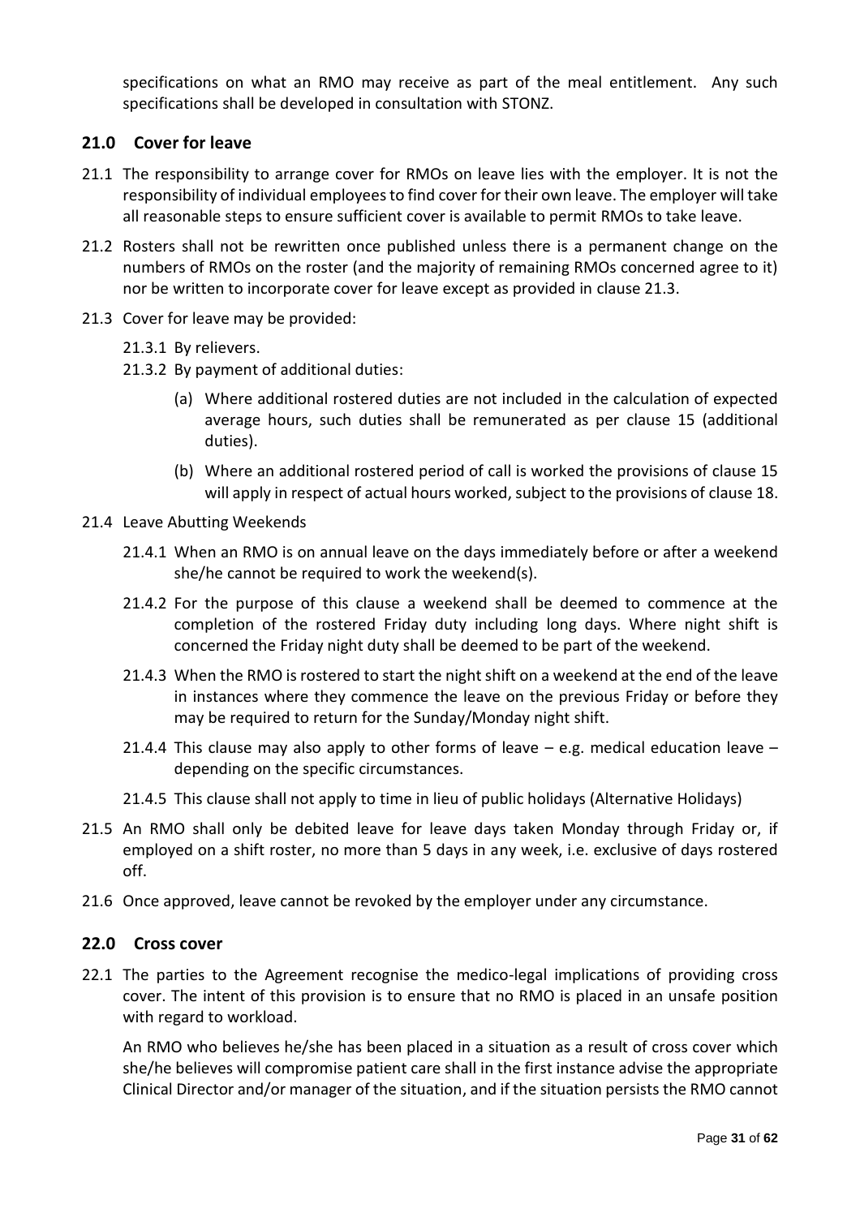specifications on what an RMO may receive as part of the meal entitlement. Any such specifications shall be developed in consultation with STONZ.

## 21.0 Cover for leave

21.1 The responsibility to arrange cover for RMOs on leave lies with the employer. It is not the responsibility of individual employees to find cover for their own leave. The employer will take all reasonable steps to ensure sufficient cover is available to permit RMOs to take leave.

21.2 Rosters shall not be rewritten once published unless there is a permanent change on the numbers of RMOs on the roster (and the majority of remaining RMOs concerned agree to it) nor be written to incorporate cover for leave except as provided in clause 21.3.

21.3 Cover for leave may be provided:

21.3.1 By relievers.

21.3.2 By payment of additional duties:

(a) Where additional rostered duties are not included in the calculation of expected average hours, such duties shall be remunerated as per clause 15 (additional duties).

(b) Where an additional rostered period of call is worked the provisions of clause 15 will apply in respect of actual hours worked, subject to the provisions of clause 18.

21.4 Leave Abutting Weekends

21.4.1 When an RMO is on annual leave on the days immediately before or after a weekend she/he cannot be required to work the weekend(s).

21.4.2 For the purpose of this clause a weekend shall be deemed to commence at the completion of the rostered Friday duty including long days. Where night shift is concerned the Friday night duty shall be deemed to be part of the weekend.

21.4.3 When the RMO is rostered to start the night shift on a weekend at the end of the leave in instances where they commence the leave on the previous Friday or before they may be required to return for the Sunday/Monday night shift.

21.4.4 This clause may also apply to other forms of leave – e.g. medical education leave – depending on the specific circumstances.

21.4.5 This clause shall not apply to time in lieu of public holidays (Alternative Holidays)

21.5 An RMO shall only be debited leave for leave days taken Monday through Friday or, if employed on a shift roster, no more than 5 days in any week, i.e. exclusive of days rostered off.

21.6 Once approved, leave cannot be revoked by the employer under any circumstance.

## 22.0 Cross cover

22.1 The parties to the Agreement recognise the medico-legal implications of providing cross cover. The intent of this provision is to ensure that no RMO is placed in an unsafe position with regard to workload.

An RMO who believes he/she has been placed in a situation as a result of cross cover which she/he believes will compromise patient care shall in the first instance advise the appropriate Clinical Director and/or manager of the situation, and if the situation persists the RMO cannot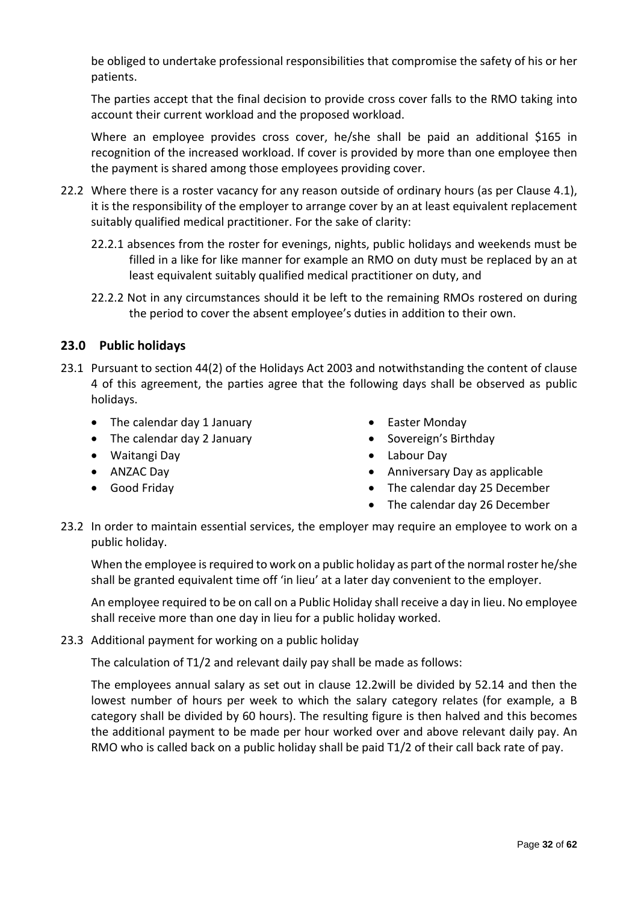be obliged to undertake professional responsibilities that compromise the safety of his or her patients.

The parties accept that the final decision to provide cross cover falls to the RMO taking into account their current workload and the proposed workload.

Where an employee provides cross cover, he/she shall be paid an additional $165 in recognition of the increased workload. If cover is provided by more than one employee then the payment is shared among those employees providing cover.

22.2 Where there is a roster vacancy for any reason outside of ordinary hours (as per Clause 4.1), it is the responsibility of the employer to arrange cover by an at least equivalent replacement suitably qualified medical practitioner. For the sake of clarity:

22.2.1 absences from the roster for evenings, nights, public holidays and weekends must be filled in a like for like manner for example an RMO on duty must be replaced by an at least equivalent suitably qualified medical practitioner on duty, and

22.2.2 Not in any circumstances should it be left to the remaining RMOs rostered on during the period to cover the absent employee's duties in addition to their own.

## 23.0 Public holidays

23.1 Pursuant to section 44(2) of the Holidays Act 2003 and notwithstanding the content of clause 4 of this agreement, the parties agree that the following days shall be observed as public holidays.

- The calendar day 1 January
- The calendar day 2 January
- Waitangi Day
- ANZAC Day
- Good Friday
- Easter Monday
- Sovereign's Birthday
- Labour Day
- Anniversary Day as applicable
- The calendar day 25 December
- The calendar day 26 December

23.2 In order to maintain essential services, the employer may require an employee to work on a public holiday.

When the employee is required to work on a public holiday as part of the normal roster he/she shall be granted equivalent time off 'in lieu' at a later day convenient to the employer.

An employee required to be on call on a Public Holiday shall receive a day in lieu. No employee shall receive more than one day in lieu for a public holiday worked.

23.3 Additional payment for working on a public holiday

The calculation of T1/2 and relevant daily pay shall be made as follows:

The employees annual salary as set out in clause 12.2will be divided by 52.14 and then the lowest number of hours per week to which the salary category relates (for example, a B category shall be divided by 60 hours). The resulting figure is then halved and this becomes the additional payment to be made per hour worked over and above relevant daily pay. An RMO who is called back on a public holiday shall be paid T1/2 of their call back rate of pay.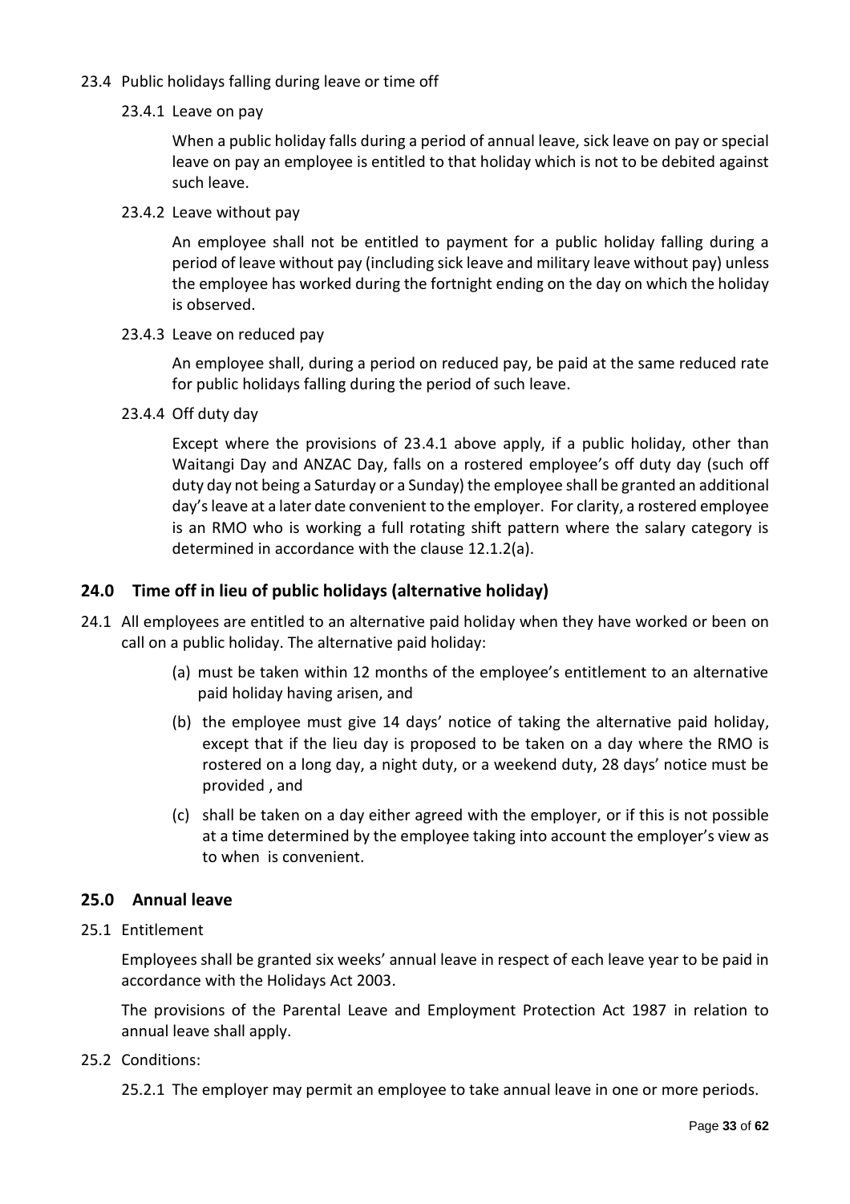23.4 Public holidays falling during leave or time off

23.4.1 Leave on pay

When a public holiday falls during a period of annual leave, sick leave on pay or special leave on pay an employee is entitled to that holiday which is not to be debited against such leave.

23.4.2 Leave without pay

An employee shall not be entitled to payment for a public holiday falling during a period of leave without pay (including sick leave and military leave without pay) unless the employee has worked during the fortnight ending on the day on which the holiday is observed.

23.4.3 Leave on reduced pay

An employee shall, during a period on reduced pay, be paid at the same reduced rate for public holidays falling during the period of such leave.

23.4.4 Off duty day

Except where the provisions of 23.4.1 above apply, if a public holiday, other than Waitangi Day and ANZAC Day, falls on a rostered employee's off duty day (such off duty day not being a Saturday or a Sunday) the employee shall be granted an additional day's leave at a later date convenient to the employer. For clarity, a rostered employee is an RMO who is working a full rotating shift pattern where the salary category is determined in accordance with the clause 12.1.2(a).

## 24.0 Time off in lieu of public holidays (alternative holiday)

24.1 All employees are entitled to an alternative paid holiday when they have worked or been on call on a public holiday. The alternative paid holiday:

(a) must be taken within 12 months of the employee's entitlement to an alternative paid holiday having arisen, and

(b) the employee must give 14 days' notice of taking the alternative paid holiday, except that if the lieu day is proposed to be taken on a day where the RMO is rostered on a long day, a night duty, or a weekend duty, 28 days' notice must be provided , and

(c) shall be taken on a day either agreed with the employer, or if this is not possible at a time determined by the employee taking into account the employer's view as to when is convenient.

## 25.0 Annual leave

25.1 Entitlement

Employees shall be granted six weeks' annual leave in respect of each leave year to be paid in accordance with the Holidays Act 2003.

The provisions of the Parental Leave and Employment Protection Act 1987 in relation to annual leave shall apply.

25.2 Conditions:

25.2.1 The employer may permit an employee to take annual leave in one or more periods.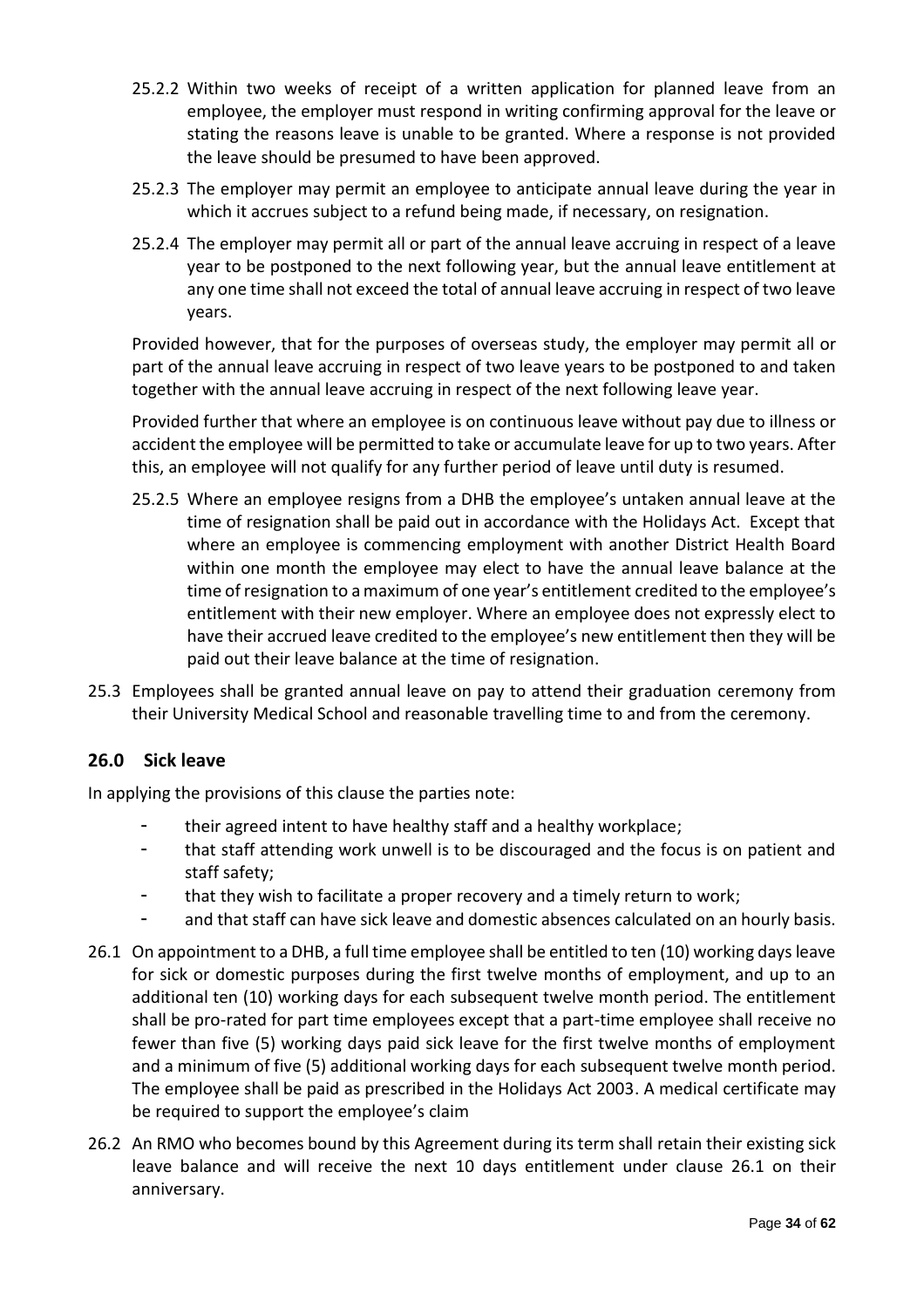25.2.2 Within two weeks of receipt of a written application for planned leave from an employee, the employer must respond in writing confirming approval for the leave or stating the reasons leave is unable to be granted. Where a response is not provided the leave should be presumed to have been approved.

25.2.3 The employer may permit an employee to anticipate annual leave during the year in which it accrues subject to a refund being made, if necessary, on resignation.

25.2.4 The employer may permit all or part of the annual leave accruing in respect of a leave year to be postponed to the next following year, but the annual leave entitlement at any one time shall not exceed the total of annual leave accruing in respect of two leave years.

Provided however, that for the purposes of overseas study, the employer may permit all or part of the annual leave accruing in respect of two leave years to be postponed to and taken together with the annual leave accruing in respect of the next following leave year.

Provided further that where an employee is on continuous leave without pay due to illness or accident the employee will be permitted to take or accumulate leave for up to two years. After this, an employee will not qualify for any further period of leave until duty is resumed.

25.2.5 Where an employee resigns from a DHB the employee's untaken annual leave at the time of resignation shall be paid out in accordance with the Holidays Act. Except that where an employee is commencing employment with another District Health Board within one month the employee may elect to have the annual leave balance at the time of resignation to a maximum of one year's entitlement credited to the employee's entitlement with their new employer. Where an employee does not expressly elect to have their accrued leave credited to the employee's new entitlement then they will be paid out their leave balance at the time of resignation.

25.3 Employees shall be granted annual leave on pay to attend their graduation ceremony from their University Medical School and reasonable travelling time to and from the ceremony.

## 26.0 Sick leave

In applying the provisions of this clause the parties note:

- their agreed intent to have healthy staff and a healthy workplace;
- that staff attending work unwell is to be discouraged and the focus is on patient and staff safety;
- that they wish to facilitate a proper recovery and a timely return to work;
- and that staff can have sick leave and domestic absences calculated on an hourly basis.

26.1 On appointment to a DHB, a full time employee shall be entitled to ten (10) working days leave for sick or domestic purposes during the first twelve months of employment, and up to an additional ten (10) working days for each subsequent twelve month period. The entitlement shall be pro-rated for part time employees except that a part-time employee shall receive no fewer than five (5) working days paid sick leave for the first twelve months of employment and a minimum of five (5) additional working days for each subsequent twelve month period. The employee shall be paid as prescribed in the Holidays Act 2003. A medical certificate may be required to support the employee's claim

26.2 An RMO who becomes bound by this Agreement during its term shall retain their existing sick leave balance and will receive the next 10 days entitlement under clause 26.1 on their anniversary.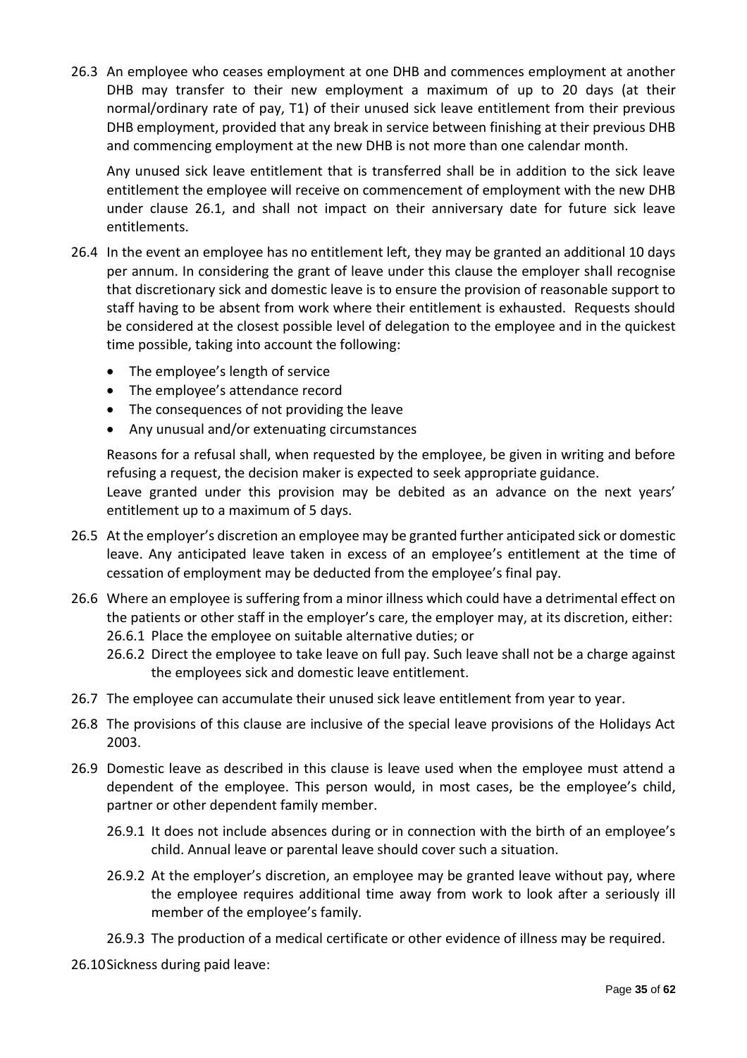26.3 An employee who ceases employment at one DHB and commences employment at another DHB may transfer to their new employment a maximum of up to 20 days (at their normal/ordinary rate of pay, T1) of their unused sick leave entitlement from their previous DHB employment, provided that any break in service between finishing at their previous DHB and commencing employment at the new DHB is not more than one calendar month.

Any unused sick leave entitlement that is transferred shall be in addition to the sick leave entitlement the employee will receive on commencement of employment with the new DHB under clause 26.1, and shall not impact on their anniversary date for future sick leave entitlements.

26.4 In the event an employee has no entitlement left, they may be granted an additional 10 days per annum. In considering the grant of leave under this clause the employer shall recognise that discretionary sick and domestic leave is to ensure the provision of reasonable support to staff having to be absent from work where their entitlement is exhausted. Requests should be considered at the closest possible level of delegation to the employee and in the quickest time possible, taking into account the following:

- The employee's length of service
- The employee's attendance record
- The consequences of not providing the leave
- Any unusual and/or extenuating circumstances

Reasons for a refusal shall, when requested by the employee, be given in writing and before refusing a request, the decision maker is expected to seek appropriate guidance.
Leave granted under this provision may be debited as an advance on the next years' entitlement up to a maximum of 5 days.

26.5 At the employer's discretion an employee may be granted further anticipated sick or domestic leave. Any anticipated leave taken in excess of an employee's entitlement at the time of cessation of employment may be deducted from the employee's final pay.

26.6 Where an employee is suffering from a minor illness which could have a detrimental effect on the patients or other staff in the employer's care, the employer may, at its discretion, either:

26.6.1 Place the employee on suitable alternative duties; or

26.6.2 Direct the employee to take leave on full pay. Such leave shall not be a charge against the employees sick and domestic leave entitlement.

26.7 The employee can accumulate their unused sick leave entitlement from year to year.

26.8 The provisions of this clause are inclusive of the special leave provisions of the Holidays Act 2003.

26.9 Domestic leave as described in this clause is leave used when the employee must attend a dependent of the employee. This person would, in most cases, be the employee's child, partner or other dependent family member.

26.9.1 It does not include absences during or in connection with the birth of an employee's child. Annual leave or parental leave should cover such a situation.

26.9.2 At the employer's discretion, an employee may be granted leave without pay, where the employee requires additional time away from work to look after a seriously ill member of the employee's family.

26.9.3 The production of a medical certificate or other evidence of illness may be required.

26.10 Sickness during paid leave: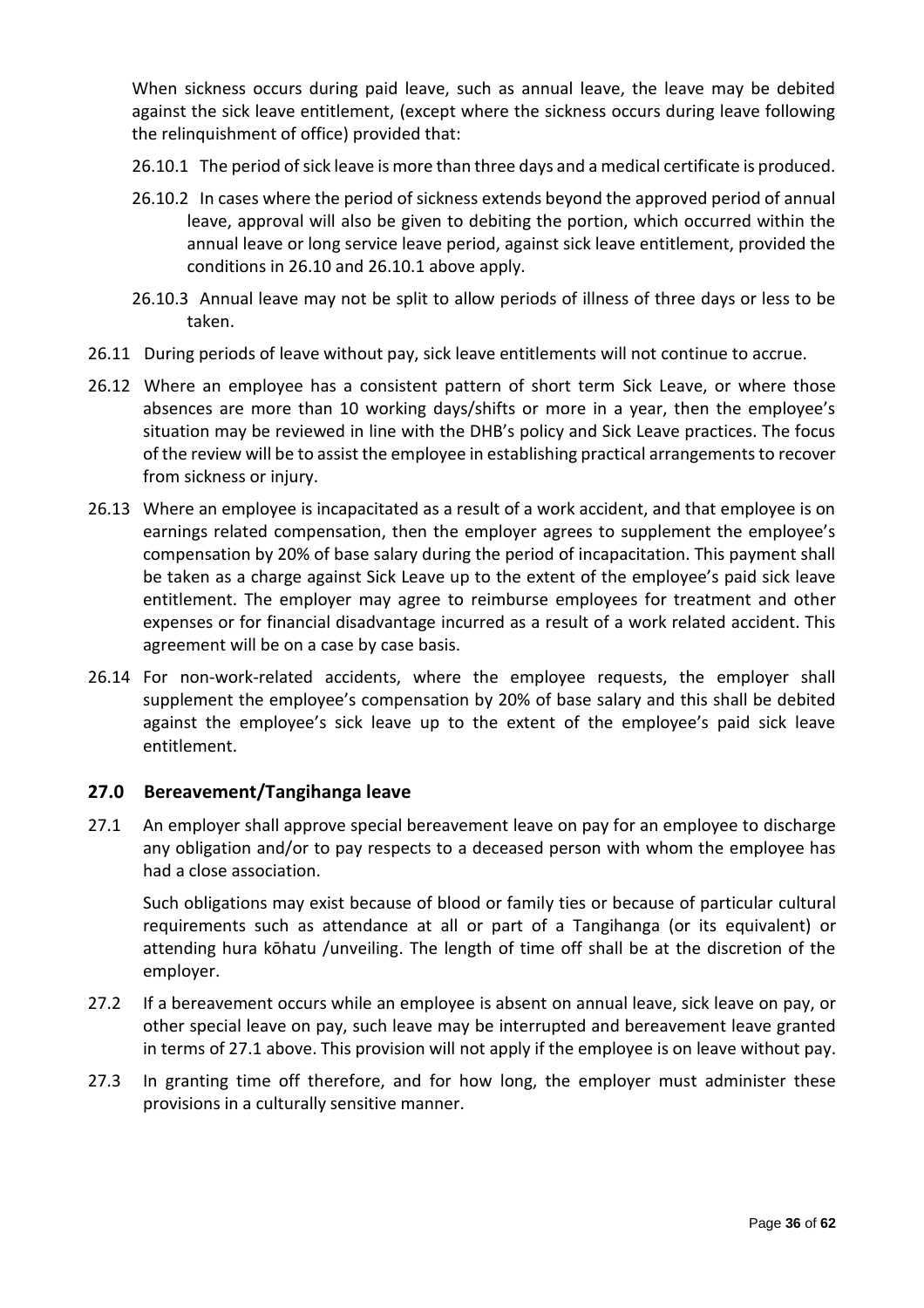When sickness occurs during paid leave, such as annual leave, the leave may be debited against the sick leave entitlement, (except where the sickness occurs during leave following the relinquishment of office) provided that:

26.10.1 The period of sick leave is more than three days and a medical certificate is produced.

26.10.2 In cases where the period of sickness extends beyond the approved period of annual leave, approval will also be given to debiting the portion, which occurred within the annual leave or long service leave period, against sick leave entitlement, provided the conditions in 26.10 and 26.10.1 above apply.

26.10.3 Annual leave may not be split to allow periods of illness of three days or less to be taken.

26.11 During periods of leave without pay, sick leave entitlements will not continue to accrue.

26.12 Where an employee has a consistent pattern of short term Sick Leave, or where those absences are more than 10 working days/shifts or more in a year, then the employee's situation may be reviewed in line with the DHB's policy and Sick Leave practices. The focus of the review will be to assist the employee in establishing practical arrangements to recover from sickness or injury.

26.13 Where an employee is incapacitated as a result of a work accident, and that employee is on earnings related compensation, then the employer agrees to supplement the employee's compensation by 20% of base salary during the period of incapacitation. This payment shall be taken as a charge against Sick Leave up to the extent of the employee's paid sick leave entitlement. The employer may agree to reimburse employees for treatment and other expenses or for financial disadvantage incurred as a result of a work related accident. This agreement will be on a case by case basis.

26.14 For non-work-related accidents, where the employee requests, the employer shall supplement the employee's compensation by 20% of base salary and this shall be debited against the employee's sick leave up to the extent of the employee's paid sick leave entitlement.

## 27.0 Bereavement/Tangihanga leave

27.1 An employer shall approve special bereavement leave on pay for an employee to discharge any obligation and/or to pay respects to a deceased person with whom the employee has had a close association.

Such obligations may exist because of blood or family ties or because of particular cultural requirements such as attendance at all or part of a Tangihanga (or its equivalent) or attending hura kōhatu /unveiling. The length of time off shall be at the discretion of the employer.

27.2 If a bereavement occurs while an employee is absent on annual leave, sick leave on pay, or other special leave on pay, such leave may be interrupted and bereavement leave granted in terms of 27.1 above. This provision will not apply if the employee is on leave without pay.

27.3 In granting time off therefore, and for how long, the employer must administer these provisions in a culturally sensitive manner.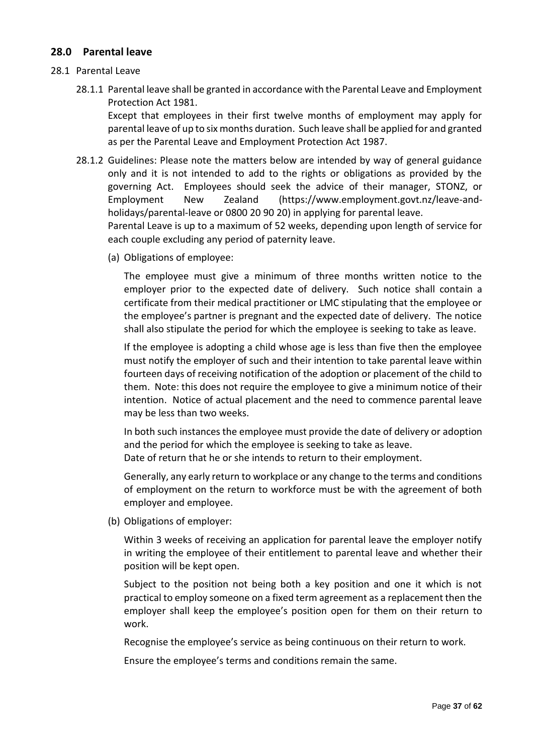## 28.0 Parental leave

28.1 Parental Leave

28.1.1 Parental leave shall be granted in accordance with the Parental Leave and Employment Protection Act 1981.
Except that employees in their first twelve months of employment may apply for parental leave of up to six months duration. Such leave shall be applied for and granted as per the Parental Leave and Employment Protection Act 1987.

28.1.2 Guidelines: Please note the matters below are intended by way of general guidance only and it is not intended to add to the rights or obligations as provided by the governing Act. Employees should seek the advice of their manager, STONZ, or Employment New Zealand (https://www.employment.govt.nz/leave-and-holidays/parental-leave or 0800 20 90 20) in applying for parental leave.
Parental Leave is up to a maximum of 52 weeks, depending upon length of service for each couple excluding any period of paternity leave.

(a) Obligations of employee:

The employee must give a minimum of three months written notice to the employer prior to the expected date of delivery. Such notice shall contain a certificate from their medical practitioner or LMC stipulating that the employee or the employee's partner is pregnant and the expected date of delivery. The notice shall also stipulate the period for which the employee is seeking to take as leave.

If the employee is adopting a child whose age is less than five then the employee must notify the employer of such and their intention to take parental leave within fourteen days of receiving notification of the adoption or placement of the child to them. Note: this does not require the employee to give a minimum notice of their intention. Notice of actual placement and the need to commence parental leave may be less than two weeks.

In both such instances the employee must provide the date of delivery or adoption and the period for which the employee is seeking to take as leave.
Date of return that he or she intends to return to their employment.

Generally, any early return to workplace or any change to the terms and conditions of employment on the return to workforce must be with the agreement of both employer and employee.

(b) Obligations of employer:

Within 3 weeks of receiving an application for parental leave the employer notify in writing the employee of their entitlement to parental leave and whether their position will be kept open.

Subject to the position not being both a key position and one it which is not practical to employ someone on a fixed term agreement as a replacement then the employer shall keep the employee's position open for them on their return to work.

Recognise the employee's service as being continuous on their return to work.

Ensure the employee's terms and conditions remain the same.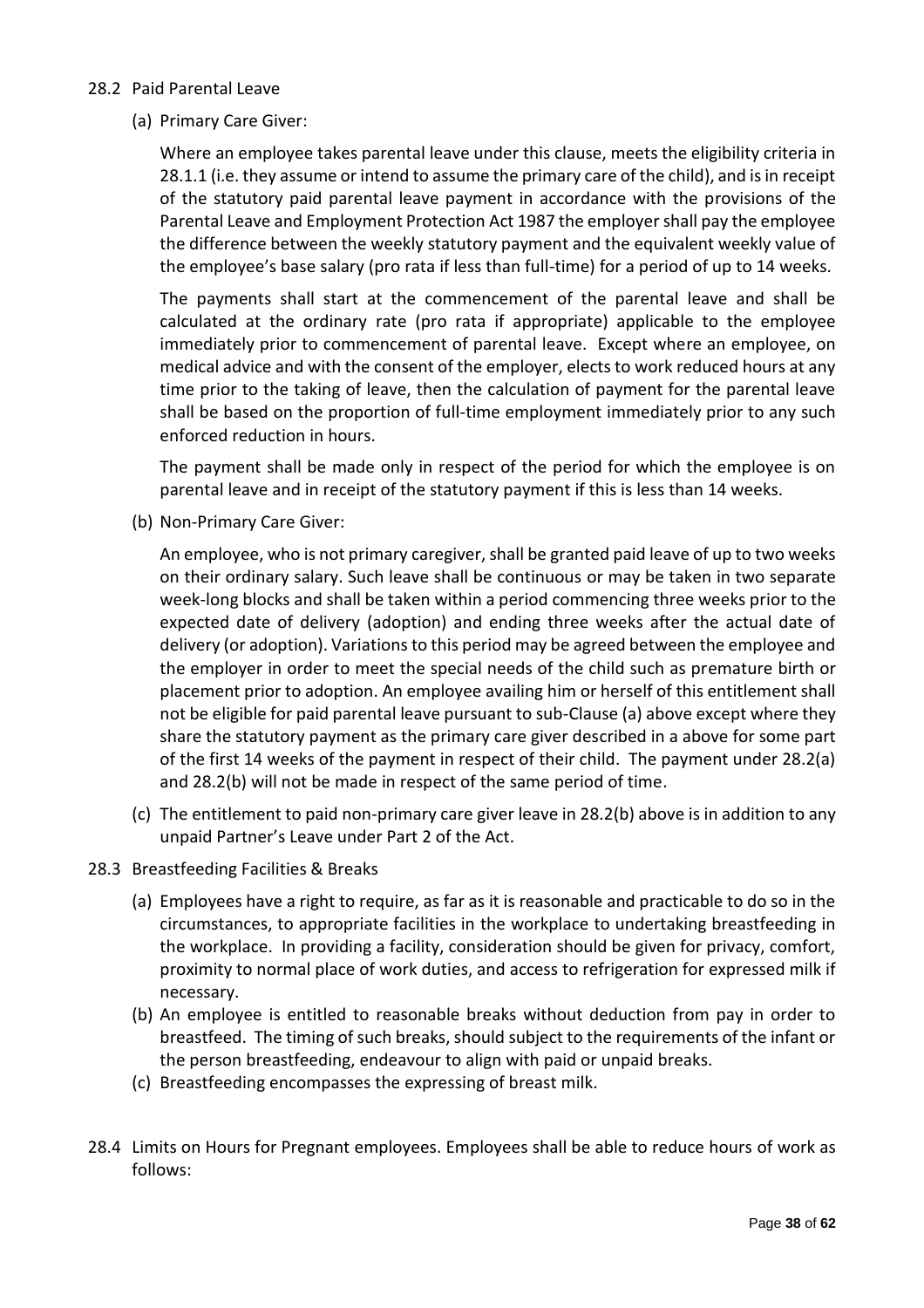28.2 Paid Parental Leave

(a) Primary Care Giver:

Where an employee takes parental leave under this clause, meets the eligibility criteria in 28.1.1 (i.e. they assume or intend to assume the primary care of the child), and is in receipt of the statutory paid parental leave payment in accordance with the provisions of the Parental Leave and Employment Protection Act 1987 the employer shall pay the employee the difference between the weekly statutory payment and the equivalent weekly value of the employee's base salary (pro rata if less than full-time) for a period of up to 14 weeks.

The payments shall start at the commencement of the parental leave and shall be calculated at the ordinary rate (pro rata if appropriate) applicable to the employee immediately prior to commencement of parental leave. Except where an employee, on medical advice and with the consent of the employer, elects to work reduced hours at any time prior to the taking of leave, then the calculation of payment for the parental leave shall be based on the proportion of full-time employment immediately prior to any such enforced reduction in hours.

The payment shall be made only in respect of the period for which the employee is on parental leave and in receipt of the statutory payment if this is less than 14 weeks.

(b) Non-Primary Care Giver:

An employee, who is not primary caregiver, shall be granted paid leave of up to two weeks on their ordinary salary. Such leave shall be continuous or may be taken in two separate week-long blocks and shall be taken within a period commencing three weeks prior to the expected date of delivery (adoption) and ending three weeks after the actual date of delivery (or adoption). Variations to this period may be agreed between the employee and the employer in order to meet the special needs of the child such as premature birth or placement prior to adoption. An employee availing him or herself of this entitlement shall not be eligible for paid parental leave pursuant to sub-Clause (a) above except where they share the statutory payment as the primary care giver described in a above for some part of the first 14 weeks of the payment in respect of their child. The payment under 28.2(a) and 28.2(b) will not be made in respect of the same period of time.

(c) The entitlement to paid non-primary care giver leave in 28.2(b) above is in addition to any unpaid Partner's Leave under Part 2 of the Act.

28.3 Breastfeeding Facilities & Breaks

(a) Employees have a right to require, as far as it is reasonable and practicable to do so in the circumstances, to appropriate facilities in the workplace to undertaking breastfeeding in the workplace. In providing a facility, consideration should be given for privacy, comfort, proximity to normal place of work duties, and access to refrigeration for expressed milk if necessary.

(b) An employee is entitled to reasonable breaks without deduction from pay in order to breastfeed. The timing of such breaks, should subject to the requirements of the infant or the person breastfeeding, endeavour to align with paid or unpaid breaks.

(c) Breastfeeding encompasses the expressing of breast milk.

28.4 Limits on Hours for Pregnant employees. Employees shall be able to reduce hours of work as follows: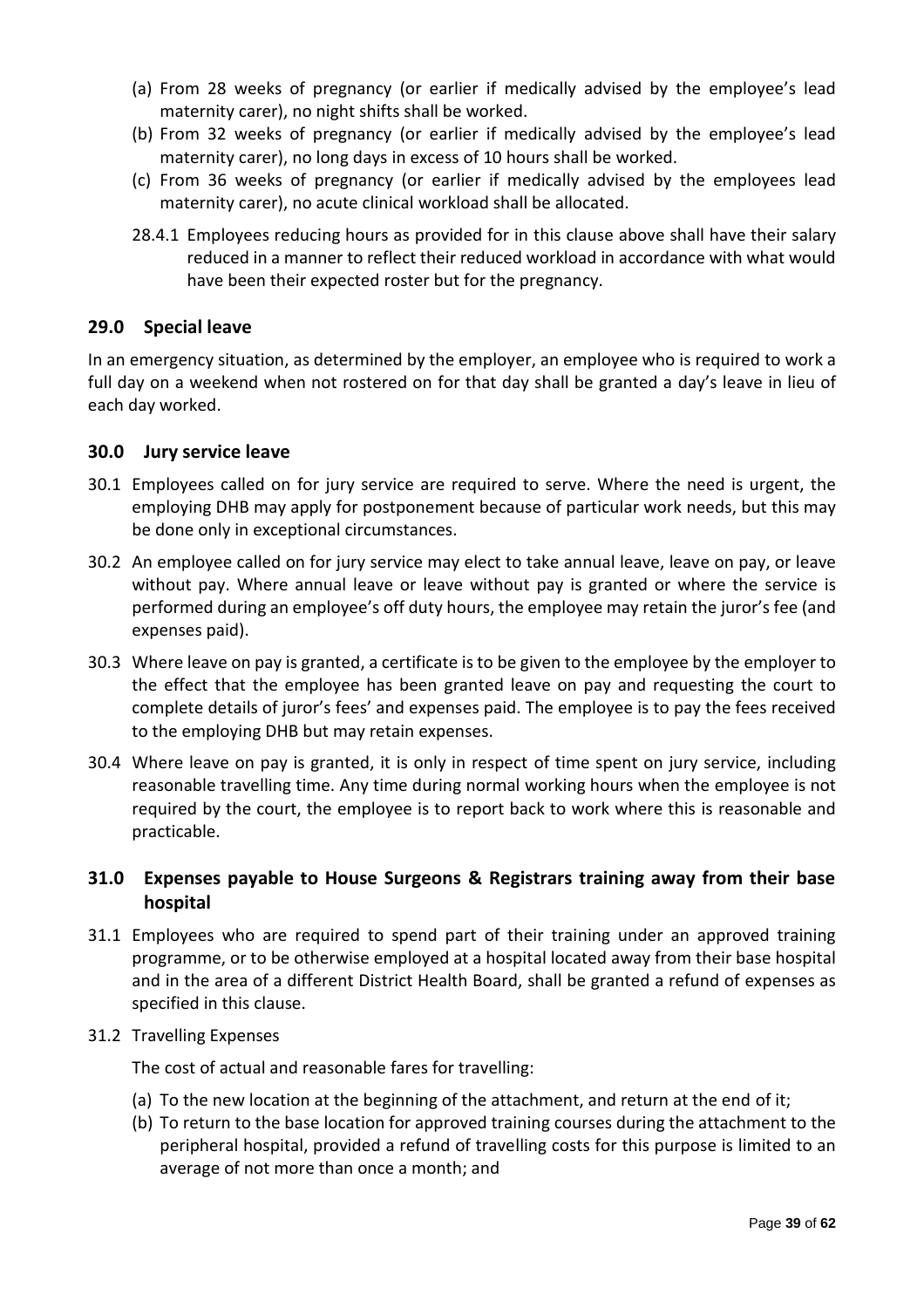(a) From 28 weeks of pregnancy (or earlier if medically advised by the employee's lead maternity carer), no night shifts shall be worked.

(b) From 32 weeks of pregnancy (or earlier if medically advised by the employee's lead maternity carer), no long days in excess of 10 hours shall be worked.

(c) From 36 weeks of pregnancy (or earlier if medically advised by the employees lead maternity carer), no acute clinical workload shall be allocated.

28.4.1 Employees reducing hours as provided for in this clause above shall have their salary reduced in a manner to reflect their reduced workload in accordance with what would have been their expected roster but for the pregnancy.

## 29.0 Special leave

In an emergency situation, as determined by the employer, an employee who is required to work a full day on a weekend when not rostered on for that day shall be granted a day's leave in lieu of each day worked.

## 30.0 Jury service leave

30.1 Employees called on for jury service are required to serve. Where the need is urgent, the employing DHB may apply for postponement because of particular work needs, but this may be done only in exceptional circumstances.

30.2 An employee called on for jury service may elect to take annual leave, leave on pay, or leave without pay. Where annual leave or leave without pay is granted or where the service is performed during an employee's off duty hours, the employee may retain the juror's fee (and expenses paid).

30.3 Where leave on pay is granted, a certificate is to be given to the employee by the employer to the effect that the employee has been granted leave on pay and requesting the court to complete details of juror's fees' and expenses paid. The employee is to pay the fees received to the employing DHB but may retain expenses.

30.4 Where leave on pay is granted, it is only in respect of time spent on jury service, including reasonable travelling time. Any time during normal working hours when the employee is not required by the court, the employee is to report back to work where this is reasonable and practicable.

## 31.0 Expenses payable to House Surgeons & Registrars training away from their base hospital

31.1 Employees who are required to spend part of their training under an approved training programme, or to be otherwise employed at a hospital located away from their base hospital and in the area of a different District Health Board, shall be granted a refund of expenses as specified in this clause.

31.2 Travelling Expenses

The cost of actual and reasonable fares for travelling:

(a) To the new location at the beginning of the attachment, and return at the end of it;

(b) To return to the base location for approved training courses during the attachment to the peripheral hospital, provided a refund of travelling costs for this purpose is limited to an average of not more than once a month; and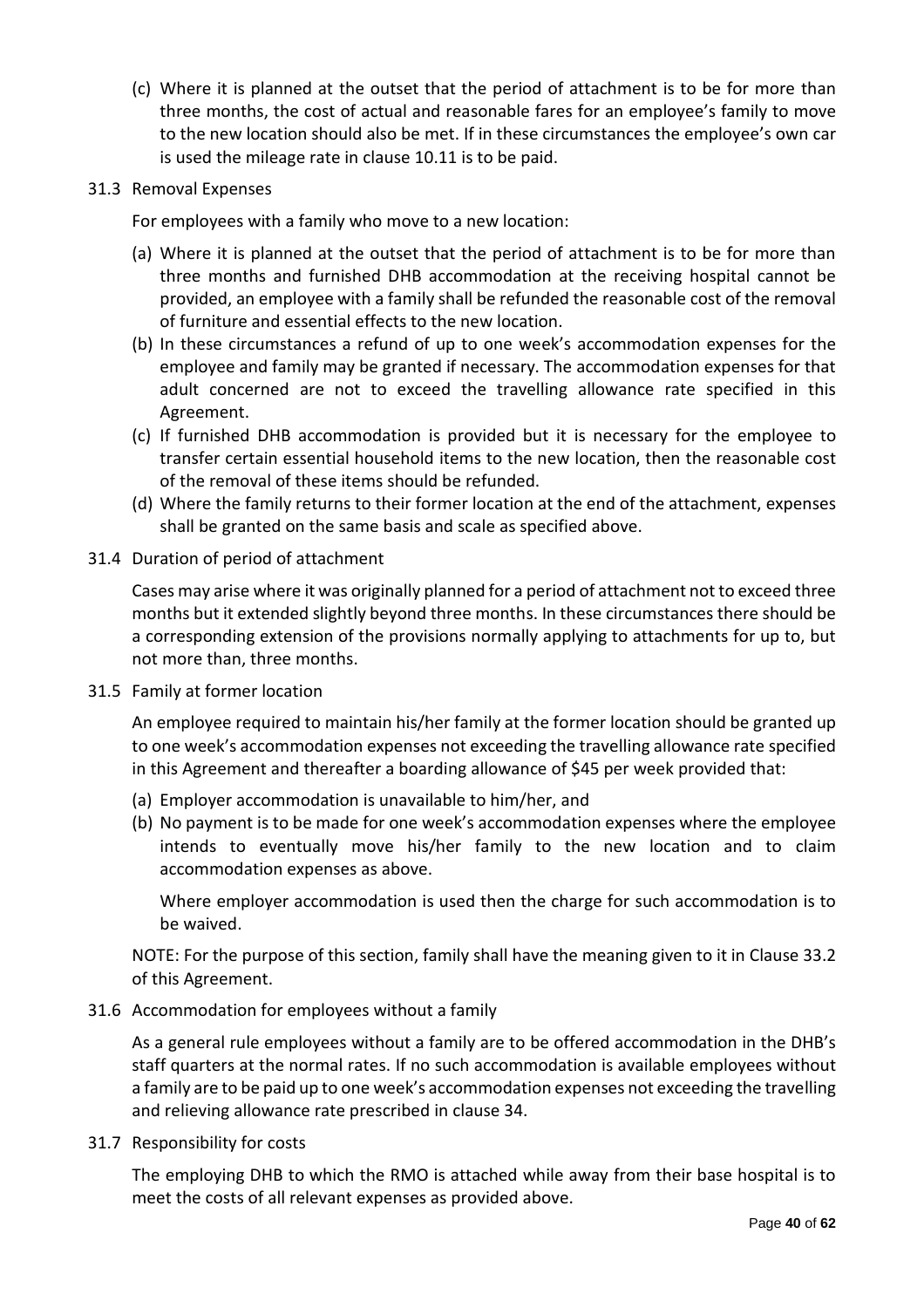(c) Where it is planned at the outset that the period of attachment is to be for more than three months, the cost of actual and reasonable fares for an employee's family to move to the new location should also be met. If in these circumstances the employee's own car is used the mileage rate in clause 10.11 is to be paid.

31.3 Removal Expenses

For employees with a family who move to a new location:

(a) Where it is planned at the outset that the period of attachment is to be for more than three months and furnished DHB accommodation at the receiving hospital cannot be provided, an employee with a family shall be refunded the reasonable cost of the removal of furniture and essential effects to the new location.

(b) In these circumstances a refund of up to one week's accommodation expenses for the employee and family may be granted if necessary. The accommodation expenses for that adult concerned are not to exceed the travelling allowance rate specified in this Agreement.

(c) If furnished DHB accommodation is provided but it is necessary for the employee to transfer certain essential household items to the new location, then the reasonable cost of the removal of these items should be refunded.

(d) Where the family returns to their former location at the end of the attachment, expenses shall be granted on the same basis and scale as specified above.

31.4 Duration of period of attachment

Cases may arise where it was originally planned for a period of attachment not to exceed three months but it extended slightly beyond three months. In these circumstances there should be a corresponding extension of the provisions normally applying to attachments for up to, but not more than, three months.

31.5 Family at former location

An employee required to maintain his/her family at the former location should be granted up to one week's accommodation expenses not exceeding the travelling allowance rate specified in this Agreement and thereafter a boarding allowance of $45 per week provided that:

(a) Employer accommodation is unavailable to him/her, and

(b) No payment is to be made for one week's accommodation expenses where the employee intends to eventually move his/her family to the new location and to claim accommodation expenses as above.

Where employer accommodation is used then the charge for such accommodation is to be waived.

NOTE: For the purpose of this section, family shall have the meaning given to it in Clause 33.2 of this Agreement.

31.6 Accommodation for employees without a family

As a general rule employees without a family are to be offered accommodation in the DHB's staff quarters at the normal rates. If no such accommodation is available employees without a family are to be paid up to one week's accommodation expenses not exceeding the travelling and relieving allowance rate prescribed in clause 34.

31.7 Responsibility for costs

The employing DHB to which the RMO is attached while away from their base hospital is to meet the costs of all relevant expenses as provided above.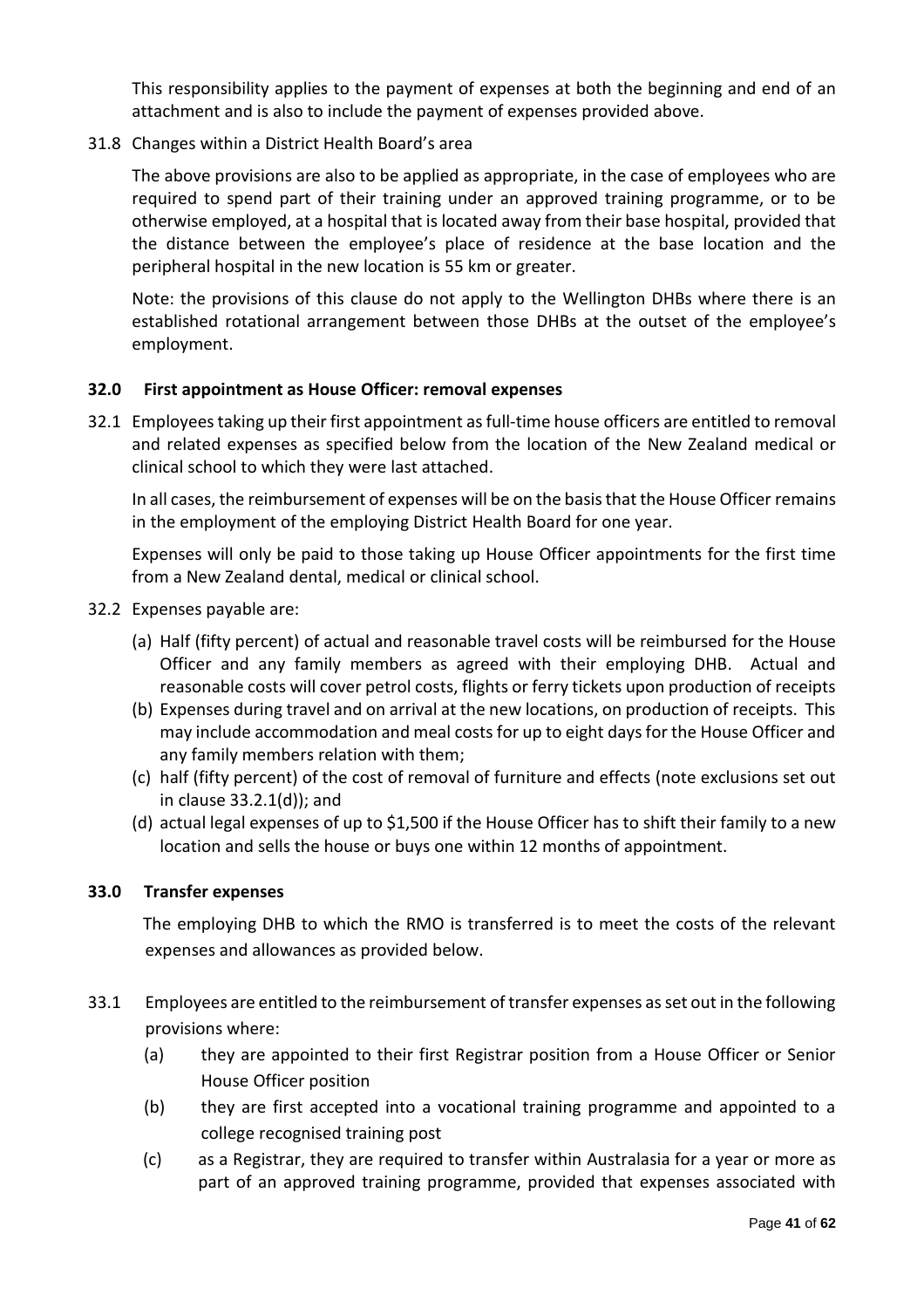This responsibility applies to the payment of expenses at both the beginning and end of an attachment and is also to include the payment of expenses provided above.

31.8 Changes within a District Health Board's area

The above provisions are also to be applied as appropriate, in the case of employees who are required to spend part of their training under an approved training programme, or to be otherwise employed, at a hospital that is located away from their base hospital, provided that the distance between the employee's place of residence at the base location and the peripheral hospital in the new location is 55 km or greater.

Note: the provisions of this clause do not apply to the Wellington DHBs where there is an established rotational arrangement between those DHBs at the outset of the employee's employment.

### 32.0 First appointment as House Officer: removal expenses

32.1 Employees taking up their first appointment as full-time house officers are entitled to removal and related expenses as specified below from the location of the New Zealand medical or clinical school to which they were last attached.

In all cases, the reimbursement of expenses will be on the basis that the House Officer remains in the employment of the employing District Health Board for one year.

Expenses will only be paid to those taking up House Officer appointments for the first time from a New Zealand dental, medical or clinical school.

32.2 Expenses payable are:

(a) Half (fifty percent) of actual and reasonable travel costs will be reimbursed for the House Officer and any family members as agreed with their employing DHB. Actual and reasonable costs will cover petrol costs, flights or ferry tickets upon production of receipts

(b) Expenses during travel and on arrival at the new locations, on production of receipts. This may include accommodation and meal costs for up to eight days for the House Officer and any family members relation with them;

(c) half (fifty percent) of the cost of removal of furniture and effects (note exclusions set out in clause 33.2.1(d)); and

(d) actual legal expenses of up to $1,500 if the House Officer has to shift their family to a new location and sells the house or buys one within 12 months of appointment.

### 33.0 Transfer expenses

The employing DHB to which the RMO is transferred is to meet the costs of the relevant expenses and allowances as provided below.

33.1 Employees are entitled to the reimbursement of transfer expenses as set out in the following provisions where:

(a) they are appointed to their first Registrar position from a House Officer or Senior House Officer position

(b) they are first accepted into a vocational training programme and appointed to a college recognised training post

(c) as a Registrar, they are required to transfer within Australasia for a year or more as part of an approved training programme, provided that expenses associated with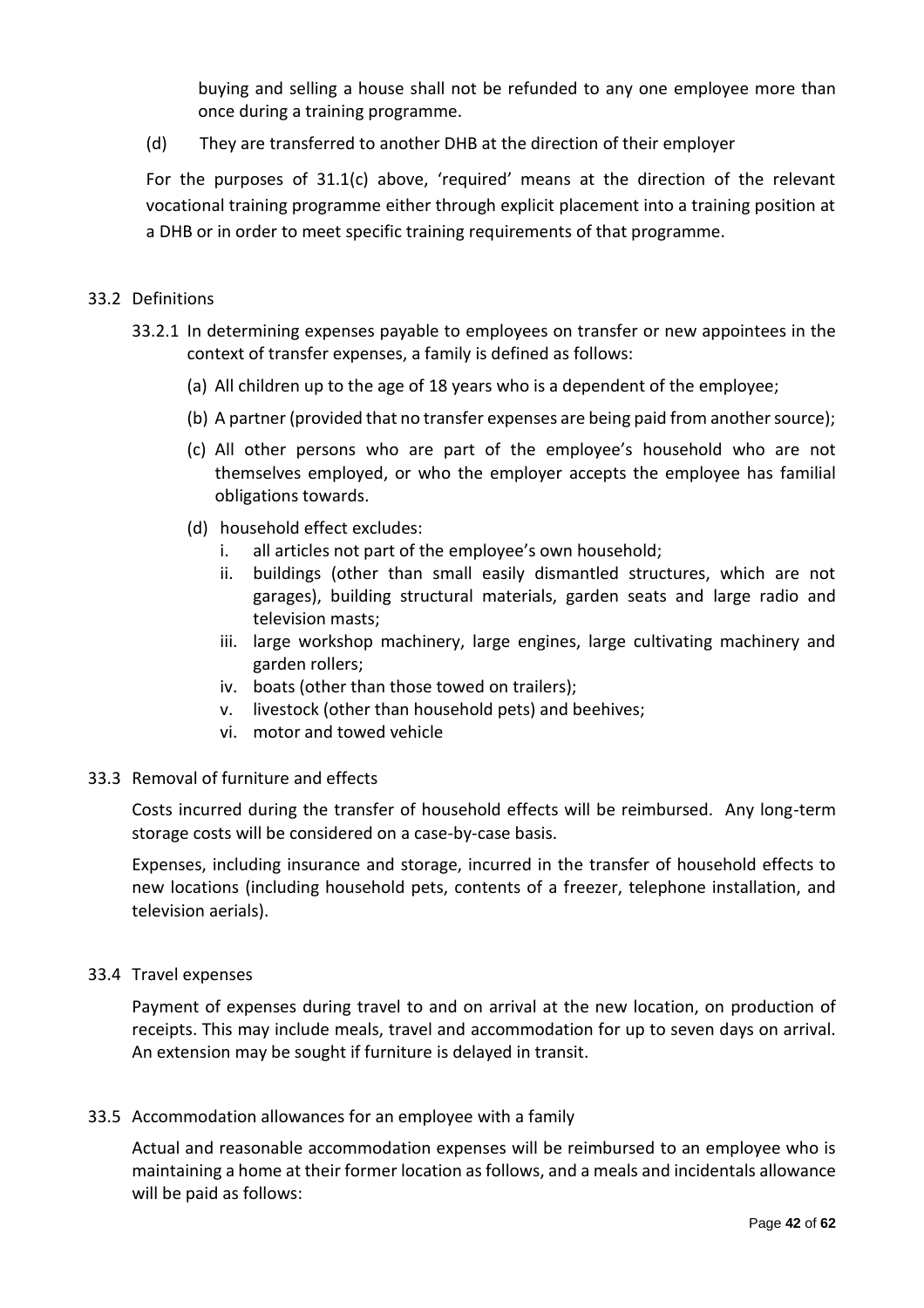buying and selling a house shall not be refunded to any one employee more than once during a training programme.

(d) They are transferred to another DHB at the direction of their employer

For the purposes of 31.1(c) above, 'required' means at the direction of the relevant vocational training programme either through explicit placement into a training position at a DHB or in order to meet specific training requirements of that programme.

33.2 Definitions

33.2.1 In determining expenses payable to employees on transfer or new appointees in the context of transfer expenses, a family is defined as follows:

(a) All children up to the age of 18 years who is a dependent of the employee;

(b) A partner (provided that no transfer expenses are being paid from another source);

(c) All other persons who are part of the employee's household who are not themselves employed, or who the employer accepts the employee has familial obligations towards.

(d) household effect excludes:

i. all articles not part of the employee's own household;
ii. buildings (other than small easily dismantled structures, which are not garages), building structural materials, garden seats and large radio and television masts;
iii. large workshop machinery, large engines, large cultivating machinery and garden rollers;
iv. boats (other than those towed on trailers);
v. livestock (other than household pets) and beehives;
vi. motor and towed vehicle

33.3 Removal of furniture and effects

Costs incurred during the transfer of household effects will be reimbursed. Any long-term storage costs will be considered on a case-by-case basis.

Expenses, including insurance and storage, incurred in the transfer of household effects to new locations (including household pets, contents of a freezer, telephone installation, and television aerials).

33.4 Travel expenses

Payment of expenses during travel to and on arrival at the new location, on production of receipts. This may include meals, travel and accommodation for up to seven days on arrival. An extension may be sought if furniture is delayed in transit.

33.5 Accommodation allowances for an employee with a family

Actual and reasonable accommodation expenses will be reimbursed to an employee who is maintaining a home at their former location as follows, and a meals and incidentals allowance will be paid as follows: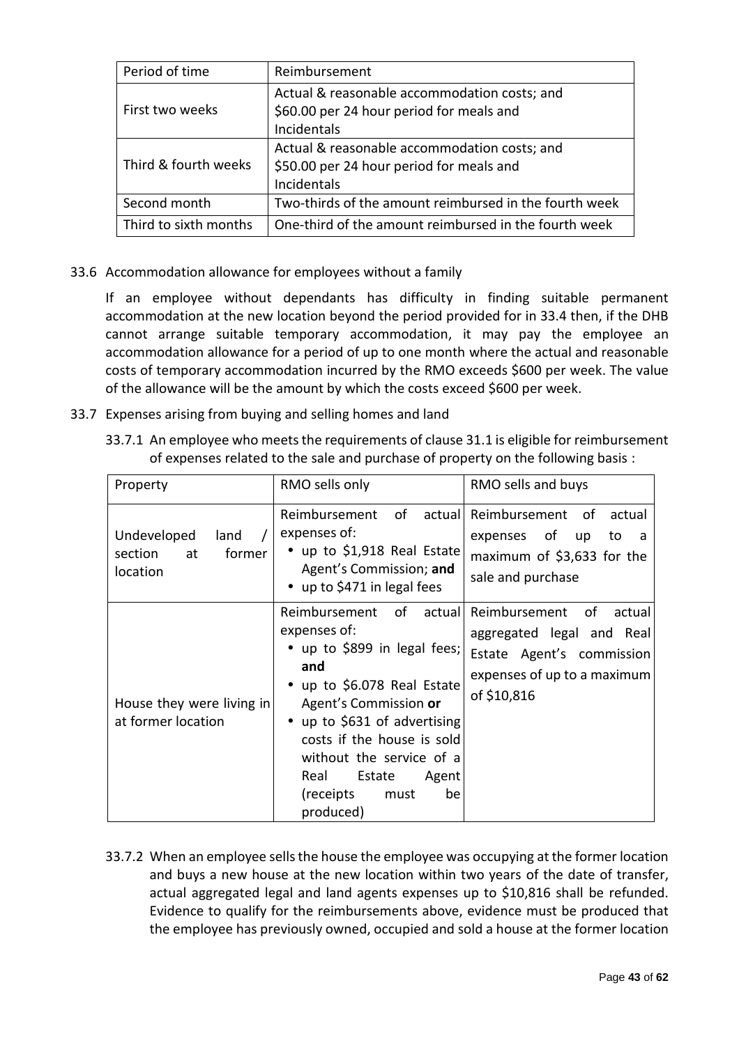| Period of time | Reimbursement |
|---|---|
| First two weeks | Actual & reasonable accommodation costs; and<br>$60.00 per 24 hour period for meals and Incidentals |
| Third & fourth weeks | Actual & reasonable accommodation costs; and<br>$50.00 per 24 hour period for meals and Incidentals |
| Second month | Two-thirds of the amount reimbursed in the fourth week |
| Third to sixth months | One-third of the amount reimbursed in the fourth week |

33.6 Accommodation allowance for employees without a family

If an employee without dependants has difficulty in finding suitable permanent accommodation at the new location beyond the period provided for in 33.4 then, if the DHB cannot arrange suitable temporary accommodation, it may pay the employee an accommodation allowance for a period of up to one month where the actual and reasonable costs of temporary accommodation incurred by the RMO exceeds $600 per week. The value of the allowance will be the amount by which the costs exceed $600 per week.

33.7 Expenses arising from buying and selling homes and land

33.7.1 An employee who meets the requirements of clause 31.1 is eligible for reimbursement of expenses related to the sale and purchase of property on the following basis :

| Property | RMO sells only | RMO sells and buys |
|---|---|---|
| Undeveloped land / section at former location | Reimbursement of actual expenses of:<br>• up to $1,918 Real Estate Agent's Commission; **and**<br>• up to $471 in legal fees | Reimbursement of actual expenses of up to a maximum of $3,633 for the sale and purchase |
| House they were living in at former location | Reimbursement of actual expenses of:<br>• up to $899 in legal fees; **and**<br>• up to $6.078 Real Estate Agent's Commission **or**<br>• up to $631 of advertising costs if the house is sold without the service of a Real Estate Agent (receipts must be produced) | Reimbursement of actual aggregated legal and Real Estate Agent's commission expenses of up to a maximum of $10,816 |

33.7.2 When an employee sells the house the employee was occupying at the former location and buys a new house at the new location within two years of the date of transfer, actual aggregated legal and land agents expenses up to $10,816 shall be refunded. Evidence to qualify for the reimbursements above, evidence must be produced that the employee has previously owned, occupied and sold a house at the former location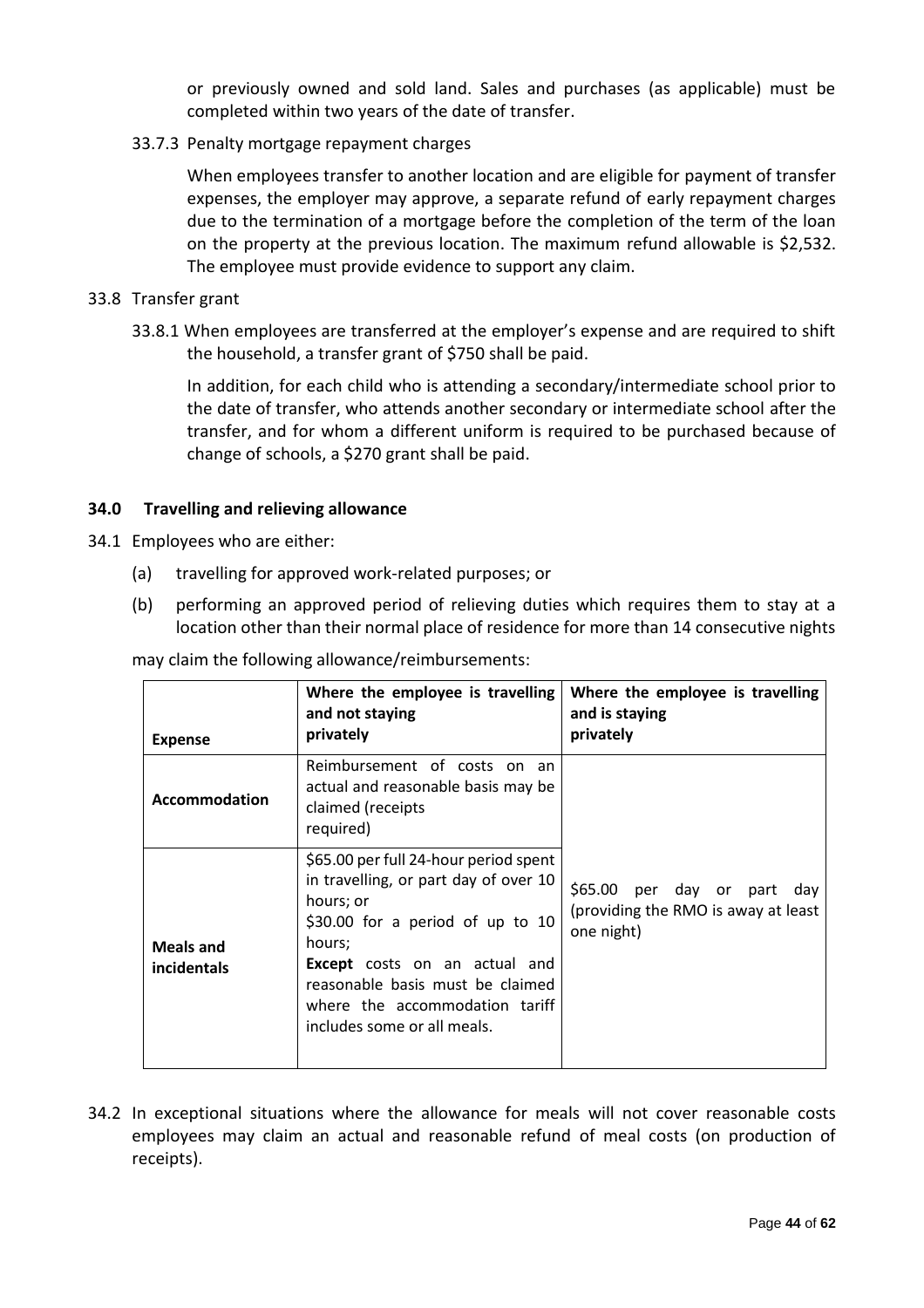or previously owned and sold land. Sales and purchases (as applicable) must be completed within two years of the date of transfer.

33.7.3 Penalty mortgage repayment charges

When employees transfer to another location and are eligible for payment of transfer expenses, the employer may approve, a separate refund of early repayment charges due to the termination of a mortgage before the completion of the term of the loan on the property at the previous location. The maximum refund allowable is $2,532. The employee must provide evidence to support any claim.

33.8 Transfer grant

33.8.1 When employees are transferred at the employer's expense and are required to shift the household, a transfer grant of $750 shall be paid.

In addition, for each child who is attending a secondary/intermediate school prior to the date of transfer, who attends another secondary or intermediate school after the transfer, and for whom a different uniform is required to be purchased because of change of schools, a $270 grant shall be paid.

## 34.0 Travelling and relieving allowance

34.1 Employees who are either:

(a) travelling for approved work-related purposes; or

(b) performing an approved period of relieving duties which requires them to stay at a location other than their normal place of residence for more than 14 consecutive nights

may claim the following allowance/reimbursements:

| Expense | Where the employee is travelling and not staying privately | Where the employee is travelling and is staying privately |
|---|---|---|
| **Accommodation** | Reimbursement of costs on an actual and reasonable basis may be claimed (receipts required) | $65.00 per day or part day (providing the RMO is away at least one night) |
| **Meals and incidentals** | $65.00 per full 24-hour period spent in travelling, or part day of over 10 hours; or<br>$30.00 for a period of up to 10 hours;<br>**Except** costs on an actual and reasonable basis must be claimed where the accommodation tariff includes some or all meals. | |

34.2 In exceptional situations where the allowance for meals will not cover reasonable costs employees may claim an actual and reasonable refund of meal costs (on production of receipts).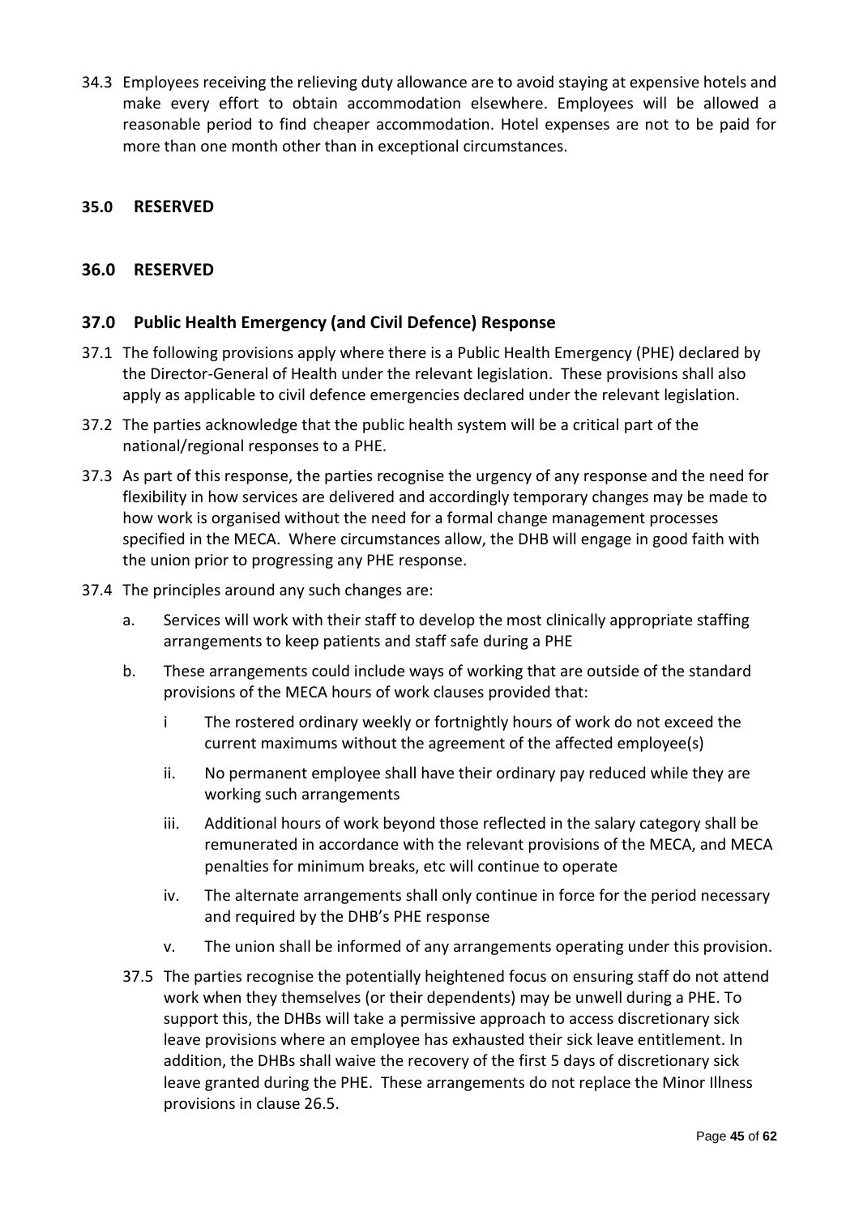34.3 Employees receiving the relieving duty allowance are to avoid staying at expensive hotels and make every effort to obtain accommodation elsewhere. Employees will be allowed a reasonable period to find cheaper accommodation. Hotel expenses are not to be paid for more than one month other than in exceptional circumstances.

## 35.0 RESERVED

## 36.0 RESERVED

## 37.0 Public Health Emergency (and Civil Defence) Response

37.1 The following provisions apply where there is a Public Health Emergency (PHE) declared by the Director-General of Health under the relevant legislation. These provisions shall also apply as applicable to civil defence emergencies declared under the relevant legislation.

37.2 The parties acknowledge that the public health system will be a critical part of the national/regional responses to a PHE.

37.3 As part of this response, the parties recognise the urgency of any response and the need for flexibility in how services are delivered and accordingly temporary changes may be made to how work is organised without the need for a formal change management processes specified in the MECA. Where circumstances allow, the DHB will engage in good faith with the union prior to progressing any PHE response.

37.4 The principles around any such changes are:

a. Services will work with their staff to develop the most clinically appropriate staffing arrangements to keep patients and staff safe during a PHE

b. These arrangements could include ways of working that are outside of the standard provisions of the MECA hours of work clauses provided that:

   i The rostered ordinary weekly or fortnightly hours of work do not exceed the current maximums without the agreement of the affected employee(s)

   ii. No permanent employee shall have their ordinary pay reduced while they are working such arrangements

   iii. Additional hours of work beyond those reflected in the salary category shall be remunerated in accordance with the relevant provisions of the MECA, and MECA penalties for minimum breaks, etc will continue to operate

   iv. The alternate arrangements shall only continue in force for the period necessary and required by the DHB's PHE response

   v. The union shall be informed of any arrangements operating under this provision.

37.5 The parties recognise the potentially heightened focus on ensuring staff do not attend work when they themselves (or their dependents) may be unwell during a PHE. To support this, the DHBs will take a permissive approach to access discretionary sick leave provisions where an employee has exhausted their sick leave entitlement. In addition, the DHBs shall waive the recovery of the first 5 days of discretionary sick leave granted during the PHE. These arrangements do not replace the Minor Illness provisions in clause 26.5.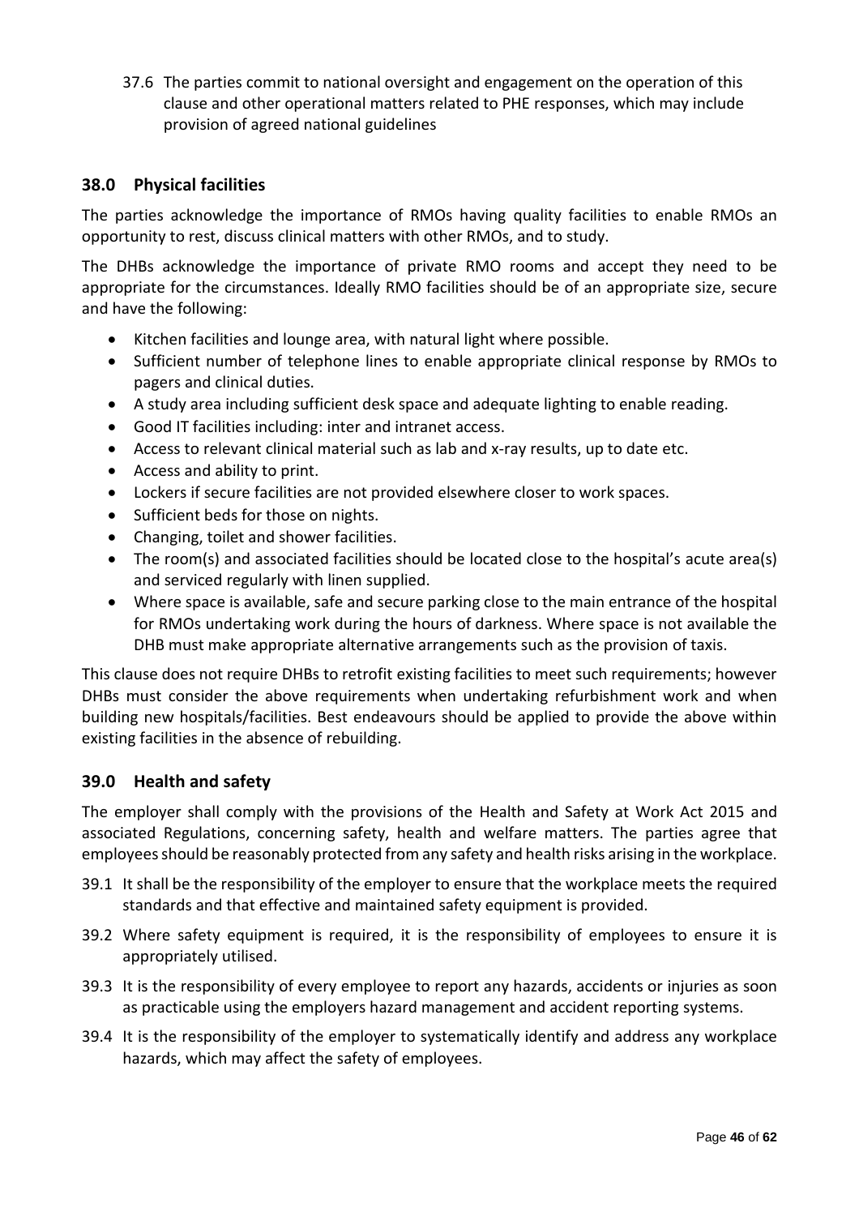37.6 The parties commit to national oversight and engagement on the operation of this clause and other operational matters related to PHE responses, which may include provision of agreed national guidelines

## 38.0 Physical facilities

The parties acknowledge the importance of RMOs having quality facilities to enable RMOs an opportunity to rest, discuss clinical matters with other RMOs, and to study.

The DHBs acknowledge the importance of private RMO rooms and accept they need to be appropriate for the circumstances. Ideally RMO facilities should be of an appropriate size, secure and have the following:

- Kitchen facilities and lounge area, with natural light where possible.
- Sufficient number of telephone lines to enable appropriate clinical response by RMOs to pagers and clinical duties.
- A study area including sufficient desk space and adequate lighting to enable reading.
- Good IT facilities including: inter and intranet access.
- Access to relevant clinical material such as lab and x-ray results, up to date etc.
- Access and ability to print.
- Lockers if secure facilities are not provided elsewhere closer to work spaces.
- Sufficient beds for those on nights.
- Changing, toilet and shower facilities.
- The room(s) and associated facilities should be located close to the hospital's acute area(s) and serviced regularly with linen supplied.
- Where space is available, safe and secure parking close to the main entrance of the hospital for RMOs undertaking work during the hours of darkness. Where space is not available the DHB must make appropriate alternative arrangements such as the provision of taxis.

This clause does not require DHBs to retrofit existing facilities to meet such requirements; however DHBs must consider the above requirements when undertaking refurbishment work and when building new hospitals/facilities. Best endeavours should be applied to provide the above within existing facilities in the absence of rebuilding.

## 39.0 Health and safety

The employer shall comply with the provisions of the Health and Safety at Work Act 2015 and associated Regulations, concerning safety, health and welfare matters. The parties agree that employees should be reasonably protected from any safety and health risks arising in the workplace.

39.1 It shall be the responsibility of the employer to ensure that the workplace meets the required standards and that effective and maintained safety equipment is provided.

39.2 Where safety equipment is required, it is the responsibility of employees to ensure it is appropriately utilised.

39.3 It is the responsibility of every employee to report any hazards, accidents or injuries as soon as practicable using the employers hazard management and accident reporting systems.

39.4 It is the responsibility of the employer to systematically identify and address any workplace hazards, which may affect the safety of employees.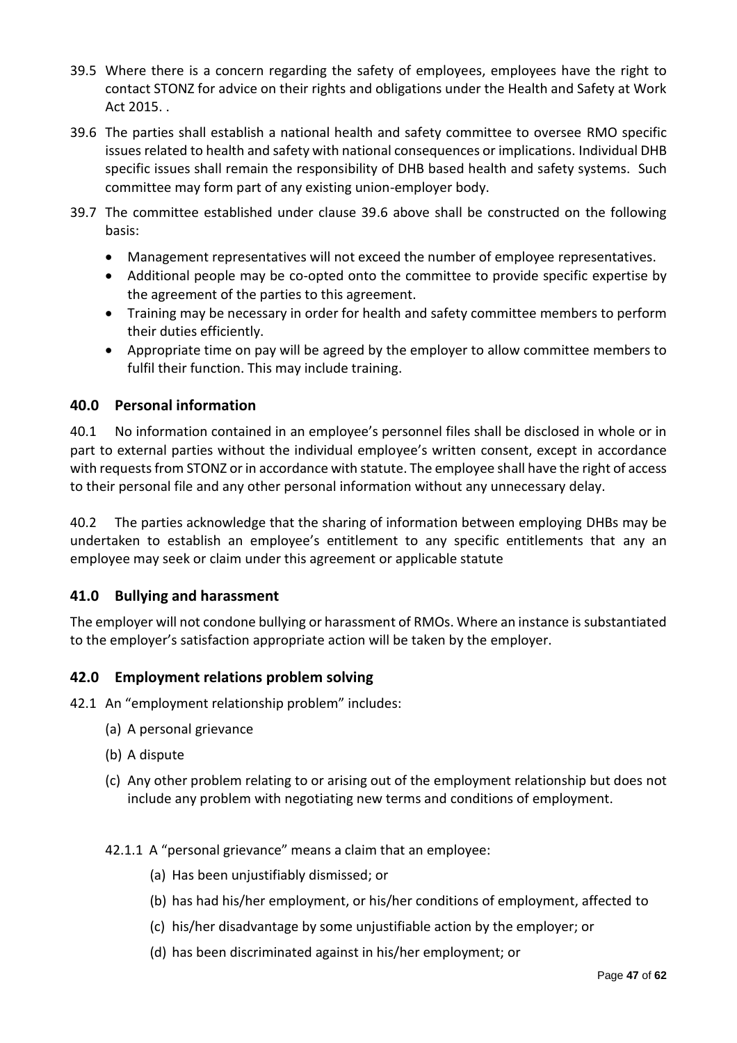39.5 Where there is a concern regarding the safety of employees, employees have the right to contact STONZ for advice on their rights and obligations under the Health and Safety at Work Act 2015. .

39.6 The parties shall establish a national health and safety committee to oversee RMO specific issues related to health and safety with national consequences or implications. Individual DHB specific issues shall remain the responsibility of DHB based health and safety systems. Such committee may form part of any existing union-employer body.

39.7 The committee established under clause 39.6 above shall be constructed on the following basis:

- Management representatives will not exceed the number of employee representatives.
- Additional people may be co-opted onto the committee to provide specific expertise by the agreement of the parties to this agreement.
- Training may be necessary in order for health and safety committee members to perform their duties efficiently.
- Appropriate time on pay will be agreed by the employer to allow committee members to fulfil their function. This may include training.

## 40.0 Personal information

40.1 No information contained in an employee's personnel files shall be disclosed in whole or in part to external parties without the individual employee's written consent, except in accordance with requests from STONZ or in accordance with statute. The employee shall have the right of access to their personal file and any other personal information without any unnecessary delay.

40.2 The parties acknowledge that the sharing of information between employing DHBs may be undertaken to establish an employee's entitlement to any specific entitlements that any an employee may seek or claim under this agreement or applicable statute

## 41.0 Bullying and harassment

The employer will not condone bullying or harassment of RMOs. Where an instance is substantiated to the employer's satisfaction appropriate action will be taken by the employer.

## 42.0 Employment relations problem solving

42.1 An "employment relationship problem" includes:

(a) A personal grievance

(b) A dispute

(c) Any other problem relating to or arising out of the employment relationship but does not include any problem with negotiating new terms and conditions of employment.

42.1.1 A "personal grievance" means a claim that an employee:

(a) Has been unjustifiably dismissed; or

(b) has had his/her employment, or his/her conditions of employment, affected to

(c) his/her disadvantage by some unjustifiable action by the employer; or

(d) has been discriminated against in his/her employment; or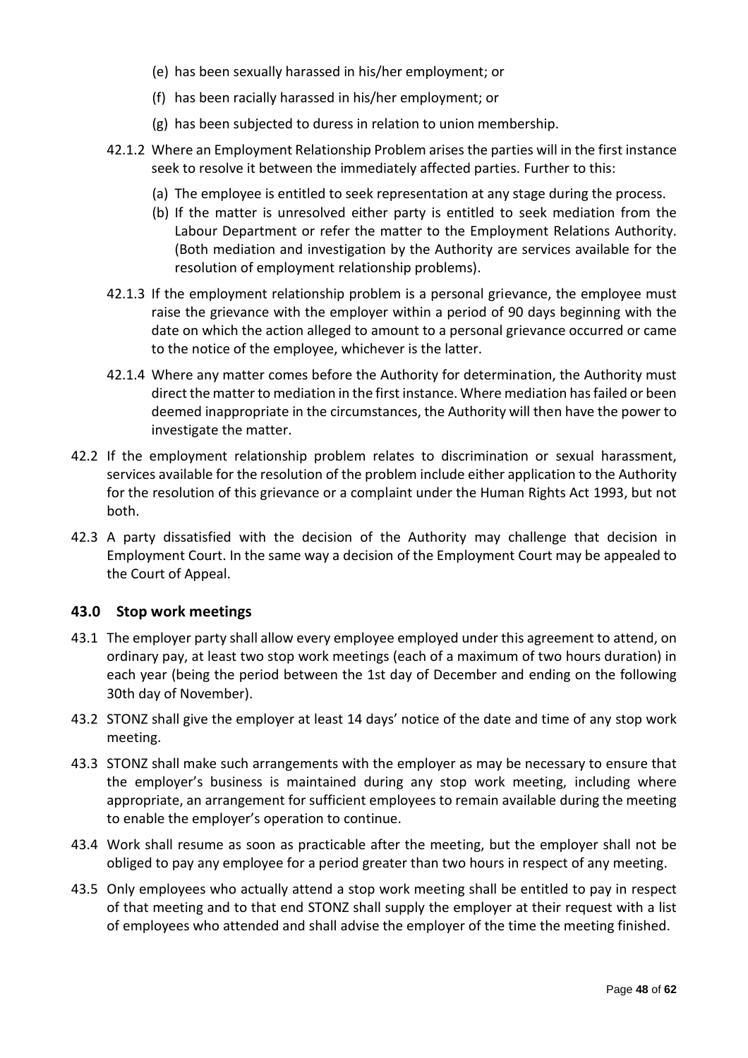(e) has been sexually harassed in his/her employment; or

(f) has been racially harassed in his/her employment; or

(g) has been subjected to duress in relation to union membership.

42.1.2 Where an Employment Relationship Problem arises the parties will in the first instance seek to resolve it between the immediately affected parties. Further to this:

(a) The employee is entitled to seek representation at any stage during the process.

(b) If the matter is unresolved either party is entitled to seek mediation from the Labour Department or refer the matter to the Employment Relations Authority. (Both mediation and investigation by the Authority are services available for the resolution of employment relationship problems).

42.1.3 If the employment relationship problem is a personal grievance, the employee must raise the grievance with the employer within a period of 90 days beginning with the date on which the action alleged to amount to a personal grievance occurred or came to the notice of the employee, whichever is the latter.

42.1.4 Where any matter comes before the Authority for determination, the Authority must direct the matter to mediation in the first instance. Where mediation has failed or been deemed inappropriate in the circumstances, the Authority will then have the power to investigate the matter.

42.2 If the employment relationship problem relates to discrimination or sexual harassment, services available for the resolution of the problem include either application to the Authority for the resolution of this grievance or a complaint under the Human Rights Act 1993, but not both.

42.3 A party dissatisfied with the decision of the Authority may challenge that decision in Employment Court. In the same way a decision of the Employment Court may be appealed to the Court of Appeal.

## 43.0 Stop work meetings

43.1 The employer party shall allow every employee employed under this agreement to attend, on ordinary pay, at least two stop work meetings (each of a maximum of two hours duration) in each year (being the period between the 1st day of December and ending on the following 30th day of November).

43.2 STONZ shall give the employer at least 14 days' notice of the date and time of any stop work meeting.

43.3 STONZ shall make such arrangements with the employer as may be necessary to ensure that the employer's business is maintained during any stop work meeting, including where appropriate, an arrangement for sufficient employees to remain available during the meeting to enable the employer's operation to continue.

43.4 Work shall resume as soon as practicable after the meeting, but the employer shall not be obliged to pay any employee for a period greater than two hours in respect of any meeting.

43.5 Only employees who actually attend a stop work meeting shall be entitled to pay in respect of that meeting and to that end STONZ shall supply the employer at their request with a list of employees who attended and shall advise the employer of the time the meeting finished.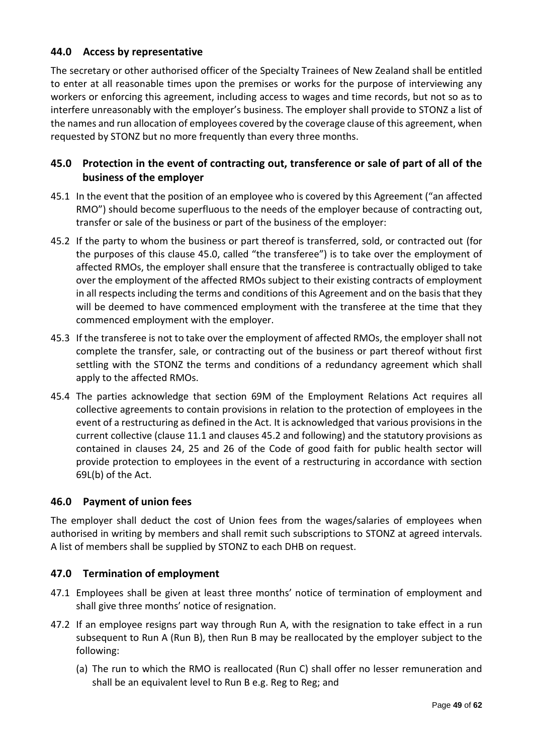## 44.0 Access by representative

The secretary or other authorised officer of the Specialty Trainees of New Zealand shall be entitled to enter at all reasonable times upon the premises or works for the purpose of interviewing any workers or enforcing this agreement, including access to wages and time records, but not so as to interfere unreasonably with the employer's business. The employer shall provide to STONZ a list of the names and run allocation of employees covered by the coverage clause of this agreement, when requested by STONZ but no more frequently than every three months.

## 45.0 Protection in the event of contracting out, transference or sale of part of all of the business of the employer

45.1 In the event that the position of an employee who is covered by this Agreement ("an affected RMO") should become superfluous to the needs of the employer because of contracting out, transfer or sale of the business or part of the business of the employer:

45.2 If the party to whom the business or part thereof is transferred, sold, or contracted out (for the purposes of this clause 45.0, called "the transferee") is to take over the employment of affected RMOs, the employer shall ensure that the transferee is contractually obliged to take over the employment of the affected RMOs subject to their existing contracts of employment in all respects including the terms and conditions of this Agreement and on the basis that they will be deemed to have commenced employment with the transferee at the time that they commenced employment with the employer.

45.3 If the transferee is not to take over the employment of affected RMOs, the employer shall not complete the transfer, sale, or contracting out of the business or part thereof without first settling with the STONZ the terms and conditions of a redundancy agreement which shall apply to the affected RMOs.

45.4 The parties acknowledge that section 69M of the Employment Relations Act requires all collective agreements to contain provisions in relation to the protection of employees in the event of a restructuring as defined in the Act. It is acknowledged that various provisions in the current collective (clause 11.1 and clauses 45.2 and following) and the statutory provisions as contained in clauses 24, 25 and 26 of the Code of good faith for public health sector will provide protection to employees in the event of a restructuring in accordance with section 69L(b) of the Act.

## 46.0 Payment of union fees

The employer shall deduct the cost of Union fees from the wages/salaries of employees when authorised in writing by members and shall remit such subscriptions to STONZ at agreed intervals. A list of members shall be supplied by STONZ to each DHB on request.

## 47.0 Termination of employment

47.1 Employees shall be given at least three months' notice of termination of employment and shall give three months' notice of resignation.

47.2 If an employee resigns part way through Run A, with the resignation to take effect in a run subsequent to Run A (Run B), then Run B may be reallocated by the employer subject to the following:

(a) The run to which the RMO is reallocated (Run C) shall offer no lesser remuneration and shall be an equivalent level to Run B e.g. Reg to Reg; and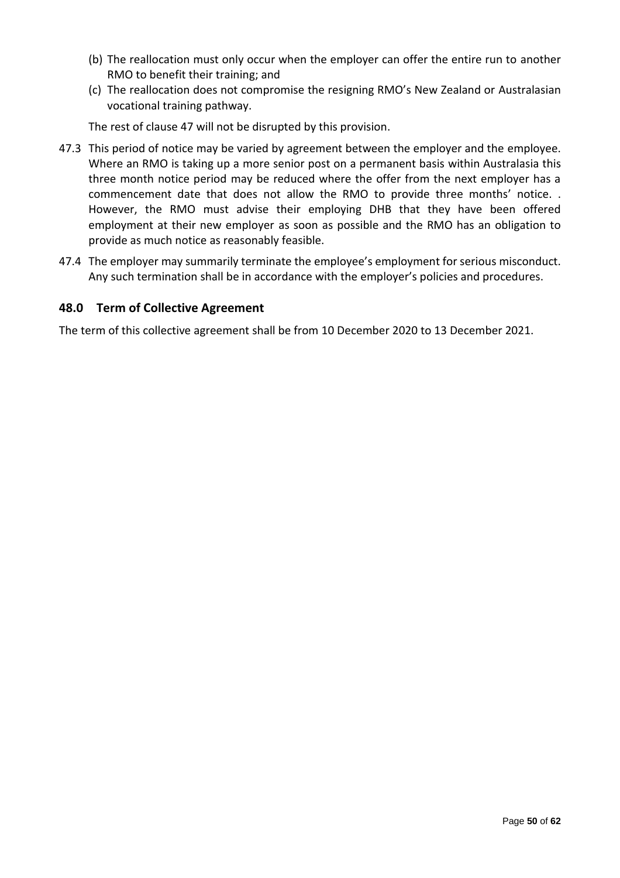(b) The reallocation must only occur when the employer can offer the entire run to another RMO to benefit their training; and

(c) The reallocation does not compromise the resigning RMO's New Zealand or Australasian vocational training pathway.

The rest of clause 47 will not be disrupted by this provision.

47.3 This period of notice may be varied by agreement between the employer and the employee. Where an RMO is taking up a more senior post on a permanent basis within Australasia this three month notice period may be reduced where the offer from the next employer has a commencement date that does not allow the RMO to provide three months' notice. . However, the RMO must advise their employing DHB that they have been offered employment at their new employer as soon as possible and the RMO has an obligation to provide as much notice as reasonably feasible.

47.4 The employer may summarily terminate the employee's employment for serious misconduct. Any such termination shall be in accordance with the employer's policies and procedures.

## 48.0 Term of Collective Agreement

The term of this collective agreement shall be from 10 December 2020 to 13 December 2021.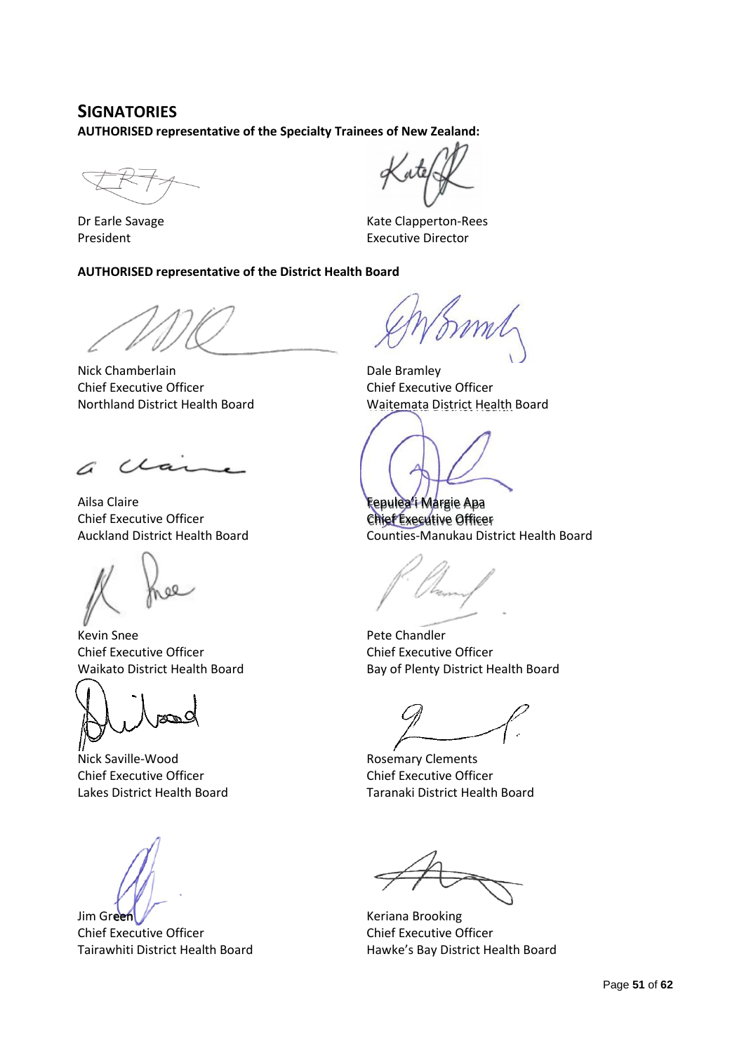## SIGNATORIES

**AUTHORISED representative of the Specialty Trainees of New Zealand:**

Dr Earle Savage
President

Kate Clapperton-Rees
Executive Director

**AUTHORISED representative of the District Health Board**

Nick Chamberlain
Chief Executive Officer
Northland District Health Board

Dale Bramley
Chief Executive Officer
Waitemata District Health Board

Ailsa Claire
Chief Executive Officer
Auckland District Health Board

Fepulea'i Margie Apa
Chief Executive Officer
Counties-Manukau District Health Board

Kevin Snee
Chief Executive Officer
Waikato District Health Board

Pete Chandler
Chief Executive Officer
Bay of Plenty District Health Board

Nick Saville-Wood
Chief Executive Officer
Lakes District Health Board

Rosemary Clements
Chief Executive Officer
Taranaki District Health Board

Jim Green
Chief Executive Officer
Tairawhiti District Health Board

Keriana Brooking
Chief Executive Officer
Hawke's Bay District Health Board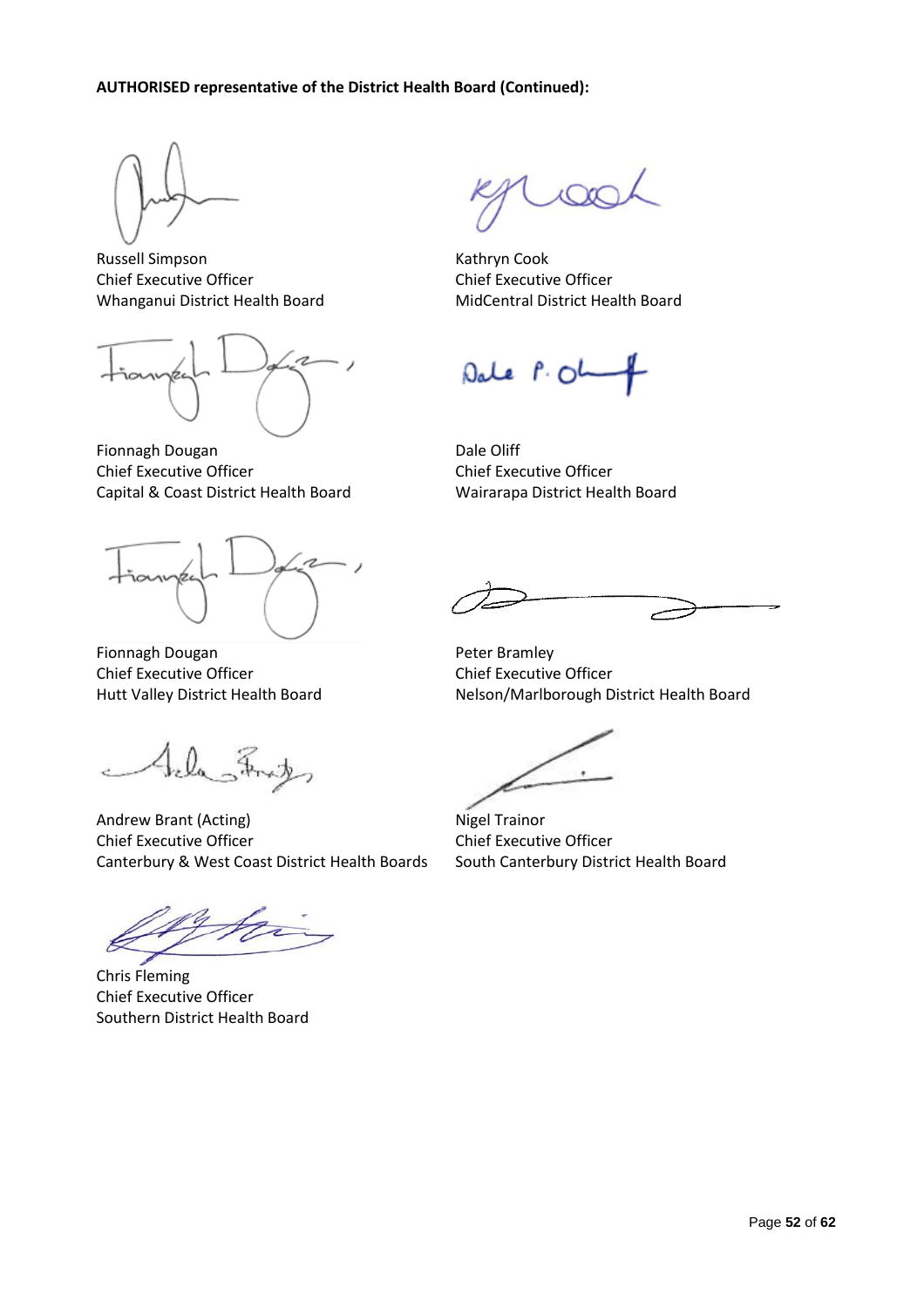**AUTHORISED representative of the District Health Board (Continued):**

Russell Simpson
Chief Executive Officer
Whanganui District Health Board

Kathryn Cook
Chief Executive Officer
MidCentral District Health Board

Fionnagh Dougan
Chief Executive Officer
Capital & Coast District Health Board

Dale Oliff
Chief Executive Officer
Wairarapa District Health Board

Fionnagh Dougan
Chief Executive Officer
Hutt Valley District Health Board

Peter Bramley
Chief Executive Officer
Nelson/Marlborough District Health Board

Andrew Brant (Acting)
Chief Executive Officer
Canterbury & West Coast District Health Boards

Nigel Trainor
Chief Executive Officer
South Canterbury District Health Board

Chris Fleming
Chief Executive Officer
Southern District Health Board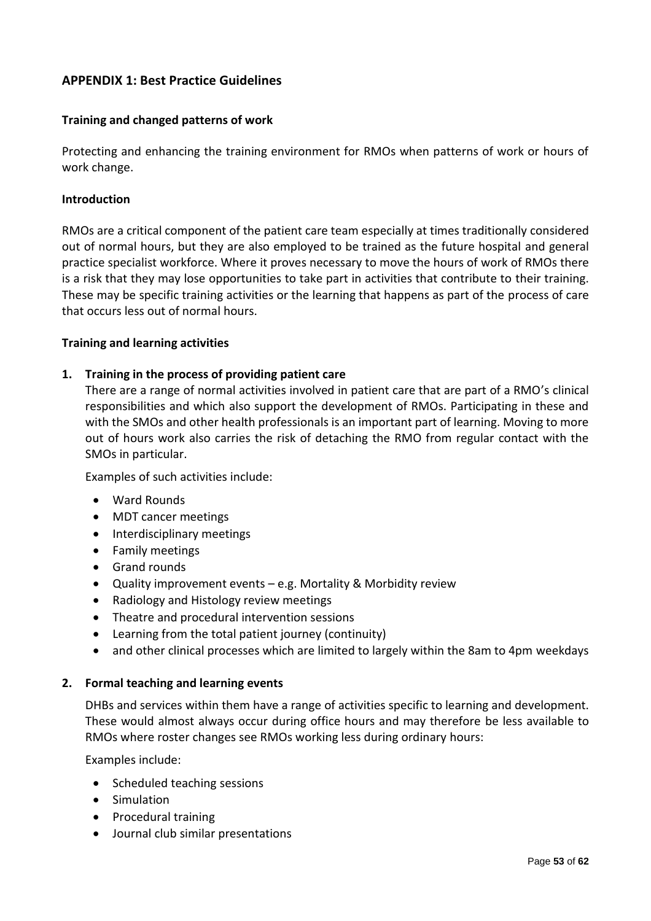## APPENDIX 1: Best Practice Guidelines

### Training and changed patterns of work

Protecting and enhancing the training environment for RMOs when patterns of work or hours of work change.

### Introduction

RMOs are a critical component of the patient care team especially at times traditionally considered out of normal hours, but they are also employed to be trained as the future hospital and general practice specialist workforce. Where it proves necessary to move the hours of work of RMOs there is a risk that they may lose opportunities to take part in activities that contribute to their training. These may be specific training activities or the learning that happens as part of the process of care that occurs less out of normal hours.

### Training and learning activities

**1. Training in the process of providing patient care**

There are a range of normal activities involved in patient care that are part of a RMO's clinical responsibilities and which also support the development of RMOs. Participating in these and with the SMOs and other health professionals is an important part of learning. Moving to more out of hours work also carries the risk of detaching the RMO from regular contact with the SMOs in particular.

Examples of such activities include:

- Ward Rounds
- MDT cancer meetings
- Interdisciplinary meetings
- Family meetings
- Grand rounds
- Quality improvement events – e.g. Mortality & Morbidity review
- Radiology and Histology review meetings
- Theatre and procedural intervention sessions
- Learning from the total patient journey (continuity)
- and other clinical processes which are limited to largely within the 8am to 4pm weekdays

**2. Formal teaching and learning events**

DHBs and services within them have a range of activities specific to learning and development. These would almost always occur during office hours and may therefore be less available to RMOs where roster changes see RMOs working less during ordinary hours:

Examples include:

- Scheduled teaching sessions
- Simulation
- Procedural training
- Journal club similar presentations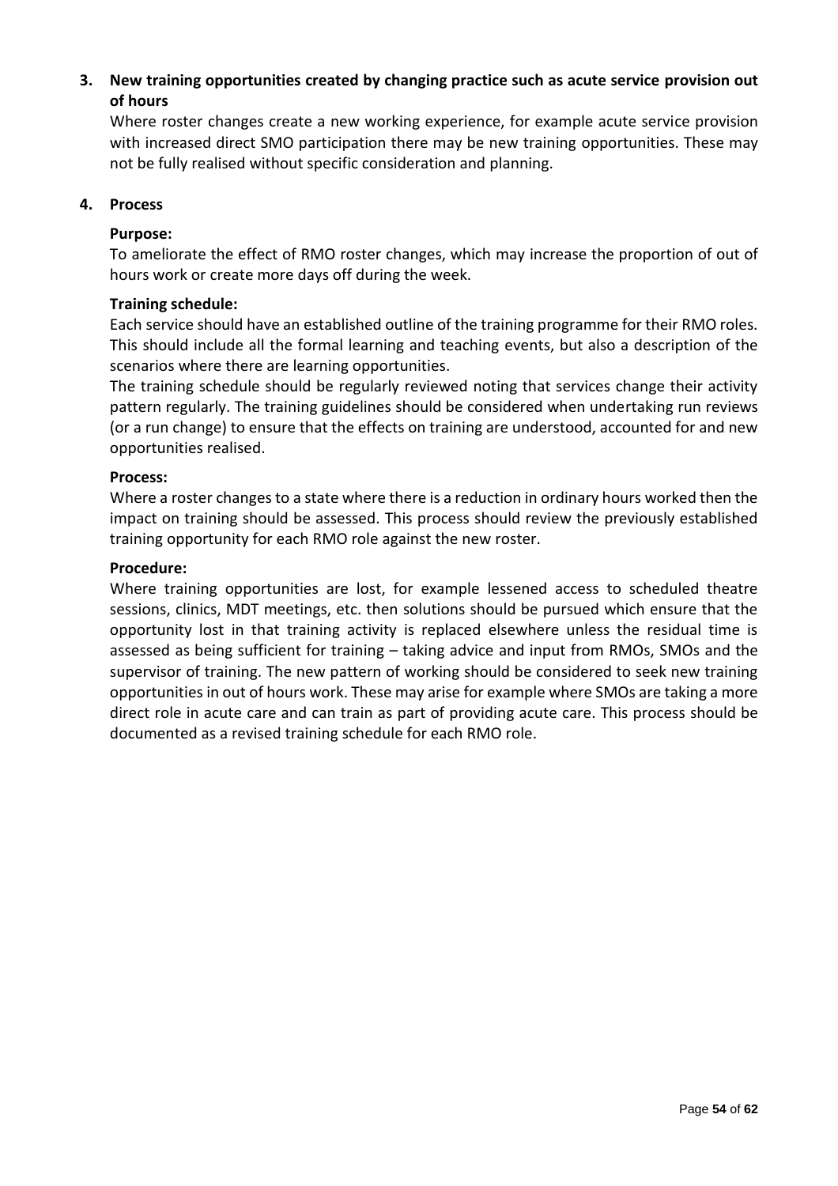**3. New training opportunities created by changing practice such as acute service provision out of hours**

Where roster changes create a new working experience, for example acute service provision with increased direct SMO participation there may be new training opportunities. These may not be fully realised without specific consideration and planning.

**4. Process**

**Purpose:**

To ameliorate the effect of RMO roster changes, which may increase the proportion of out of hours work or create more days off during the week.

**Training schedule:**

Each service should have an established outline of the training programme for their RMO roles. This should include all the formal learning and teaching events, but also a description of the scenarios where there are learning opportunities.

The training schedule should be regularly reviewed noting that services change their activity pattern regularly. The training guidelines should be considered when undertaking run reviews (or a run change) to ensure that the effects on training are understood, accounted for and new opportunities realised.

**Process:**

Where a roster changes to a state where there is a reduction in ordinary hours worked then the impact on training should be assessed. This process should review the previously established training opportunity for each RMO role against the new roster.

**Procedure:**

Where training opportunities are lost, for example lessened access to scheduled theatre sessions, clinics, MDT meetings, etc. then solutions should be pursued which ensure that the opportunity lost in that training activity is replaced elsewhere unless the residual time is assessed as being sufficient for training – taking advice and input from RMOs, SMOs and the supervisor of training. The new pattern of working should be considered to seek new training opportunities in out of hours work. These may arise for example where SMOs are taking a more direct role in acute care and can train as part of providing acute care. This process should be documented as a revised training schedule for each RMO role.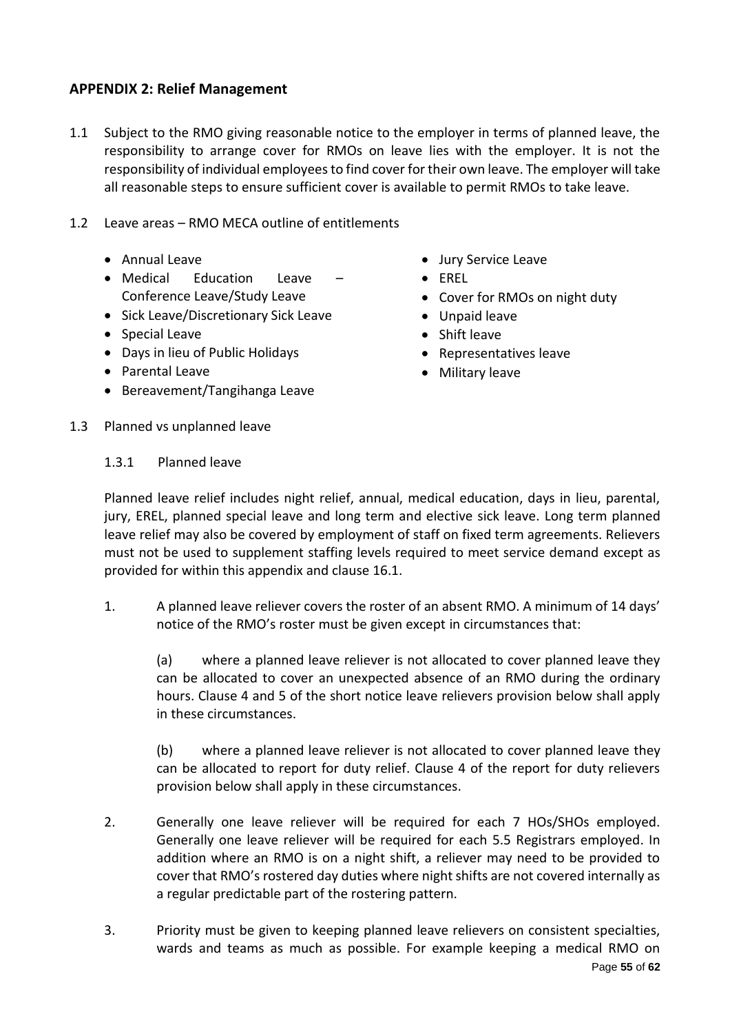## APPENDIX 2: Relief Management

1.1 Subject to the RMO giving reasonable notice to the employer in terms of planned leave, the responsibility to arrange cover for RMOs on leave lies with the employer. It is not the responsibility of individual employees to find cover for their own leave. The employer will take all reasonable steps to ensure sufficient cover is available to permit RMOs to take leave.

1.2 Leave areas – RMO MECA outline of entitlements

- Annual Leave
- Medical Education Leave – Conference Leave/Study Leave
- Sick Leave/Discretionary Sick Leave
- Special Leave
- Days in lieu of Public Holidays
- Parental Leave
- Bereavement/Tangihanga Leave
- Jury Service Leave
- EREL
- Cover for RMOs on night duty
- Unpaid leave
- Shift leave
- Representatives leave
- Military leave

1.3 Planned vs unplanned leave

1.3.1 Planned leave

Planned leave relief includes night relief, annual, medical education, days in lieu, parental, jury, EREL, planned special leave and long term and elective sick leave. Long term planned leave relief may also be covered by employment of staff on fixed term agreements. Relievers must not be used to supplement staffing levels required to meet service demand except as provided for within this appendix and clause 16.1.

1. A planned leave reliever covers the roster of an absent RMO. A minimum of 14 days' notice of the RMO's roster must be given except in circumstances that:

   (a) where a planned leave reliever is not allocated to cover planned leave they can be allocated to cover an unexpected absence of an RMO during the ordinary hours. Clause 4 and 5 of the short notice leave relievers provision below shall apply in these circumstances.

   (b) where a planned leave reliever is not allocated to cover planned leave they can be allocated to report for duty relief. Clause 4 of the report for duty relievers provision below shall apply in these circumstances.

2. Generally one leave reliever will be required for each 7 HOs/SHOs employed. Generally one leave reliever will be required for each 5.5 Registrars employed. In addition where an RMO is on a night shift, a reliever may need to be provided to cover that RMO's rostered day duties where night shifts are not covered internally as a regular predictable part of the rostering pattern.

3. Priority must be given to keeping planned leave relievers on consistent specialties, wards and teams as much as possible. For example keeping a medical RMO on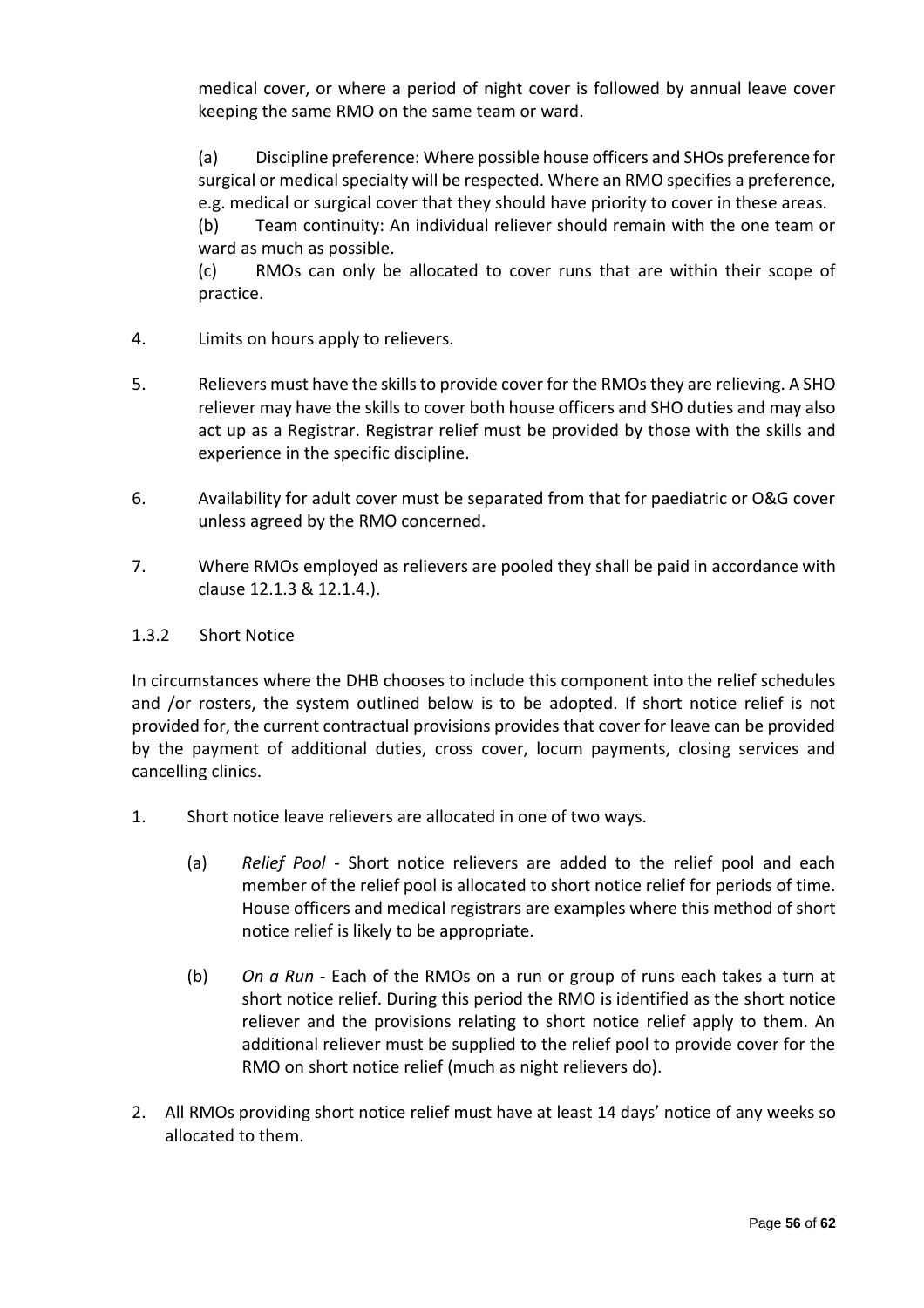medical cover, or where a period of night cover is followed by annual leave cover keeping the same RMO on the same team or ward.

(a) Discipline preference: Where possible house officers and SHOs preference for surgical or medical specialty will be respected. Where an RMO specifies a preference, e.g. medical or surgical cover that they should have priority to cover in these areas.

(b) Team continuity: An individual reliever should remain with the one team or ward as much as possible.

(c) RMOs can only be allocated to cover runs that are within their scope of practice.

4. Limits on hours apply to relievers.

5. Relievers must have the skills to provide cover for the RMOs they are relieving. A SHO reliever may have the skills to cover both house officers and SHO duties and may also act up as a Registrar. Registrar relief must be provided by those with the skills and experience in the specific discipline.

6. Availability for adult cover must be separated from that for paediatric or O&G cover unless agreed by the RMO concerned.

7. Where RMOs employed as relievers are pooled they shall be paid in accordance with clause 12.1.3 & 12.1.4.).

1.3.2 Short Notice

In circumstances where the DHB chooses to include this component into the relief schedules and /or rosters, the system outlined below is to be adopted. If short notice relief is not provided for, the current contractual provisions provides that cover for leave can be provided by the payment of additional duties, cross cover, locum payments, closing services and cancelling clinics.

1. Short notice leave relievers are allocated in one of two ways.

   (a) *Relief Pool* - Short notice relievers are added to the relief pool and each member of the relief pool is allocated to short notice relief for periods of time. House officers and medical registrars are examples where this method of short notice relief is likely to be appropriate.

   (b) *On a Run* - Each of the RMOs on a run or group of runs each takes a turn at short notice relief. During this period the RMO is identified as the short notice reliever and the provisions relating to short notice relief apply to them. An additional reliever must be supplied to the relief pool to provide cover for the RMO on short notice relief (much as night relievers do).

2. All RMOs providing short notice relief must have at least 14 days' notice of any weeks so allocated to them.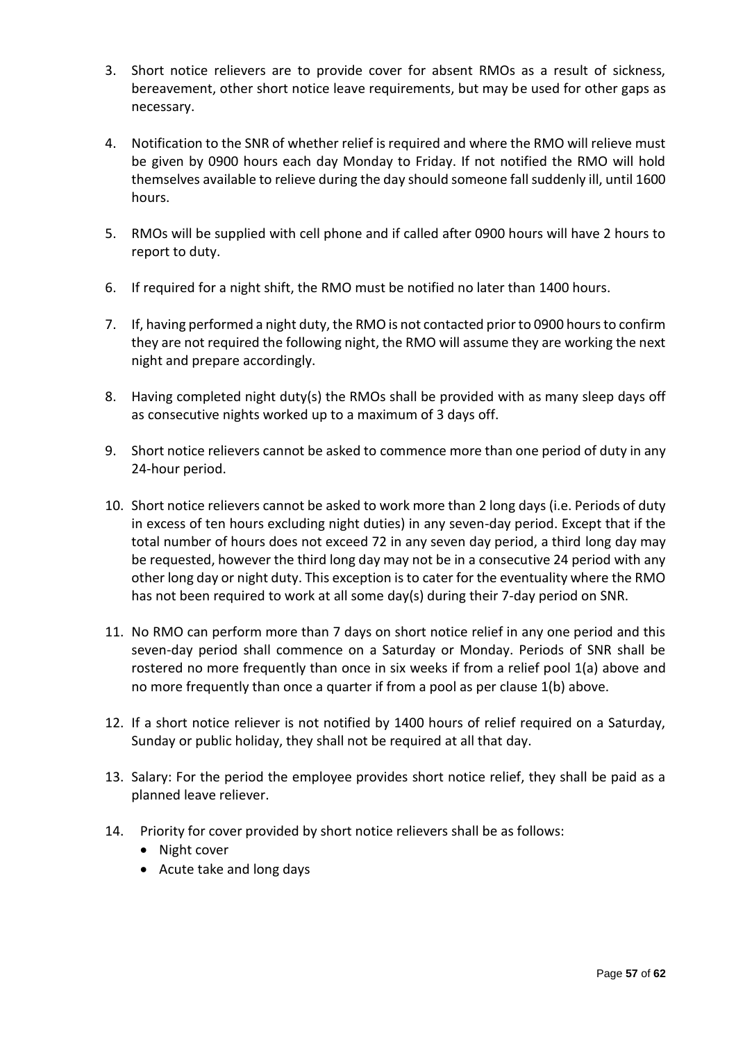3. Short notice relievers are to provide cover for absent RMOs as a result of sickness, bereavement, other short notice leave requirements, but may be used for other gaps as necessary.

4. Notification to the SNR of whether relief is required and where the RMO will relieve must be given by 0900 hours each day Monday to Friday. If not notified the RMO will hold themselves available to relieve during the day should someone fall suddenly ill, until 1600 hours.

5. RMOs will be supplied with cell phone and if called after 0900 hours will have 2 hours to report to duty.

6. If required for a night shift, the RMO must be notified no later than 1400 hours.

7. If, having performed a night duty, the RMO is not contacted prior to 0900 hours to confirm they are not required the following night, the RMO will assume they are working the next night and prepare accordingly.

8. Having completed night duty(s) the RMOs shall be provided with as many sleep days off as consecutive nights worked up to a maximum of 3 days off.

9. Short notice relievers cannot be asked to commence more than one period of duty in any 24-hour period.

10. Short notice relievers cannot be asked to work more than 2 long days (i.e. Periods of duty in excess of ten hours excluding night duties) in any seven-day period. Except that if the total number of hours does not exceed 72 in any seven day period, a third long day may be requested, however the third long day may not be in a consecutive 24 period with any other long day or night duty. This exception is to cater for the eventuality where the RMO has not been required to work at all some day(s) during their 7-day period on SNR.

11. No RMO can perform more than 7 days on short notice relief in any one period and this seven-day period shall commence on a Saturday or Monday. Periods of SNR shall be rostered no more frequently than once in six weeks if from a relief pool 1(a) above and no more frequently than once a quarter if from a pool as per clause 1(b) above.

12. If a short notice reliever is not notified by 1400 hours of relief required on a Saturday, Sunday or public holiday, they shall not be required at all that day.

13. Salary: For the period the employee provides short notice relief, they shall be paid as a planned leave reliever.

14. Priority for cover provided by short notice relievers shall be as follows:
    - Night cover
    - Acute take and long days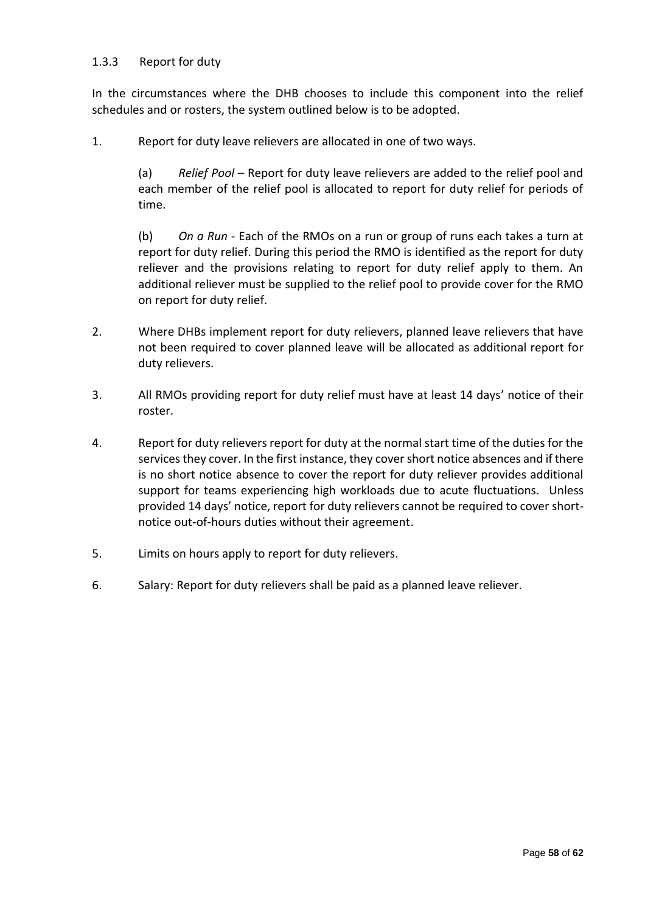### 1.3.3 Report for duty

In the circumstances where the DHB chooses to include this component into the relief schedules and or rosters, the system outlined below is to be adopted.

1. Report for duty leave relievers are allocated in one of two ways.

   (a) *Relief Pool* – Report for duty leave relievers are added to the relief pool and each member of the relief pool is allocated to report for duty relief for periods of time.

   (b) *On a Run* - Each of the RMOs on a run or group of runs each takes a turn at report for duty relief. During this period the RMO is identified as the report for duty reliever and the provisions relating to report for duty relief apply to them. An additional reliever must be supplied to the relief pool to provide cover for the RMO on report for duty relief.

2. Where DHBs implement report for duty relievers, planned leave relievers that have not been required to cover planned leave will be allocated as additional report for duty relievers.

3. All RMOs providing report for duty relief must have at least 14 days' notice of their roster.

4. Report for duty relievers report for duty at the normal start time of the duties for the services they cover. In the first instance, they cover short notice absences and if there is no short notice absence to cover the report for duty reliever provides additional support for teams experiencing high workloads due to acute fluctuations. Unless provided 14 days' notice, report for duty relievers cannot be required to cover short-notice out-of-hours duties without their agreement.

5. Limits on hours apply to report for duty relievers.

6. Salary: Report for duty relievers shall be paid as a planned leave reliever.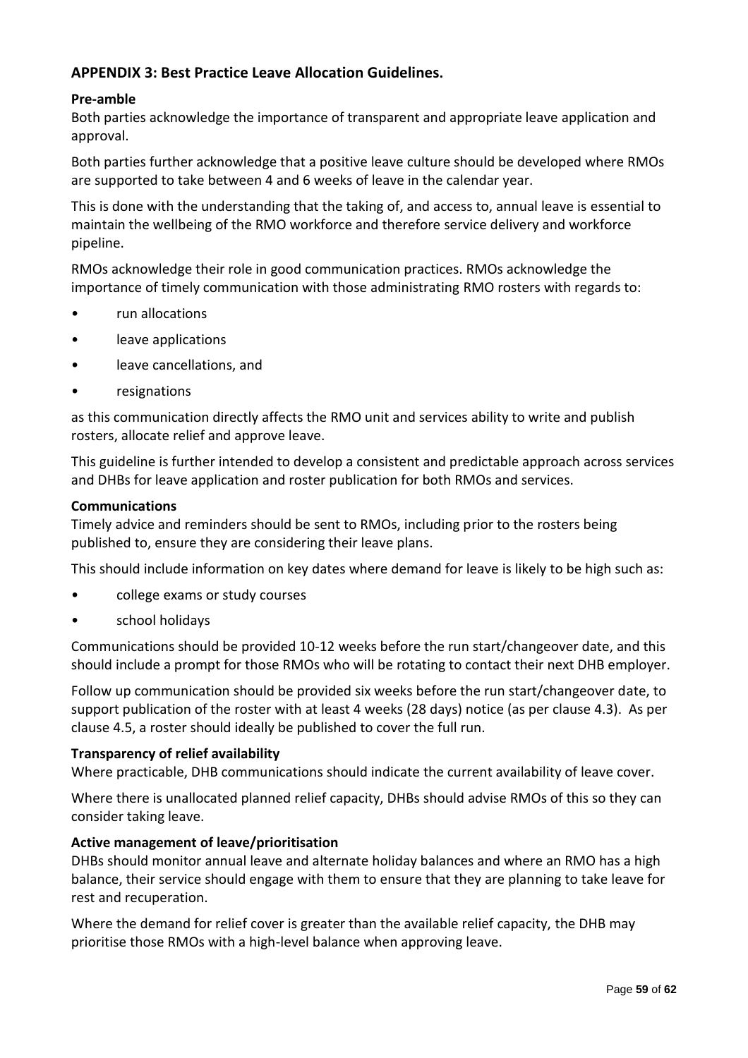## APPENDIX 3: Best Practice Leave Allocation Guidelines.

**Pre-amble**

Both parties acknowledge the importance of transparent and appropriate leave application and approval.

Both parties further acknowledge that a positive leave culture should be developed where RMOs are supported to take between 4 and 6 weeks of leave in the calendar year.

This is done with the understanding that the taking of, and access to, annual leave is essential to maintain the wellbeing of the RMO workforce and therefore service delivery and workforce pipeline.

RMOs acknowledge their role in good communication practices. RMOs acknowledge the importance of timely communication with those administrating RMO rosters with regards to:

- run allocations
- leave applications
- leave cancellations, and
- resignations

as this communication directly affects the RMO unit and services ability to write and publish rosters, allocate relief and approve leave.

This guideline is further intended to develop a consistent and predictable approach across services and DHBs for leave application and roster publication for both RMOs and services.

**Communications**

Timely advice and reminders should be sent to RMOs, including prior to the rosters being published to, ensure they are considering their leave plans.

This should include information on key dates where demand for leave is likely to be high such as:

- college exams or study courses
- school holidays

Communications should be provided 10-12 weeks before the run start/changeover date, and this should include a prompt for those RMOs who will be rotating to contact their next DHB employer.

Follow up communication should be provided six weeks before the run start/changeover date, to support publication of the roster with at least 4 weeks (28 days) notice (as per clause 4.3). As per clause 4.5, a roster should ideally be published to cover the full run.

**Transparency of relief availability**

Where practicable, DHB communications should indicate the current availability of leave cover.

Where there is unallocated planned relief capacity, DHBs should advise RMOs of this so they can consider taking leave.

**Active management of leave/prioritisation**

DHBs should monitor annual leave and alternate holiday balances and where an RMO has a high balance, their service should engage with them to ensure that they are planning to take leave for rest and recuperation.

Where the demand for relief cover is greater than the available relief capacity, the DHB may prioritise those RMOs with a high-level balance when approving leave.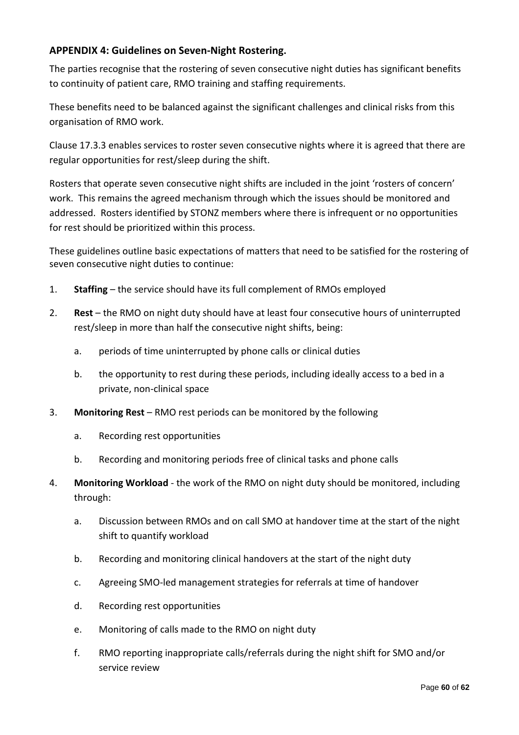## APPENDIX 4: Guidelines on Seven-Night Rostering.

The parties recognise that the rostering of seven consecutive night duties has significant benefits to continuity of patient care, RMO training and staffing requirements.

These benefits need to be balanced against the significant challenges and clinical risks from this organisation of RMO work.

Clause 17.3.3 enables services to roster seven consecutive nights where it is agreed that there are regular opportunities for rest/sleep during the shift.

Rosters that operate seven consecutive night shifts are included in the joint 'rosters of concern' work. This remains the agreed mechanism through which the issues should be monitored and addressed. Rosters identified by STONZ members where there is infrequent or no opportunities for rest should be prioritized within this process.

These guidelines outline basic expectations of matters that need to be satisfied for the rostering of seven consecutive night duties to continue:

1. **Staffing** – the service should have its full complement of RMOs employed
2. **Rest** – the RMO on night duty should have at least four consecutive hours of uninterrupted rest/sleep in more than half the consecutive night shifts, being:
   a. periods of time uninterrupted by phone calls or clinical duties
   b. the opportunity to rest during these periods, including ideally access to a bed in a private, non-clinical space
3. **Monitoring Rest** – RMO rest periods can be monitored by the following
   a. Recording rest opportunities
   b. Recording and monitoring periods free of clinical tasks and phone calls
4. **Monitoring Workload** - the work of the RMO on night duty should be monitored, including through:
   a. Discussion between RMOs and on call SMO at handover time at the start of the night shift to quantify workload
   b. Recording and monitoring clinical handovers at the start of the night duty
   c. Agreeing SMO-led management strategies for referrals at time of handover
   d. Recording rest opportunities
   e. Monitoring of calls made to the RMO on night duty
   f. RMO reporting inappropriate calls/referrals during the night shift for SMO and/or service review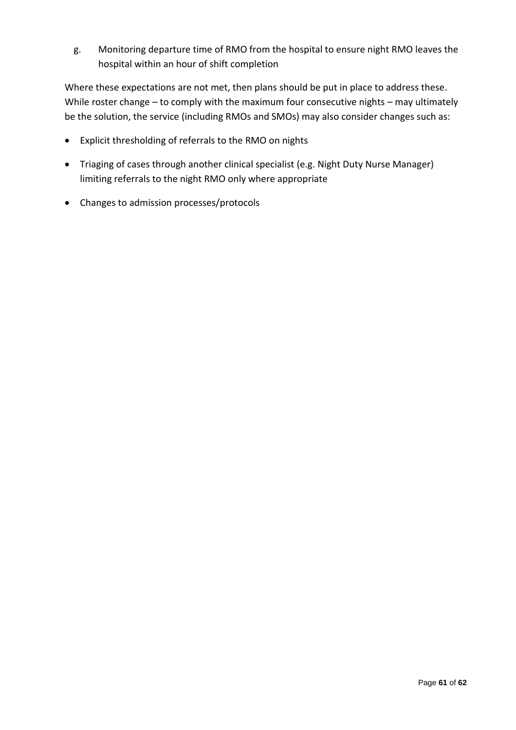g. Monitoring departure time of RMO from the hospital to ensure night RMO leaves the hospital within an hour of shift completion

Where these expectations are not met, then plans should be put in place to address these. While roster change – to comply with the maximum four consecutive nights – may ultimately be the solution, the service (including RMOs and SMOs) may also consider changes such as:

- Explicit thresholding of referrals to the RMO on nights
- Triaging of cases through another clinical specialist (e.g. Night Duty Nurse Manager) limiting referrals to the night RMO only where appropriate
- Changes to admission processes/protocols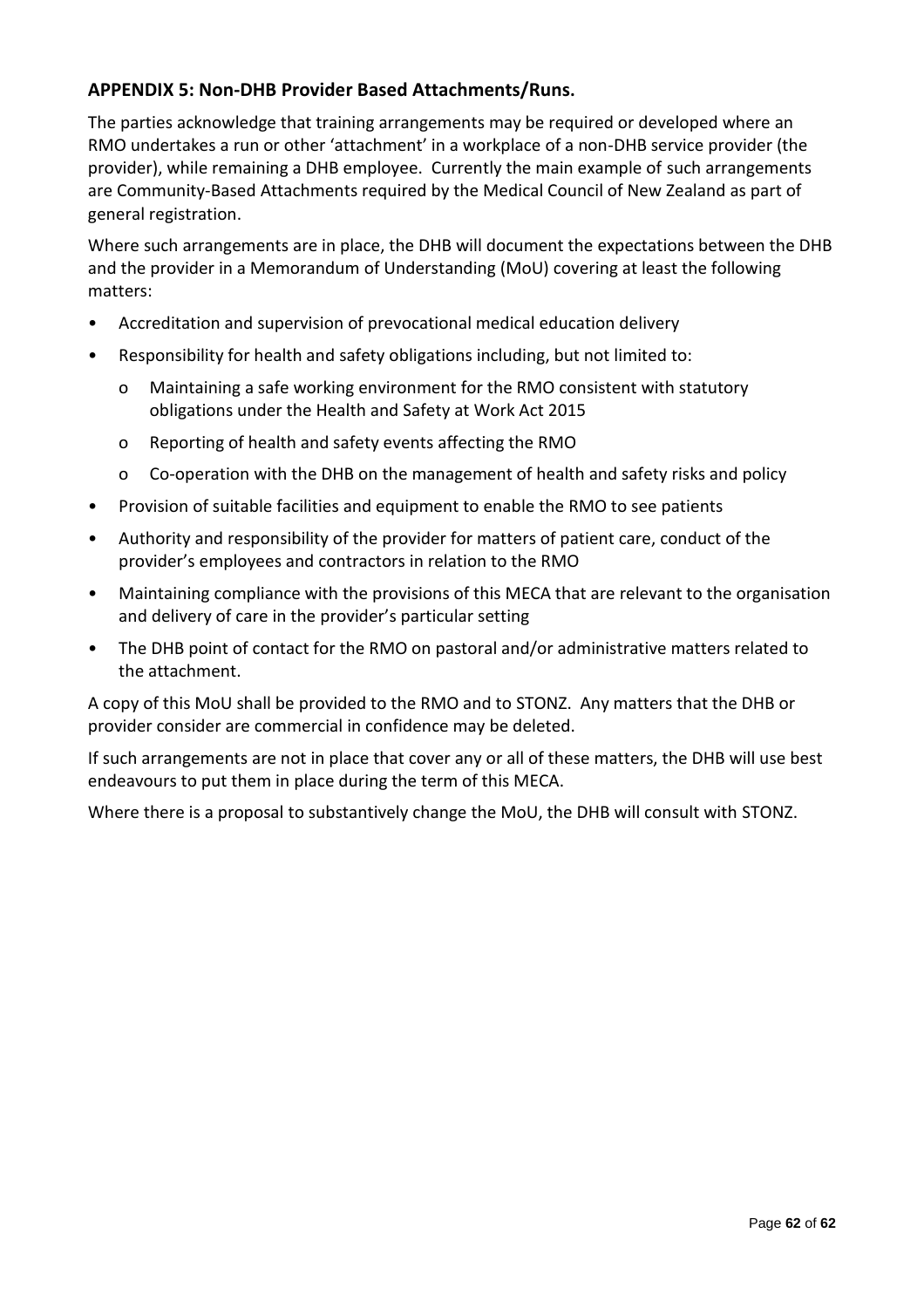## APPENDIX 5: Non-DHB Provider Based Attachments/Runs.

The parties acknowledge that training arrangements may be required or developed where an RMO undertakes a run or other 'attachment' in a workplace of a non-DHB service provider (the provider), while remaining a DHB employee. Currently the main example of such arrangements are Community-Based Attachments required by the Medical Council of New Zealand as part of general registration.

Where such arrangements are in place, the DHB will document the expectations between the DHB and the provider in a Memorandum of Understanding (MoU) covering at least the following matters:

- Accreditation and supervision of prevocational medical education delivery
- Responsibility for health and safety obligations including, but not limited to:
  - Maintaining a safe working environment for the RMO consistent with statutory obligations under the Health and Safety at Work Act 2015
  - Reporting of health and safety events affecting the RMO
  - Co-operation with the DHB on the management of health and safety risks and policy
- Provision of suitable facilities and equipment to enable the RMO to see patients
- Authority and responsibility of the provider for matters of patient care, conduct of the provider's employees and contractors in relation to the RMO
- Maintaining compliance with the provisions of this MECA that are relevant to the organisation and delivery of care in the provider's particular setting
- The DHB point of contact for the RMO on pastoral and/or administrative matters related to the attachment.

A copy of this MoU shall be provided to the RMO and to STONZ. Any matters that the DHB or provider consider are commercial in confidence may be deleted.

If such arrangements are not in place that cover any or all of these matters, the DHB will use best endeavours to put them in place during the term of this MECA.

Where there is a proposal to substantively change the MoU, the DHB will consult with STONZ.